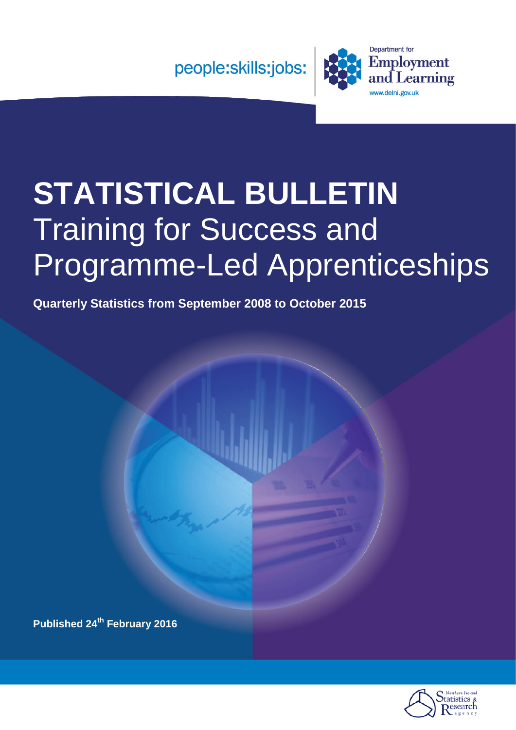people:skills:jobs:

Department for Employment and Learning

www.delni.gov.uk

# STATISTICAL BULLETIN

# Training for Success and Programme-Led Apprenticeships

**Quarterly Statistics from September 2008 to October 2015**

**Published 24th February 2016**

Northern Ireland Statistics & Research Agency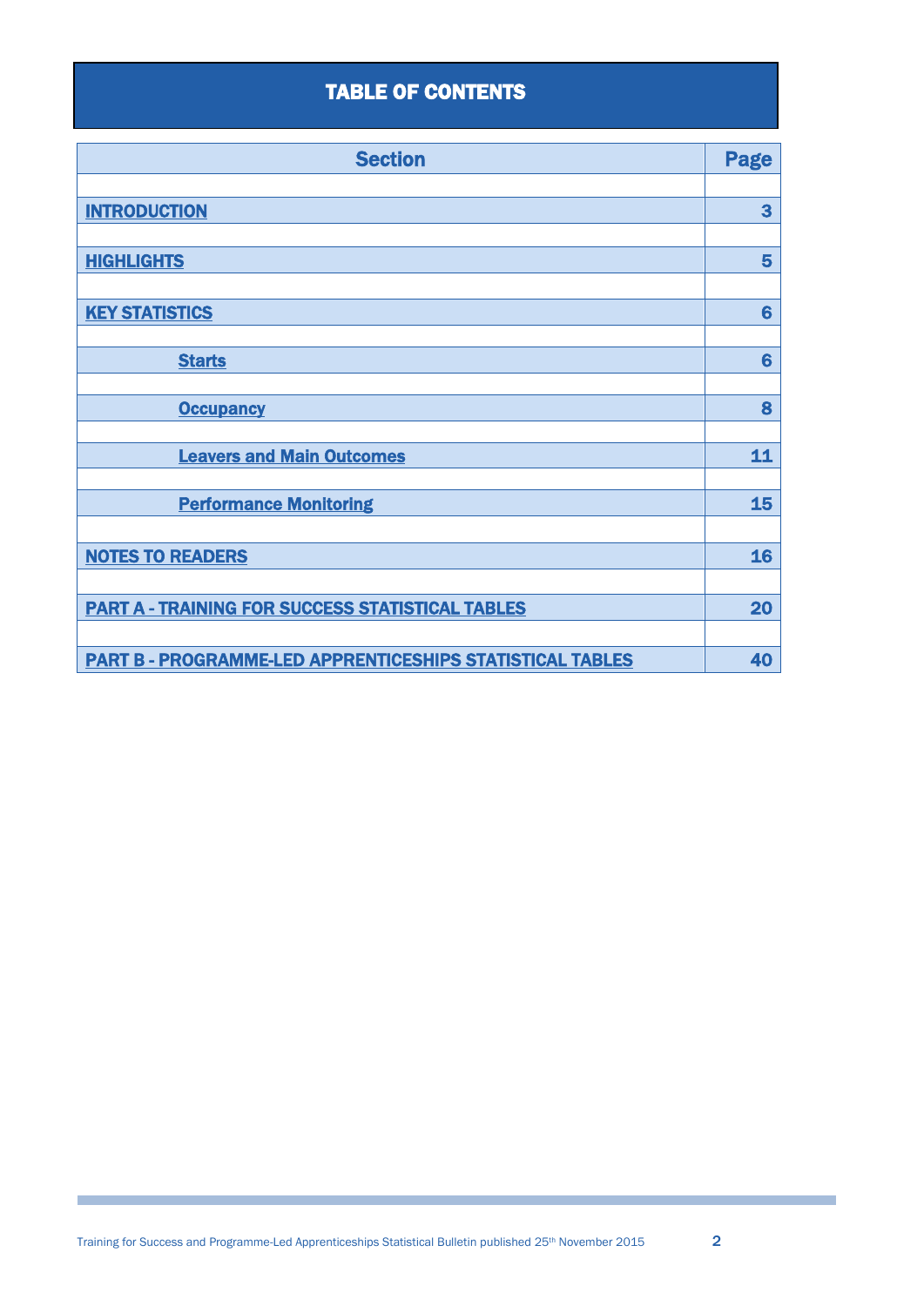# TABLE OF CONTENTS

| Section | Page |
|---|---|
| **INTRODUCTION** | 3 |
| **HIGHLIGHTS** | 5 |
| **KEY STATISTICS** | 6 |
| **Starts** | 6 |
| **Occupancy** | 8 |
| **Leavers and Main Outcomes** | 11 |
| **Performance Monitoring** | 15 |
| **NOTES TO READERS** | 16 |
| **PART A - TRAINING FOR SUCCESS STATISTICAL TABLES** | 20 |
| **PART B - PROGRAMME-LED APPRENTICESHIPS STATISTICAL TABLES** | 40 |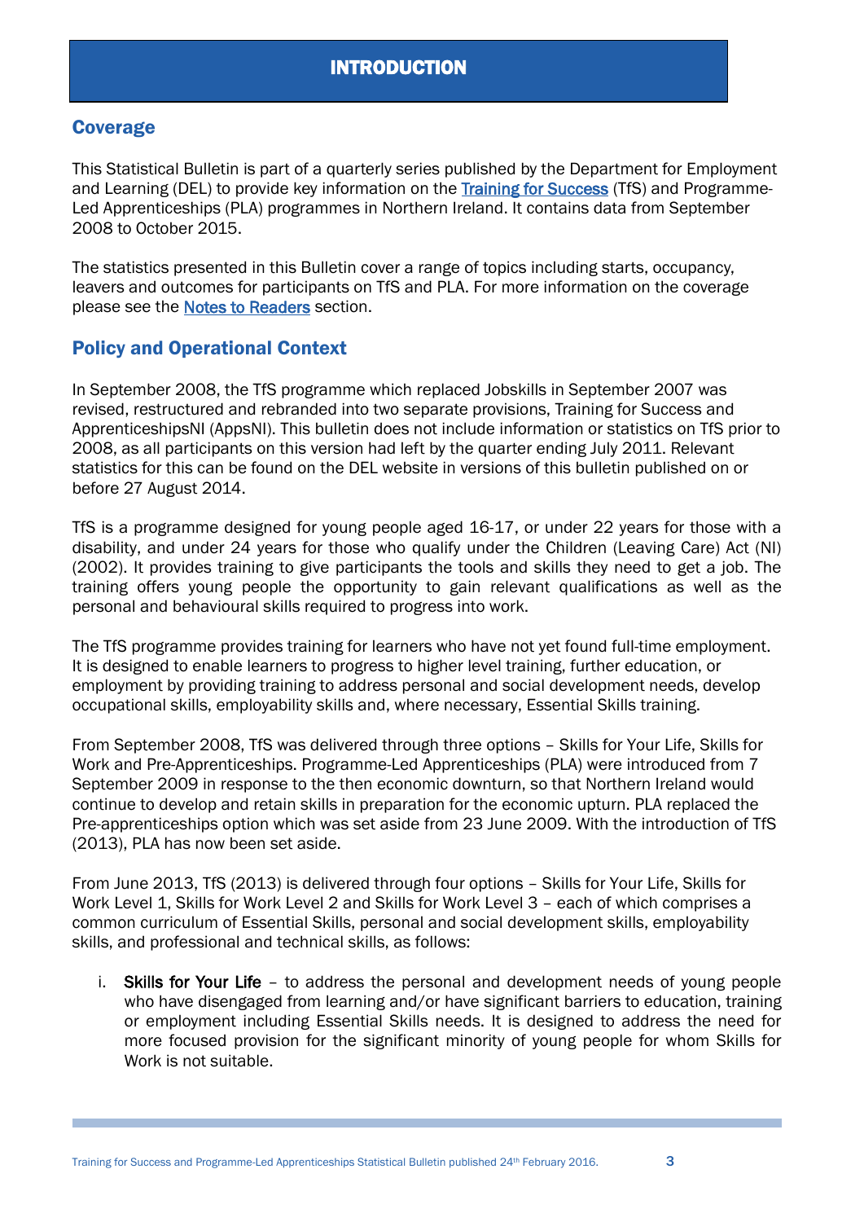# INTRODUCTION

## Coverage

This Statistical Bulletin is part of a quarterly series published by the Department for Employment and Learning (DEL) to provide key information on the Training for Success (TfS) and Programme-Led Apprenticeships (PLA) programmes in Northern Ireland. It contains data from September 2008 to October 2015.

The statistics presented in this Bulletin cover a range of topics including starts, occupancy, leavers and outcomes for participants on TfS and PLA. For more information on the coverage please see the Notes to Readers section.

## Policy and Operational Context

In September 2008, the TfS programme which replaced Jobskills in September 2007 was revised, restructured and rebranded into two separate provisions, Training for Success and ApprenticeshipsNI (AppsNI). This bulletin does not include information or statistics on TfS prior to 2008, as all participants on this version had left by the quarter ending July 2011. Relevant statistics for this can be found on the DEL website in versions of this bulletin published on or before 27 August 2014.

TfS is a programme designed for young people aged 16-17, or under 22 years for those with a disability, and under 24 years for those who qualify under the Children (Leaving Care) Act (NI) (2002). It provides training to give participants the tools and skills they need to get a job. The training offers young people the opportunity to gain relevant qualifications as well as the personal and behavioural skills required to progress into work.

The TfS programme provides training for learners who have not yet found full-time employment. It is designed to enable learners to progress to higher level training, further education, or employment by providing training to address personal and social development needs, develop occupational skills, employability skills and, where necessary, Essential Skills training.

From September 2008, TfS was delivered through three options – Skills for Your Life, Skills for Work and Pre-Apprenticeships. Programme-Led Apprenticeships (PLA) were introduced from 7 September 2009 in response to the then economic downturn, so that Northern Ireland would continue to develop and retain skills in preparation for the economic upturn. PLA replaced the Pre-apprenticeships option which was set aside from 23 June 2009. With the introduction of TfS (2013), PLA has now been set aside.

From June 2013, TfS (2013) is delivered through four options – Skills for Your Life, Skills for Work Level 1, Skills for Work Level 2 and Skills for Work Level 3 – each of which comprises a common curriculum of Essential Skills, personal and social development skills, employability skills, and professional and technical skills, as follows:

i. **Skills for Your Life** – to address the personal and development needs of young people who have disengaged from learning and/or have significant barriers to education, training or employment including Essential Skills needs. It is designed to address the need for more focused provision for the significant minority of young people for whom Skills for Work is not suitable.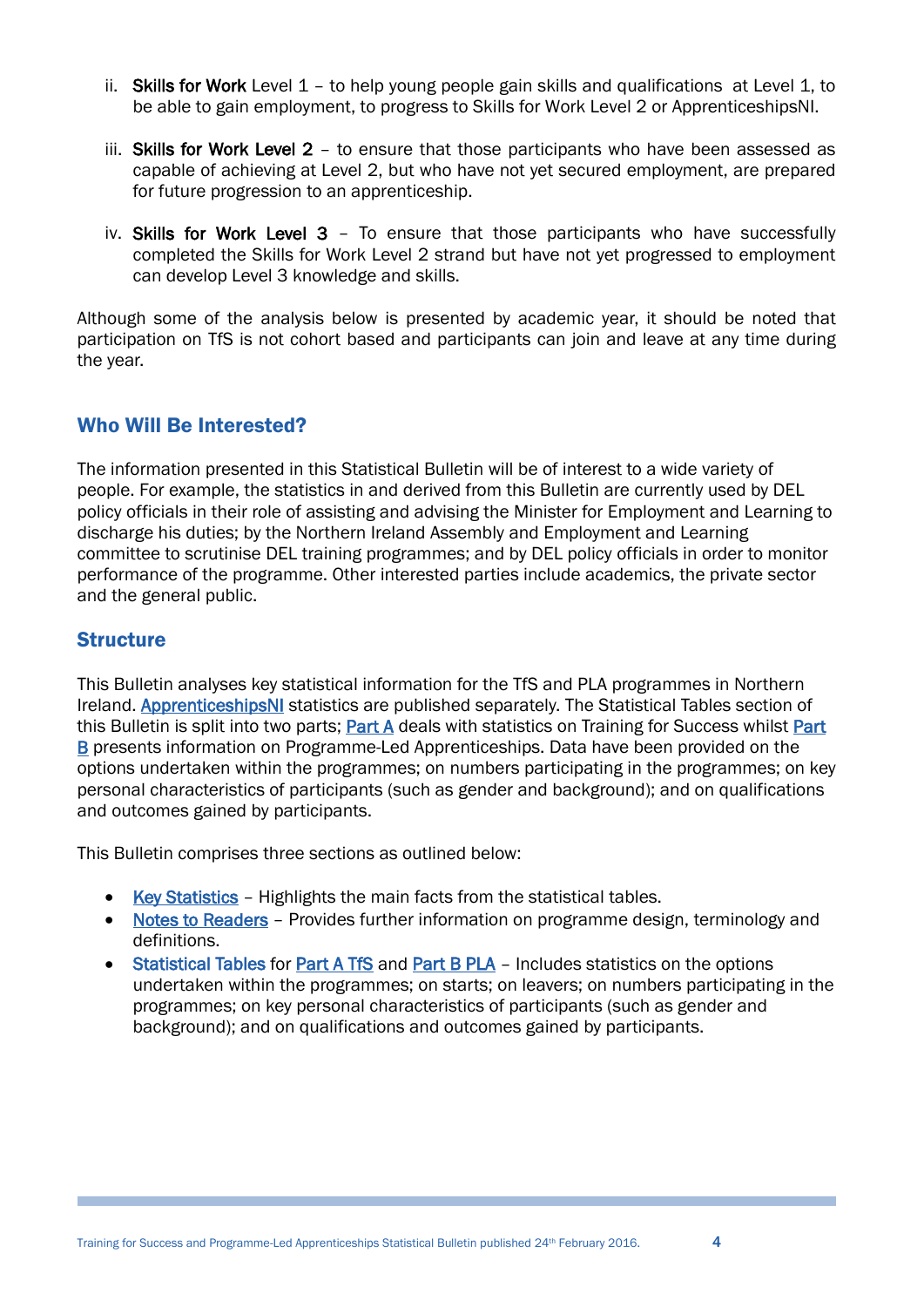ii. **Skills for Work** Level 1 – to help young people gain skills and qualifications at Level 1, to be able to gain employment, to progress to Skills for Work Level 2 or ApprenticeshipsNI.

iii. **Skills for Work Level 2** – to ensure that those participants who have been assessed as capable of achieving at Level 2, but who have not yet secured employment, are prepared for future progression to an apprenticeship.

iv. **Skills for Work Level 3** – To ensure that those participants who have successfully completed the Skills for Work Level 2 strand but have not yet progressed to employment can develop Level 3 knowledge and skills.

Although some of the analysis below is presented by academic year, it should be noted that participation on TfS is not cohort based and participants can join and leave at any time during the year.

## Who Will Be Interested?

The information presented in this Statistical Bulletin will be of interest to a wide variety of people. For example, the statistics in and derived from this Bulletin are currently used by DEL policy officials in their role of assisting and advising the Minister for Employment and Learning to discharge his duties; by the Northern Ireland Assembly and Employment and Learning committee to scrutinise DEL training programmes; and by DEL policy officials in order to monitor performance of the programme. Other interested parties include academics, the private sector and the general public.

## Structure

This Bulletin analyses key statistical information for the TfS and PLA programmes in Northern Ireland. ApprenticeshipsNI statistics are published separately. The Statistical Tables section of this Bulletin is split into two parts; Part A deals with statistics on Training for Success whilst Part B presents information on Programme-Led Apprenticeships. Data have been provided on the options undertaken within the programmes; on numbers participating in the programmes; on key personal characteristics of participants (such as gender and background); and on qualifications and outcomes gained by participants.

This Bulletin comprises three sections as outlined below:

- Key Statistics – Highlights the main facts from the statistical tables.
- Notes to Readers – Provides further information on programme design, terminology and definitions.
- Statistical Tables for Part A TfS and Part B PLA – Includes statistics on the options undertaken within the programmes; on starts; on leavers; on numbers participating in the programmes; on key personal characteristics of participants (such as gender and background); and on qualifications and outcomes gained by participants.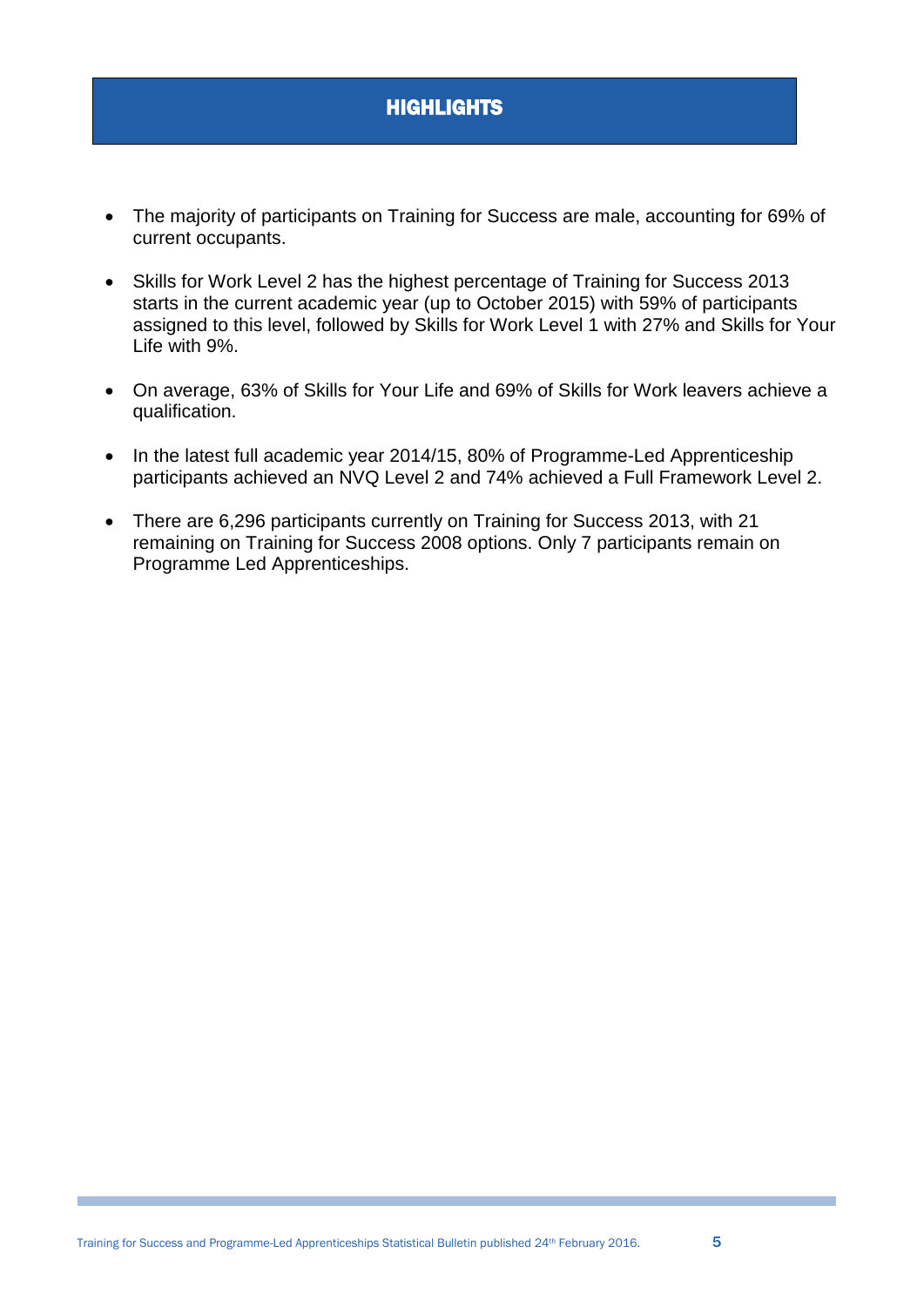# HIGHLIGHTS

- The majority of participants on Training for Success are male, accounting for 69% of current occupants.
- Skills for Work Level 2 has the highest percentage of Training for Success 2013 starts in the current academic year (up to October 2015) with 59% of participants assigned to this level, followed by Skills for Work Level 1 with 27% and Skills for Your Life with 9%.
- On average, 63% of Skills for Your Life and 69% of Skills for Work leavers achieve a qualification.
- In the latest full academic year 2014/15, 80% of Programme-Led Apprenticeship participants achieved an NVQ Level 2 and 74% achieved a Full Framework Level 2.
- There are 6,296 participants currently on Training for Success 2013, with 21 remaining on Training for Success 2008 options. Only 7 participants remain on Programme Led Apprenticeships.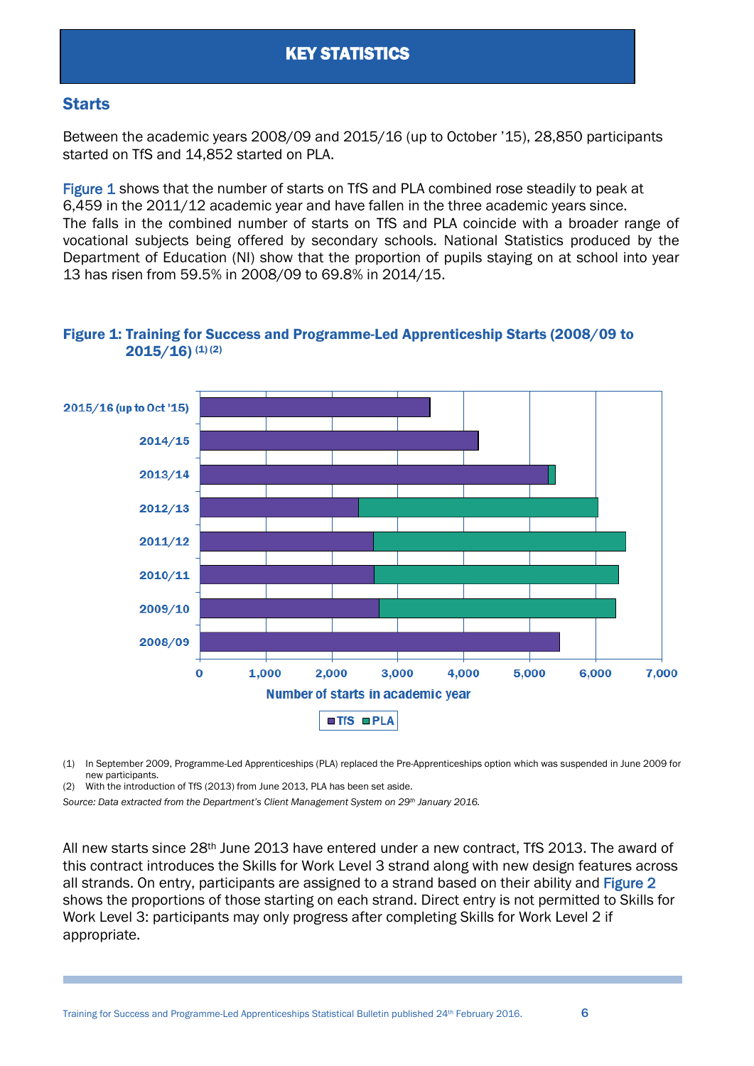## KEY STATISTICS

### Starts

Between the academic years 2008/09 and 2015/16 (up to October '15), 28,850 participants started on TfS and 14,852 started on PLA.

Figure 1 shows that the number of starts on TfS and PLA combined rose steadily to peak at 6,459 in the 2011/12 academic year and have fallen in the three academic years since. The falls in the combined number of starts on TfS and PLA coincide with a broader range of vocational subjects being offered by secondary schools. National Statistics produced by the Department of Education (NI) show that the proportion of pupils staying on at school into year 13 has risen from 59.5% in 2008/09 to 69.8% in 2014/15.

**Figure 1: Training for Success and Programme-Led Apprenticeship Starts (2008/09 to 2015/16) (1) (2)**

(1) In September 2009, Programme-Led Apprenticeships (PLA) replaced the Pre-Apprenticeships option which was suspended in June 2009 for new participants.
(2) With the introduction of TfS (2013) from June 2013, PLA has been set aside.

*Source: Data extracted from the Department's Client Management System on 29th January 2016.*

All new starts since 28th June 2013 have entered under a new contract, TfS 2013. The award of this contract introduces the Skills for Work Level 3 strand along with new design features across all strands. On entry, participants are assigned to a strand based on their ability and Figure 2 shows the proportions of those starting on each strand. Direct entry is not permitted to Skills for Work Level 3: participants may only progress after completing Skills for Work Level 2 if appropriate.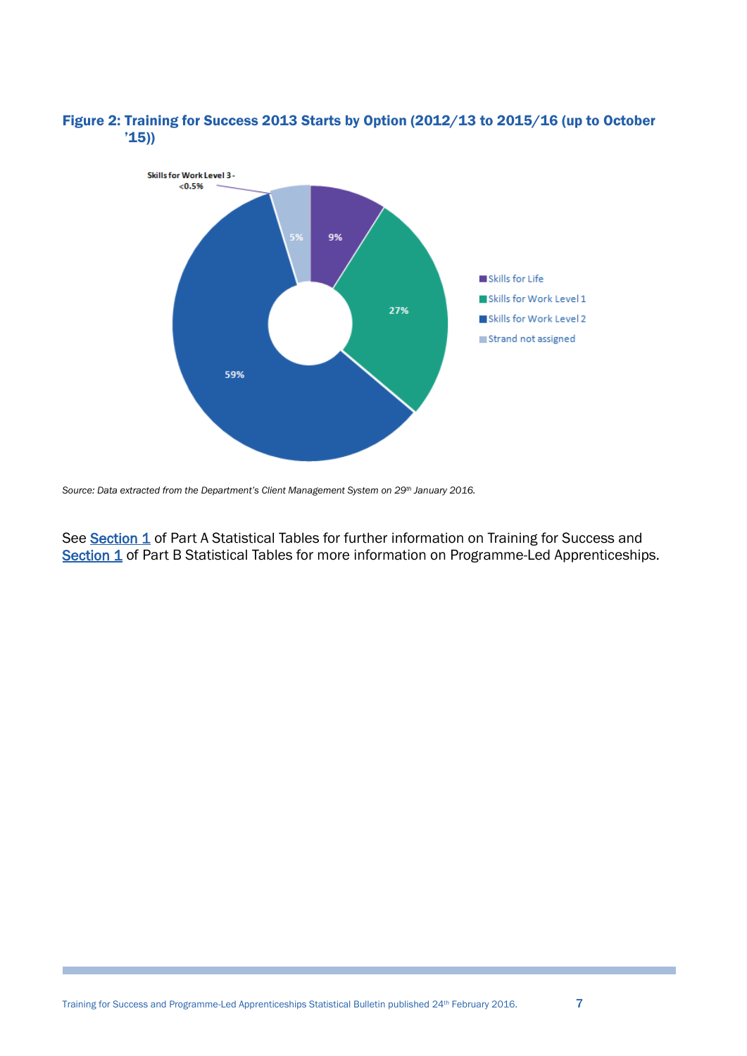**Figure 2: Training for Success 2013 Starts by Option (2012/13 to 2015/16 (up to October '15))**

*Source: Data extracted from the Department's Client Management System on 29th January 2016.*

See Section 1 of Part A Statistical Tables for further information on Training for Success and Section 1 of Part B Statistical Tables for more information on Programme-Led Apprenticeships.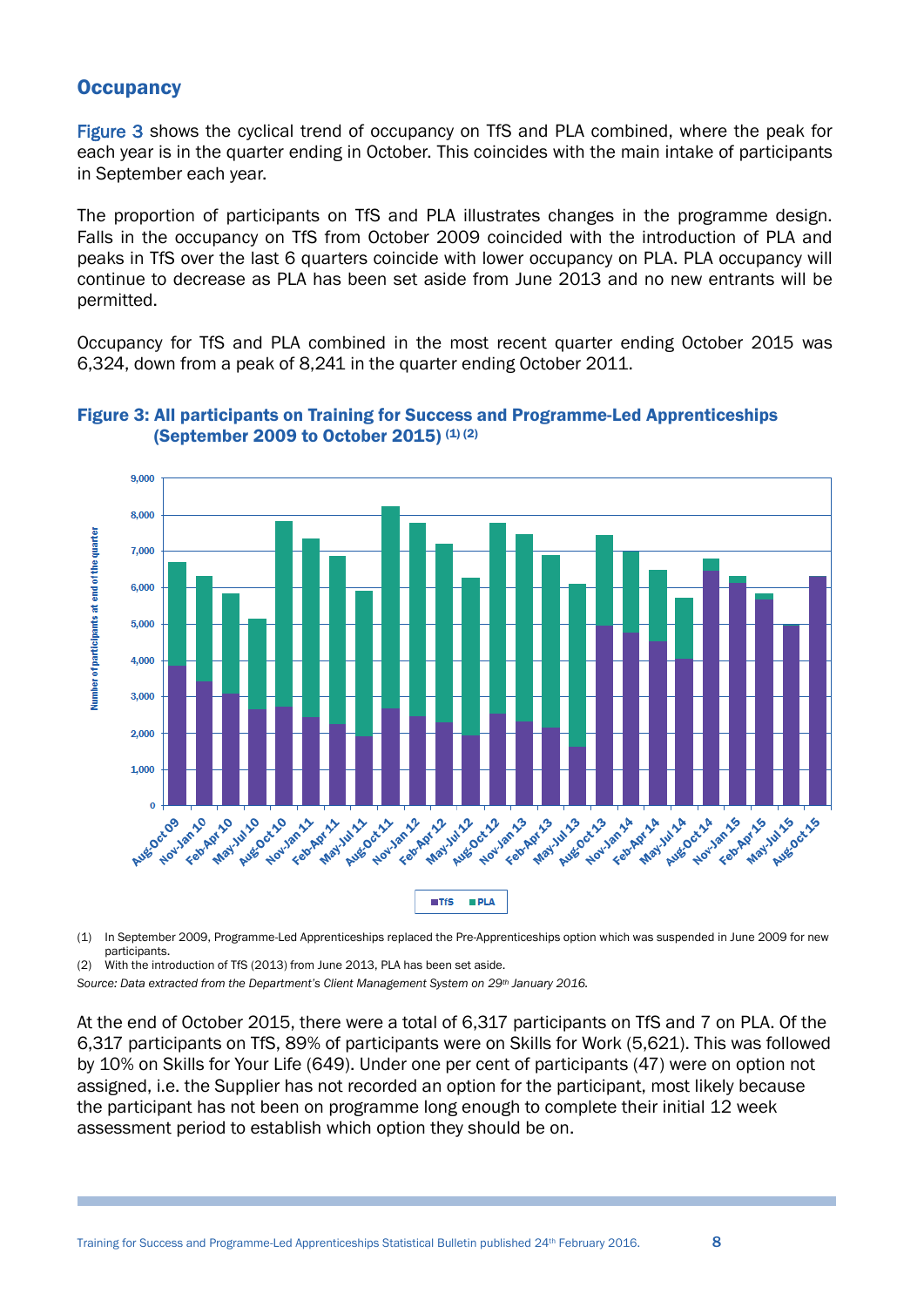## Occupancy

Figure 3 shows the cyclical trend of occupancy on TfS and PLA combined, where the peak for each year is in the quarter ending in October. This coincides with the main intake of participants in September each year.

The proportion of participants on TfS and PLA illustrates changes in the programme design. Falls in the occupancy on TfS from October 2009 coincided with the introduction of PLA and peaks in TfS over the last 6 quarters coincide with lower occupancy on PLA. PLA occupancy will continue to decrease as PLA has been set aside from June 2013 and no new entrants will be permitted.

Occupancy for TfS and PLA combined in the most recent quarter ending October 2015 was 6,324, down from a peak of 8,241 in the quarter ending October 2011.

**Figure 3: All participants on Training for Success and Programme-Led Apprenticeships (September 2009 to October 2015) (1) (2)**

(1) In September 2009, Programme-Led Apprenticeships replaced the Pre-Apprenticeships option which was suspended in June 2009 for new participants.

(2) With the introduction of TfS (2013) from June 2013, PLA has been set aside.

*Source: Data extracted from the Department's Client Management System on 29th January 2016.*

At the end of October 2015, there were a total of 6,317 participants on TfS and 7 on PLA. Of the 6,317 participants on TfS, 89% of participants were on Skills for Work (5,621). This was followed by 10% on Skills for Your Life (649). Under one per cent of participants (47) were on option not assigned, i.e. the Supplier has not recorded an option for the participant, most likely because the participant has not been on programme long enough to complete their initial 12 week assessment period to establish which option they should be on.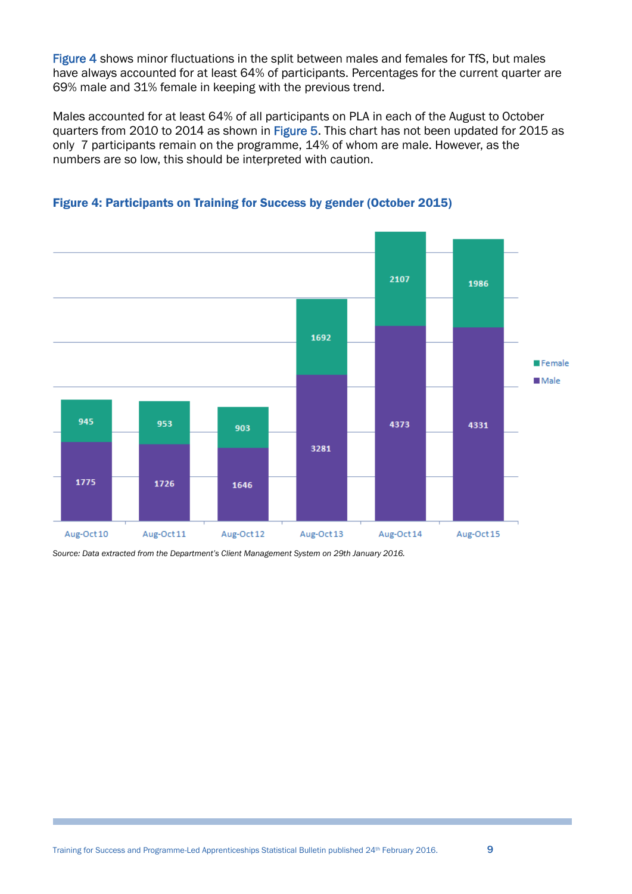Figure 4 shows minor fluctuations in the split between males and females for TfS, but males have always accounted for at least 64% of participants. Percentages for the current quarter are 69% male and 31% female in keeping with the previous trend.

Males accounted for at least 64% of all participants on PLA in each of the August to October quarters from 2010 to 2014 as shown in Figure 5. This chart has not been updated for 2015 as only 7 participants remain on the programme, 14% of whom are male. However, as the numbers are so low, this should be interpreted with caution.

### Figure 4: Participants on Training for Success by gender (October 2015)

| | Male | Female |
|---|---|---|
| Aug-Oct 10 | 1775 | 945 |
| Aug-Oct 11 | 1726 | 953 |
| Aug-Oct 12 | 1646 | 903 |
| Aug-Oct 13 | 3281 | 1692 |
| Aug-Oct 14 | 4373 | 2107 |
| Aug-Oct 15 | 4331 | 1986 |

*Source: Data extracted from the Department's Client Management System on 29th January 2016.*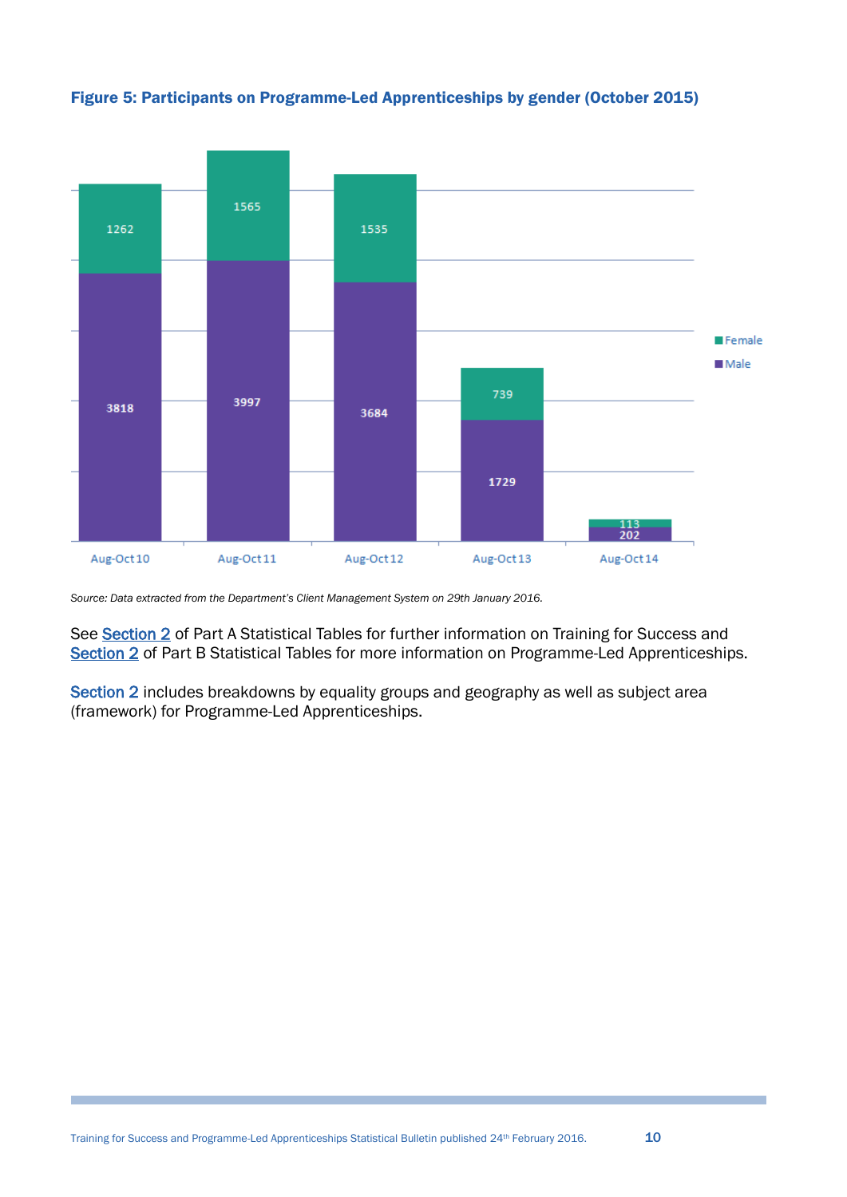**Figure 5: Participants on Programme-Led Apprenticeships by gender (October 2015)**

| | Male | Female |
|---|---|---|
| Aug-Oct 10 | 3818 | 1262 |
| Aug-Oct 11 | 3997 | 1565 |
| Aug-Oct 12 | 3684 | 1535 |
| Aug-Oct 13 | 1729 | 739 |
| Aug-Oct 14 | 202 | 113 |

*Source: Data extracted from the Department's Client Management System on 29th January 2016.*

See Section 2 of Part A Statistical Tables for further information on Training for Success and Section 2 of Part B Statistical Tables for more information on Programme-Led Apprenticeships.

Section 2 includes breakdowns by equality groups and geography as well as subject area (framework) for Programme-Led Apprenticeships.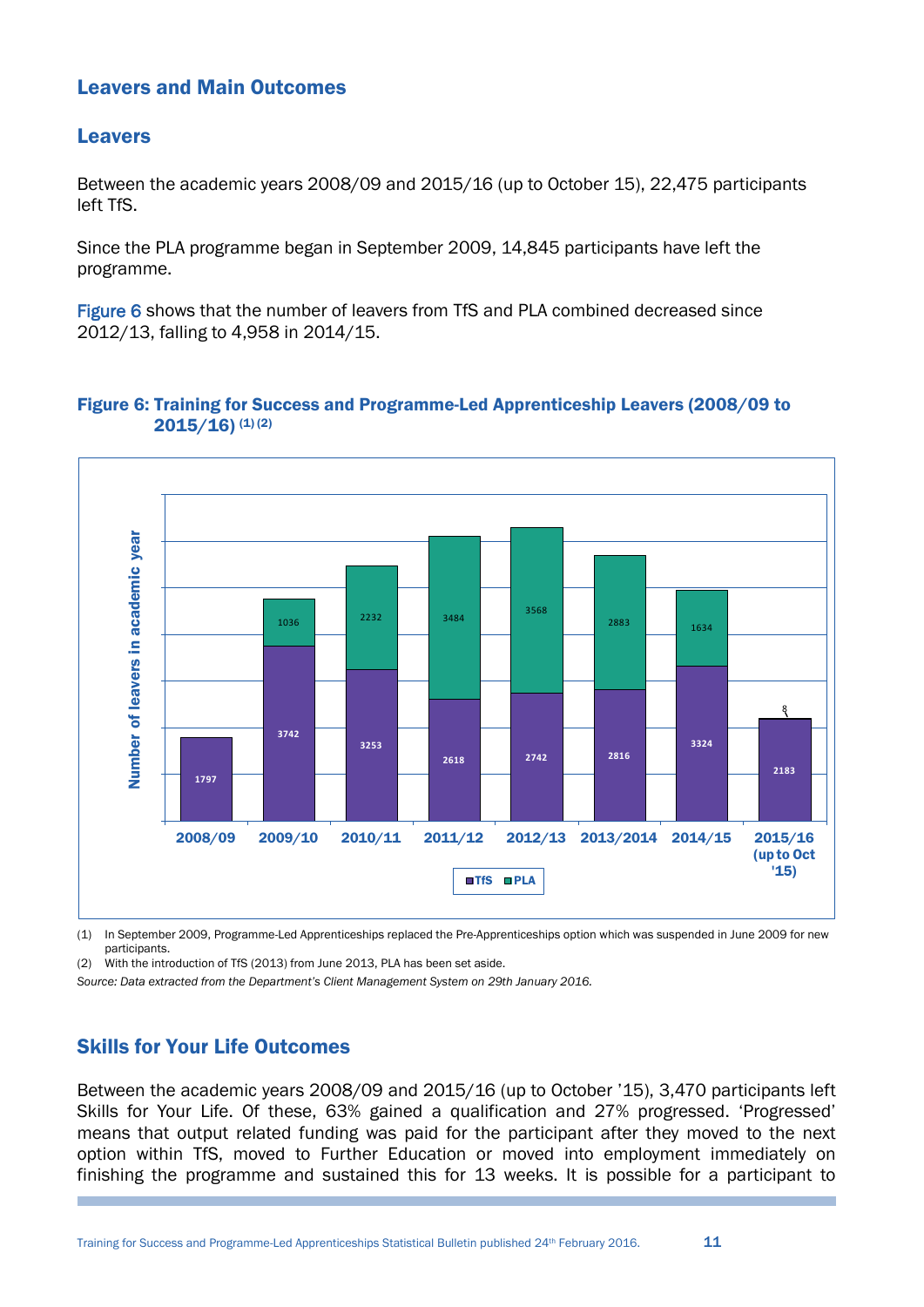## Leavers and Main Outcomes

### Leavers

Between the academic years 2008/09 and 2015/16 (up to October 15), 22,475 participants left TfS.

Since the PLA programme began in September 2009, 14,845 participants have left the programme.

Figure 6 shows that the number of leavers from TfS and PLA combined decreased since 2012/13, falling to 4,958 in 2014/15.

**Figure 6: Training for Success and Programme-Led Apprenticeship Leavers (2008/09 to 2015/16) (1) (2)**

| Academic year | TfS | PLA |
|---|---|---|
| 2008/09 | 1797 | |
| 2009/10 | 3742 | 1036 |
| 2010/11 | 3253 | 2232 |
| 2011/12 | 2618 | 3484 |
| 2012/13 | 2742 | 3568 |
| 2013/2014 | 2816 | 2883 |
| 2014/15 | 3324 | 1634 |
| 2015/16 (up to Oct '15) | 2183 | 8 |

(1) In September 2009, Programme-Led Apprenticeships replaced the Pre-Apprenticeships option which was suspended in June 2009 for new participants.

(2) With the introduction of TfS (2013) from June 2013, PLA has been set aside.

*Source: Data extracted from the Department's Client Management System on 29th January 2016.*

### Skills for Your Life Outcomes

Between the academic years 2008/09 and 2015/16 (up to October '15), 3,470 participants left Skills for Your Life. Of these, 63% gained a qualification and 27% progressed. 'Progressed' means that output related funding was paid for the participant after they moved to the next option within TfS, moved to Further Education or moved into employment immediately on finishing the programme and sustained this for 13 weeks. It is possible for a participant to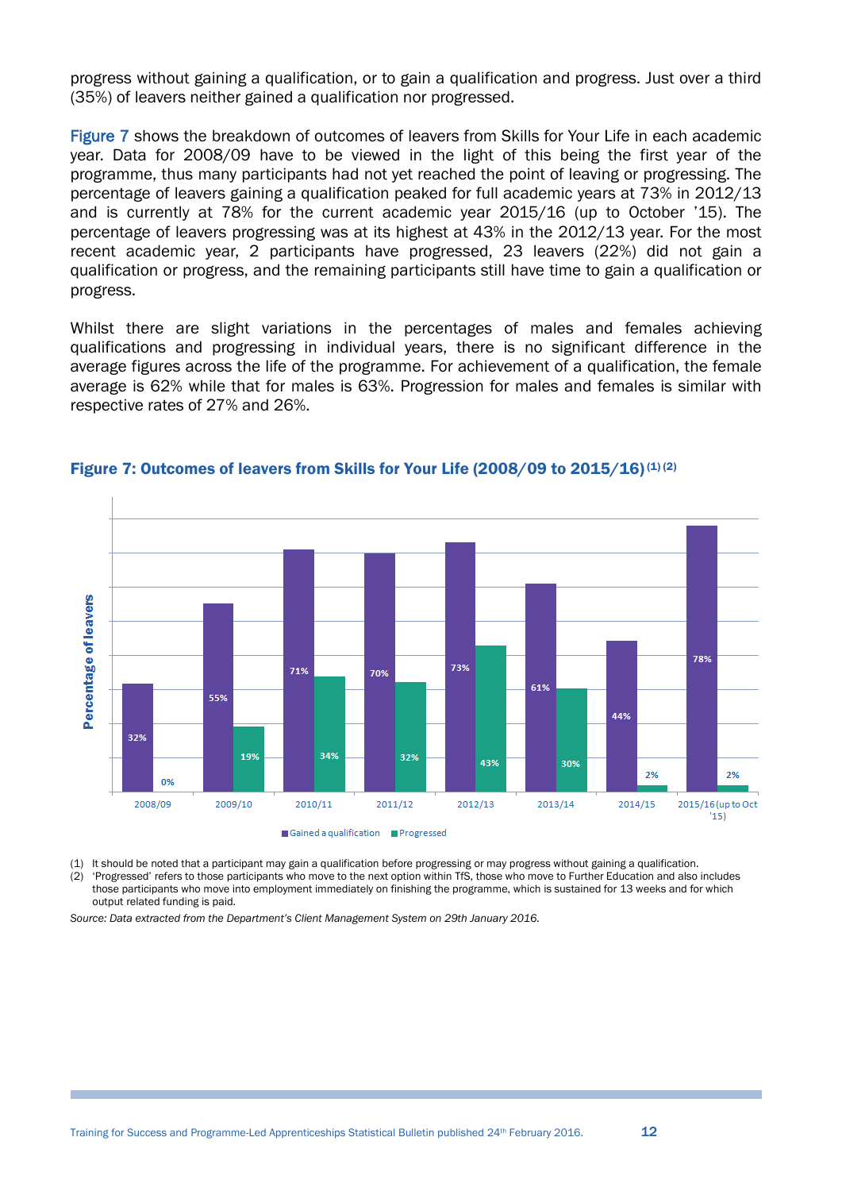progress without gaining a qualification, or to gain a qualification and progress. Just over a third (35%) of leavers neither gained a qualification nor progressed.

Figure 7 shows the breakdown of outcomes of leavers from Skills for Your Life in each academic year. Data for 2008/09 have to be viewed in the light of this being the first year of the programme, thus many participants had not yet reached the point of leaving or progressing. The percentage of leavers gaining a qualification peaked for full academic years at 73% in 2012/13 and is currently at 78% for the current academic year 2015/16 (up to October '15). The percentage of leavers progressing was at its highest at 43% in the 2012/13 year. For the most recent academic year, 2 participants have progressed, 23 leavers (22%) did not gain a qualification or progress, and the remaining participants still have time to gain a qualification or progress.

Whilst there are slight variations in the percentages of males and females achieving qualifications and progressing in individual years, there is no significant difference in the average figures across the life of the programme. For achievement of a qualification, the female average is 62% while that for males is 63%. Progression for males and females is similar with respective rates of 27% and 26%.

### Figure 7: Outcomes of leavers from Skills for Your Life (2008/09 to 2015/16)(1) (2)

| Year | Gained a qualification | Progressed |
|---|---|---|
| 2008/09 | 32% | 0% |
| 2009/10 | 55% | 19% |
| 2010/11 | 71% | 34% |
| 2011/12 | 70% | 32% |
| 2012/13 | 73% | 43% |
| 2013/14 | 61% | 30% |
| 2014/15 | 44% | 2% |
| 2015/16 (up to Oct '15) | 78% | 2% |

(1) It should be noted that a participant may gain a qualification before progressing or may progress without gaining a qualification.
(2) 'Progressed' refers to those participants who move to the next option within TfS, those who move to Further Education and also includes those participants who move into employment immediately on finishing the programme, which is sustained for 13 weeks and for which output related funding is paid.

*Source: Data extracted from the Department's Client Management System on 29th January 2016.*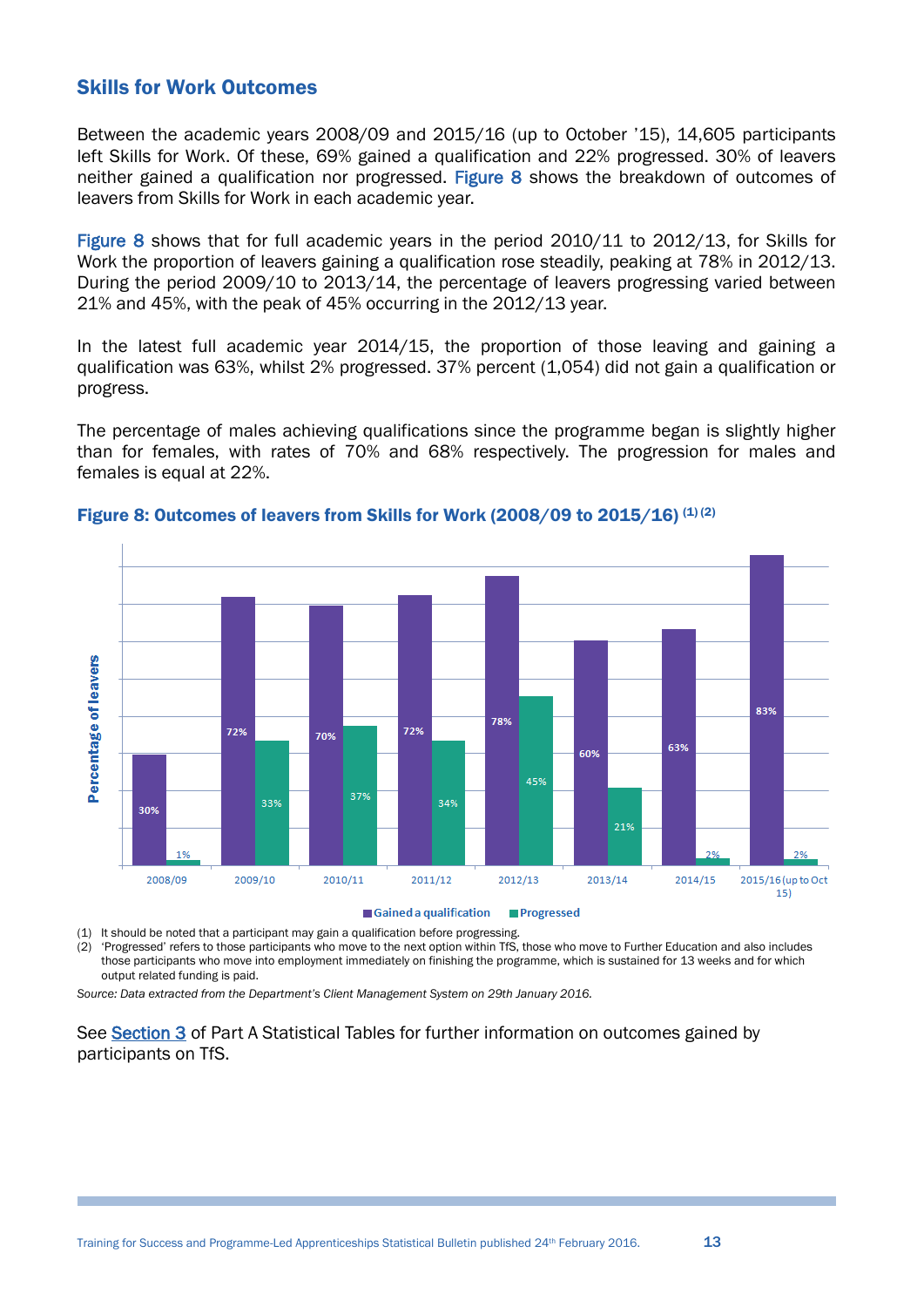## Skills for Work Outcomes

Between the academic years 2008/09 and 2015/16 (up to October '15), 14,605 participants left Skills for Work. Of these, 69% gained a qualification and 22% progressed. 30% of leavers neither gained a qualification nor progressed. Figure 8 shows the breakdown of outcomes of leavers from Skills for Work in each academic year.

Figure 8 shows that for full academic years in the period 2010/11 to 2012/13, for Skills for Work the proportion of leavers gaining a qualification rose steadily, peaking at 78% in 2012/13. During the period 2009/10 to 2013/14, the percentage of leavers progressing varied between 21% and 45%, with the peak of 45% occurring in the 2012/13 year.

In the latest full academic year 2014/15, the proportion of those leaving and gaining a qualification was 63%, whilst 2% progressed. 37% percent (1,054) did not gain a qualification or progress.

The percentage of males achieving qualifications since the programme began is slightly higher than for females, with rates of 70% and 68% respectively. The progression for males and females is equal at 22%.

**Figure 8: Outcomes of leavers from Skills for Work (2008/09 to 2015/16) (1) (2)**

| Academic year | Gained a qualification | Progressed |
|---|---|---|
| 2008/09 | 30% | 1% |
| 2009/10 | 72% | 33% |
| 2010/11 | 70% | 37% |
| 2011/12 | 72% | 34% |
| 2012/13 | 78% | 45% |
| 2013/14 | 60% | 21% |
| 2014/15 | 63% | 2% |
| 2015/16 (up to Oct 15) | 83% | 2% |

(1) It should be noted that a participant may gain a qualification before progressing.
(2) 'Progressed' refers to those participants who move to the next option within TfS, those who move to Further Education and also includes those participants who move into employment immediately on finishing the programme, which is sustained for 13 weeks and for which output related funding is paid.

*Source: Data extracted from the Department's Client Management System on 29th January 2016.*

See Section 3 of Part A Statistical Tables for further information on outcomes gained by participants on TfS.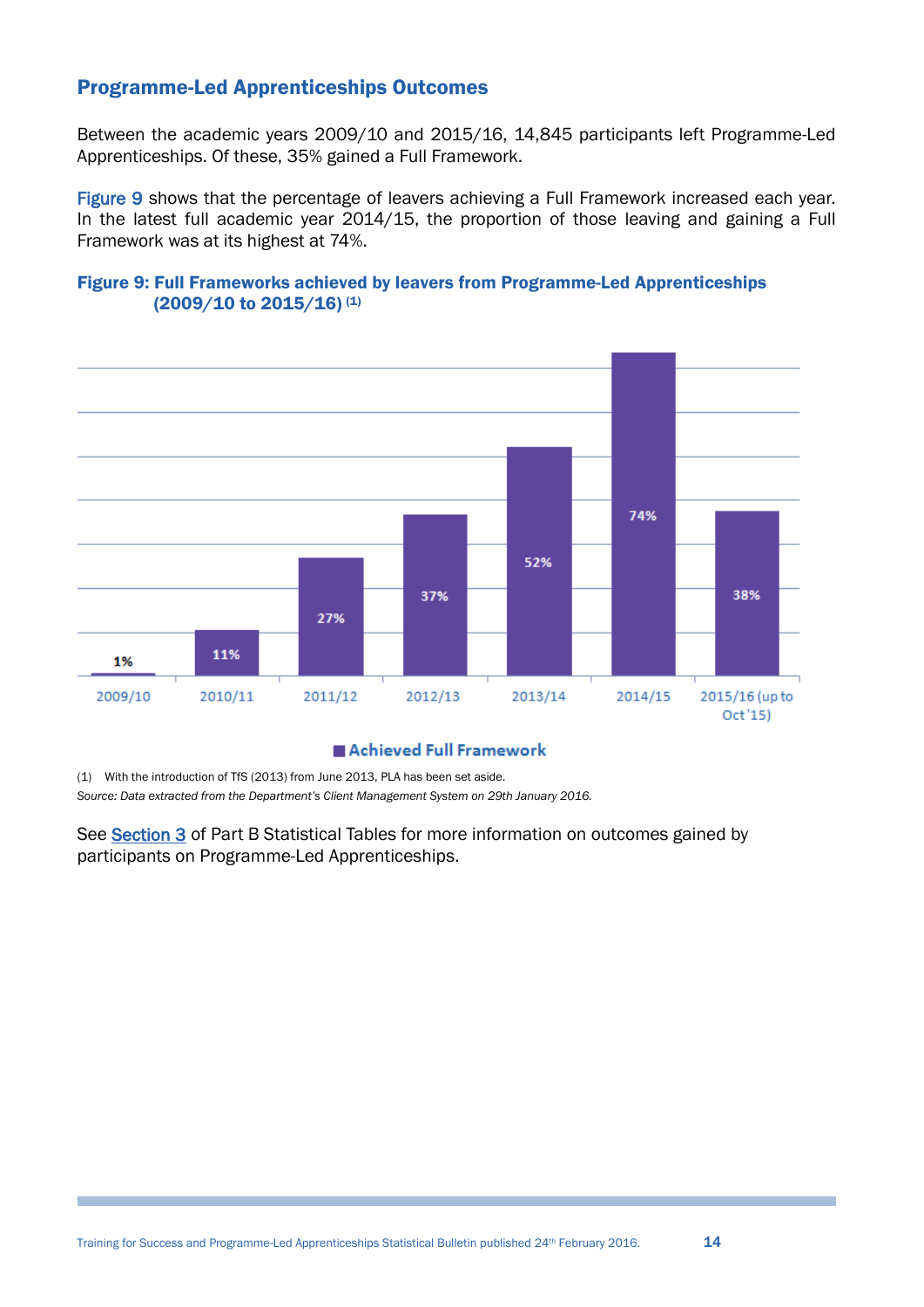## Programme-Led Apprenticeships Outcomes

Between the academic years 2009/10 and 2015/16, 14,845 participants left Programme-Led Apprenticeships. Of these, 35% gained a Full Framework.

Figure 9 shows that the percentage of leavers achieving a Full Framework increased each year. In the latest full academic year 2014/15, the proportion of those leaving and gaining a Full Framework was at its highest at 74%.

**Figure 9: Full Frameworks achieved by leavers from Programme-Led Apprenticeships (2009/10 to 2015/16)** (1)

| Year | Achieved Full Framework |
|---|---|
| 2009/10 | 1% |
| 2010/11 | 11% |
| 2011/12 | 27% |
| 2012/13 | 37% |
| 2013/14 | 52% |
| 2014/15 | 74% |
| 2015/16 (up to Oct '15) | 38% |

(1) With the introduction of TfS (2013) from June 2013, PLA has been set aside.

*Source: Data extracted from the Department's Client Management System on 29th January 2016.*

See Section 3 of Part B Statistical Tables for more information on outcomes gained by participants on Programme-Led Apprenticeships.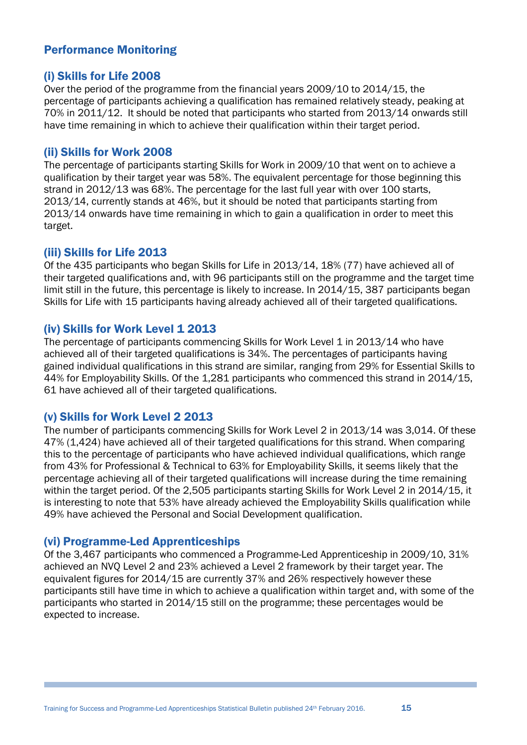## Performance Monitoring

### (i) Skills for Life 2008

Over the period of the programme from the financial years 2009/10 to 2014/15, the percentage of participants achieving a qualification has remained relatively steady, peaking at 70% in 2011/12. It should be noted that participants who started from 2013/14 onwards still have time remaining in which to achieve their qualification within their target period.

### (ii) Skills for Work 2008

The percentage of participants starting Skills for Work in 2009/10 that went on to achieve a qualification by their target year was 58%. The equivalent percentage for those beginning this strand in 2012/13 was 68%. The percentage for the last full year with over 100 starts, 2013/14, currently stands at 46%, but it should be noted that participants starting from 2013/14 onwards have time remaining in which to gain a qualification in order to meet this target.

### (iii) Skills for Life 2013

Of the 435 participants who began Skills for Life in 2013/14, 18% (77) have achieved all of their targeted qualifications and, with 96 participants still on the programme and the target time limit still in the future, this percentage is likely to increase. In 2014/15, 387 participants began Skills for Life with 15 participants having already achieved all of their targeted qualifications.

### (iv) Skills for Work Level 1 2013

The percentage of participants commencing Skills for Work Level 1 in 2013/14 who have achieved all of their targeted qualifications is 34%. The percentages of participants having gained individual qualifications in this strand are similar, ranging from 29% for Essential Skills to 44% for Employability Skills. Of the 1,281 participants who commenced this strand in 2014/15, 61 have achieved all of their targeted qualifications.

### (v) Skills for Work Level 2 2013

The number of participants commencing Skills for Work Level 2 in 2013/14 was 3,014. Of these 47% (1,424) have achieved all of their targeted qualifications for this strand. When comparing this to the percentage of participants who have achieved individual qualifications, which range from 43% for Professional & Technical to 63% for Employability Skills, it seems likely that the percentage achieving all of their targeted qualifications will increase during the time remaining within the target period. Of the 2,505 participants starting Skills for Work Level 2 in 2014/15, it is interesting to note that 53% have already achieved the Employability Skills qualification while 49% have achieved the Personal and Social Development qualification.

### (vi) Programme-Led Apprenticeships

Of the 3,467 participants who commenced a Programme-Led Apprenticeship in 2009/10, 31% achieved an NVQ Level 2 and 23% achieved a Level 2 framework by their target year. The equivalent figures for 2014/15 are currently 37% and 26% respectively however these participants still have time in which to achieve a qualification within target and, with some of the participants who started in 2014/15 still on the programme; these percentages would be expected to increase.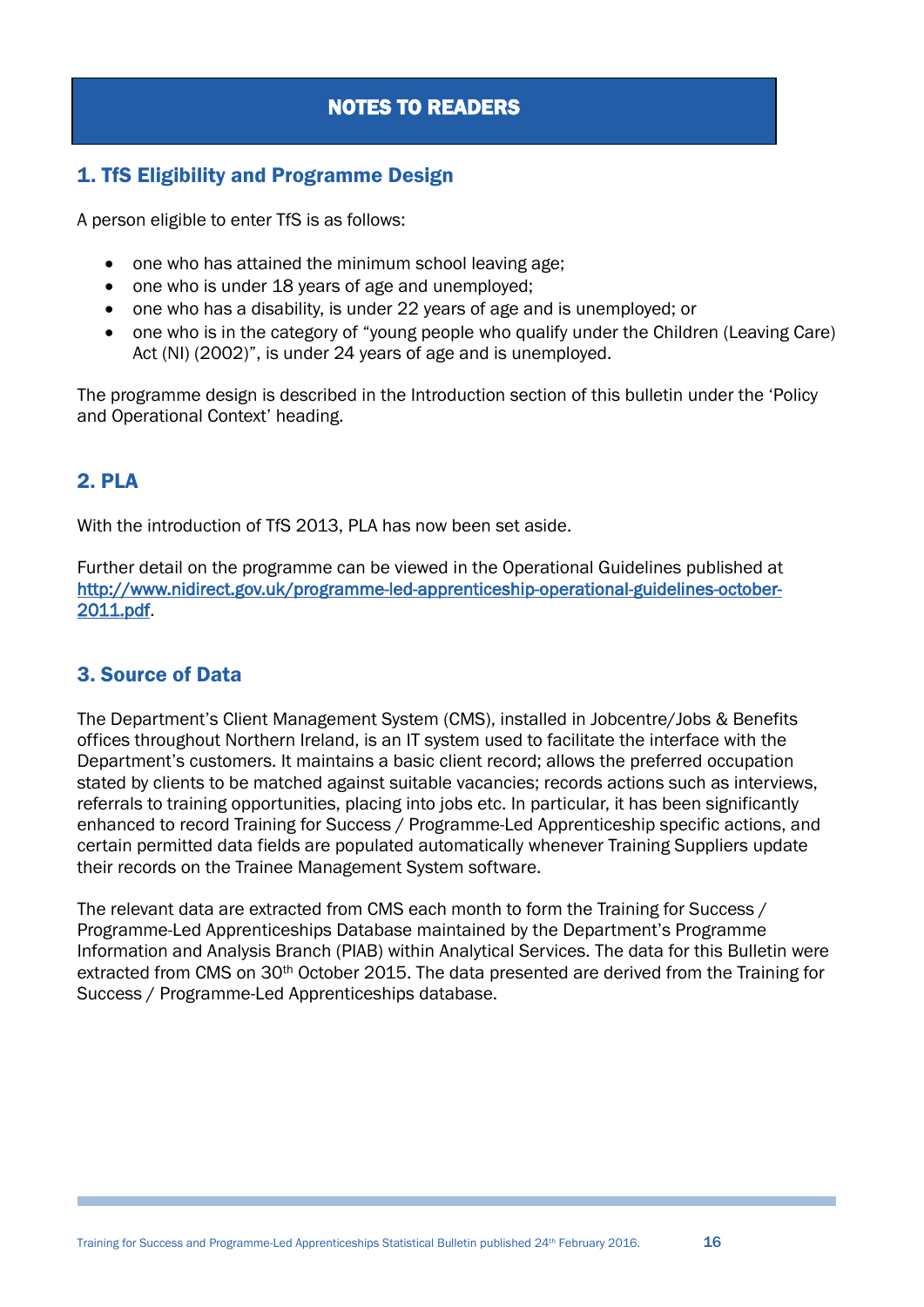# NOTES TO READERS

## 1. TfS Eligibility and Programme Design

A person eligible to enter TfS is as follows:

- one who has attained the minimum school leaving age;
- one who is under 18 years of age and unemployed;
- one who has a disability, is under 22 years of age and is unemployed; or
- one who is in the category of "young people who qualify under the Children (Leaving Care) Act (NI) (2002)", is under 24 years of age and is unemployed.

The programme design is described in the Introduction section of this bulletin under the 'Policy and Operational Context' heading.

## 2. PLA

With the introduction of TfS 2013, PLA has now been set aside.

Further detail on the programme can be viewed in the Operational Guidelines published at http://www.nidirect.gov.uk/programme-led-apprenticeship-operational-guidelines-october-2011.pdf.

## 3. Source of Data

The Department's Client Management System (CMS), installed in Jobcentre/Jobs & Benefits offices throughout Northern Ireland, is an IT system used to facilitate the interface with the Department's customers. It maintains a basic client record; allows the preferred occupation stated by clients to be matched against suitable vacancies; records actions such as interviews, referrals to training opportunities, placing into jobs etc. In particular, it has been significantly enhanced to record Training for Success / Programme-Led Apprenticeship specific actions, and certain permitted data fields are populated automatically whenever Training Suppliers update their records on the Trainee Management System software.

The relevant data are extracted from CMS each month to form the Training for Success / Programme-Led Apprenticeships Database maintained by the Department's Programme Information and Analysis Branch (PIAB) within Analytical Services. The data for this Bulletin were extracted from CMS on 30th October 2015. The data presented are derived from the Training for Success / Programme-Led Apprenticeships database.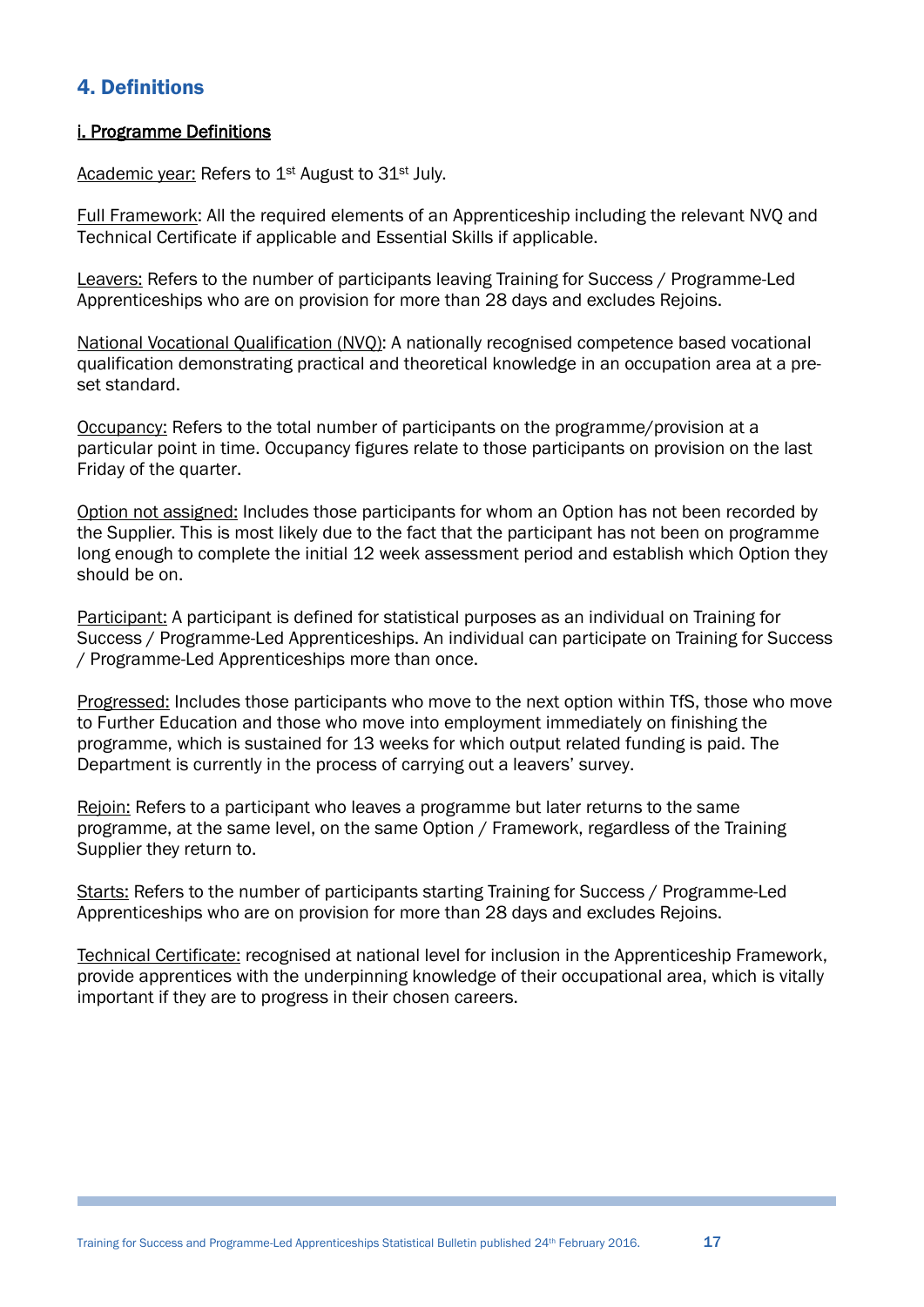## 4. Definitions

### i. Programme Definitions

Academic year: Refers to 1st August to 31st July.

Full Framework: All the required elements of an Apprenticeship including the relevant NVQ and Technical Certificate if applicable and Essential Skills if applicable.

Leavers: Refers to the number of participants leaving Training for Success / Programme-Led Apprenticeships who are on provision for more than 28 days and excludes Rejoins.

National Vocational Qualification (NVQ): A nationally recognised competence based vocational qualification demonstrating practical and theoretical knowledge in an occupation area at a pre-set standard.

Occupancy: Refers to the total number of participants on the programme/provision at a particular point in time. Occupancy figures relate to those participants on provision on the last Friday of the quarter.

Option not assigned: Includes those participants for whom an Option has not been recorded by the Supplier. This is most likely due to the fact that the participant has not been on programme long enough to complete the initial 12 week assessment period and establish which Option they should be on.

Participant: A participant is defined for statistical purposes as an individual on Training for Success / Programme-Led Apprenticeships. An individual can participate on Training for Success / Programme-Led Apprenticeships more than once.

Progressed: Includes those participants who move to the next option within TfS, those who move to Further Education and those who move into employment immediately on finishing the programme, which is sustained for 13 weeks for which output related funding is paid. The Department is currently in the process of carrying out a leavers' survey.

Rejoin: Refers to a participant who leaves a programme but later returns to the same programme, at the same level, on the same Option / Framework, regardless of the Training Supplier they return to.

Starts: Refers to the number of participants starting Training for Success / Programme-Led Apprenticeships who are on provision for more than 28 days and excludes Rejoins.

Technical Certificate: recognised at national level for inclusion in the Apprenticeship Framework, provide apprentices with the underpinning knowledge of their occupational area, which is vitally important if they are to progress in their chosen careers.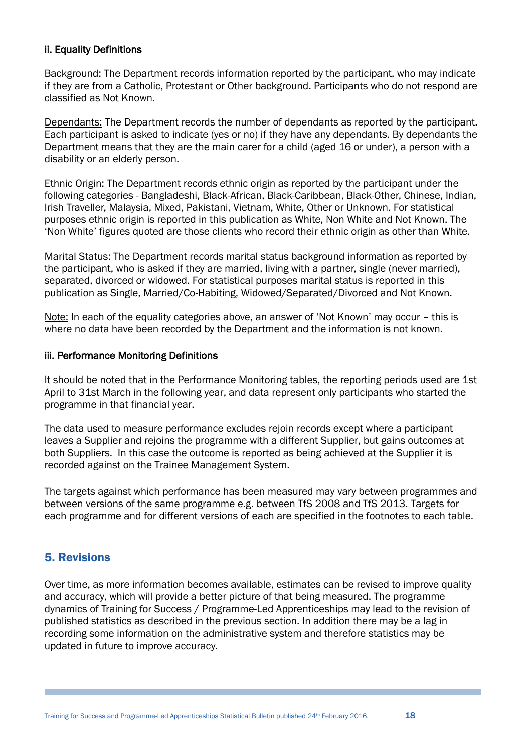#### ii. Equality Definitions

Background: The Department records information reported by the participant, who may indicate if they are from a Catholic, Protestant or Other background. Participants who do not respond are classified as Not Known.

Dependants: The Department records the number of dependants as reported by the participant. Each participant is asked to indicate (yes or no) if they have any dependants. By dependants the Department means that they are the main carer for a child (aged 16 or under), a person with a disability or an elderly person.

Ethnic Origin: The Department records ethnic origin as reported by the participant under the following categories - Bangladeshi, Black-African, Black-Caribbean, Black-Other, Chinese, Indian, Irish Traveller, Malaysia, Mixed, Pakistani, Vietnam, White, Other or Unknown. For statistical purposes ethnic origin is reported in this publication as White, Non White and Not Known. The 'Non White' figures quoted are those clients who record their ethnic origin as other than White.

Marital Status: The Department records marital status background information as reported by the participant, who is asked if they are married, living with a partner, single (never married), separated, divorced or widowed. For statistical purposes marital status is reported in this publication as Single, Married/Co-Habiting, Widowed/Separated/Divorced and Not Known.

Note: In each of the equality categories above, an answer of 'Not Known' may occur – this is where no data have been recorded by the Department and the information is not known.

#### iii. Performance Monitoring Definitions

It should be noted that in the Performance Monitoring tables, the reporting periods used are 1st April to 31st March in the following year, and data represent only participants who started the programme in that financial year.

The data used to measure performance excludes rejoin records except where a participant leaves a Supplier and rejoins the programme with a different Supplier, but gains outcomes at both Suppliers. In this case the outcome is reported as being achieved at the Supplier it is recorded against on the Trainee Management System.

The targets against which performance has been measured may vary between programmes and between versions of the same programme e.g. between TfS 2008 and TfS 2013. Targets for each programme and for different versions of each are specified in the footnotes to each table.

## 5. Revisions

Over time, as more information becomes available, estimates can be revised to improve quality and accuracy, which will provide a better picture of that being measured. The programme dynamics of Training for Success / Programme-Led Apprenticeships may lead to the revision of published statistics as described in the previous section. In addition there may be a lag in recording some information on the administrative system and therefore statistics may be updated in future to improve accuracy.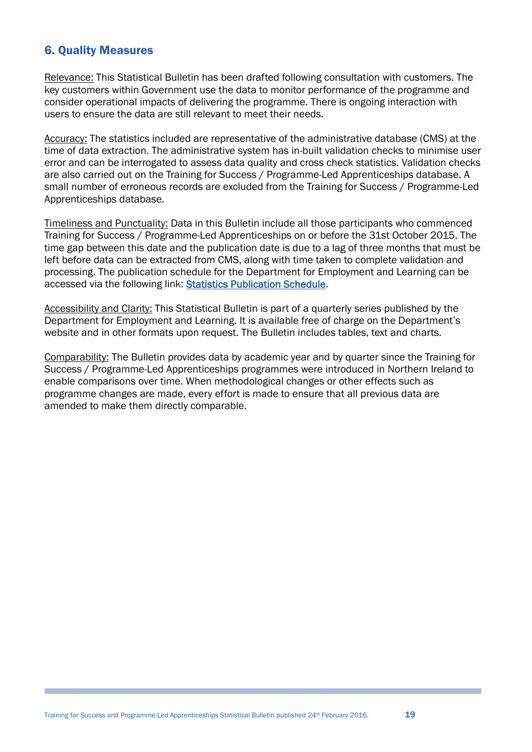## 6. Quality Measures

Relevance: This Statistical Bulletin has been drafted following consultation with customers. The key customers within Government use the data to monitor performance of the programme and consider operational impacts of delivering the programme. There is ongoing interaction with users to ensure the data are still relevant to meet their needs.

Accuracy: The statistics included are representative of the administrative database (CMS) at the time of data extraction. The administrative system has in-built validation checks to minimise user error and can be interrogated to assess data quality and cross check statistics. Validation checks are also carried out on the Training for Success / Programme-Led Apprenticeships database. A small number of erroneous records are excluded from the Training for Success / Programme-Led Apprenticeships database.

Timeliness and Punctuality: Data in this Bulletin include all those participants who commenced Training for Success / Programme-Led Apprenticeships on or before the 31st October 2015. The time gap between this date and the publication date is due to a lag of three months that must be left before data can be extracted from CMS, along with time taken to complete validation and processing. The publication schedule for the Department for Employment and Learning can be accessed via the following link: Statistics Publication Schedule.

Accessibility and Clarity: This Statistical Bulletin is part of a quarterly series published by the Department for Employment and Learning. It is available free of charge on the Department's website and in other formats upon request. The Bulletin includes tables, text and charts.

Comparability: The Bulletin provides data by academic year and by quarter since the Training for Success / Programme-Led Apprenticeships programmes were introduced in Northern Ireland to enable comparisons over time. When methodological changes or other effects such as programme changes are made, every effort is made to ensure that all previous data are amended to make them directly comparable.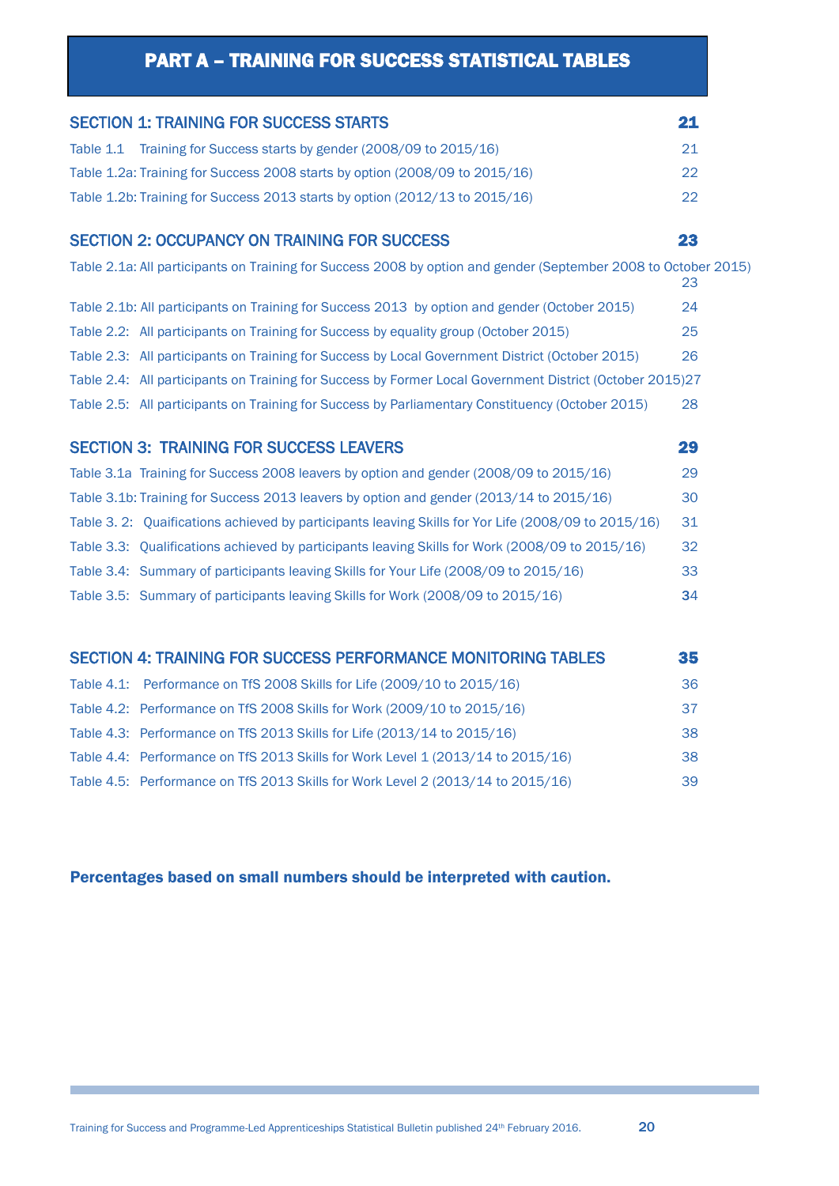# PART A – TRAINING FOR SUCCESS STATISTICAL TABLES

## SECTION 1: TRAINING FOR SUCCESS STARTS — 21

| | |
|---|---|
| Table 1.1 Training for Success starts by gender (2008/09 to 2015/16) | 21 |
| Table 1.2a: Training for Success 2008 starts by option (2008/09 to 2015/16) | 22 |
| Table 1.2b: Training for Success 2013 starts by option (2012/13 to 2015/16) | 22 |

## SECTION 2: OCCUPANCY ON TRAINING FOR SUCCESS — 23

| | |
|---|---|
| Table 2.1a: All participants on Training for Success 2008 by option and gender (September 2008 to October 2015) | 23 |
| Table 2.1b: All participants on Training for Success 2013 by option and gender (October 2015) | 24 |
| Table 2.2: All participants on Training for Success by equality group (October 2015) | 25 |
| Table 2.3: All participants on Training for Success by Local Government District (October 2015) | 26 |
| Table 2.4: All participants on Training for Success by Former Local Government District (October 2015) | 27 |
| Table 2.5: All participants on Training for Success by Parliamentary Constituency (October 2015) | 28 |

## SECTION 3: TRAINING FOR SUCCESS LEAVERS — 29

| | |
|---|---|
| Table 3.1a Training for Success 2008 leavers by option and gender (2008/09 to 2015/16) | 29 |
| Table 3.1b: Training for Success 2013 leavers by option and gender (2013/14 to 2015/16) | 30 |
| Table 3. 2: Quaifications achieved by participants leaving Skills for Yor Life (2008/09 to 2015/16) | 31 |
| Table 3.3: Qualifications achieved by participants leaving Skills for Work (2008/09 to 2015/16) | 32 |
| Table 3.4: Summary of participants leaving Skills for Your Life (2008/09 to 2015/16) | 33 |
| Table 3.5: Summary of participants leaving Skills for Work (2008/09 to 2015/16) | 34 |

## SECTION 4: TRAINING FOR SUCCESS PERFORMANCE MONITORING TABLES — 35

| | |
|---|---|
| Table 4.1: Performance on TfS 2008 Skills for Life (2009/10 to 2015/16) | 36 |
| Table 4.2: Performance on TfS 2008 Skills for Work (2009/10 to 2015/16) | 37 |
| Table 4.3: Performance on TfS 2013 Skills for Life (2013/14 to 2015/16) | 38 |
| Table 4.4: Performance on TfS 2013 Skills for Work Level 1 (2013/14 to 2015/16) | 38 |
| Table 4.5: Performance on TfS 2013 Skills for Work Level 2 (2013/14 to 2015/16) | 39 |

**Percentages based on small numbers should be interpreted with caution.**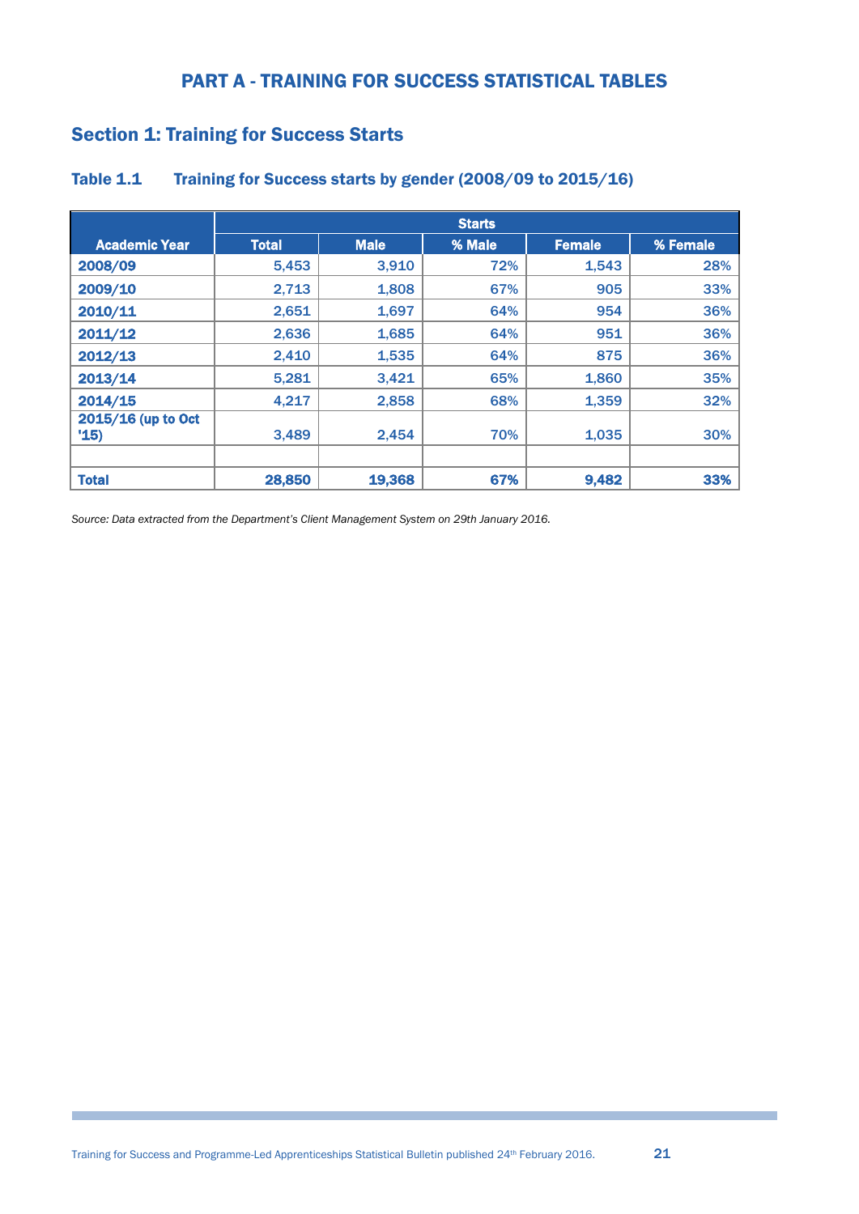# PART A - TRAINING FOR SUCCESS STATISTICAL TABLES

## Section 1: Training for Success Starts

### Table 1.1 Training for Success starts by gender (2008/09 to 2015/16)

| | Starts | | | | |
|---|---|---|---|---|---|
| **Academic Year** | **Total** | **Male** | **% Male** | **Female** | **% Female** |
| **2008/09** | 5,453 | 3,910 | 72% | 1,543 | 28% |
| **2009/10** | 2,713 | 1,808 | 67% | 905 | 33% |
| **2010/11** | 2,651 | 1,697 | 64% | 954 | 36% |
| **2011/12** | 2,636 | 1,685 | 64% | 951 | 36% |
| **2012/13** | 2,410 | 1,535 | 64% | 875 | 36% |
| **2013/14** | 5,281 | 3,421 | 65% | 1,860 | 35% |
| **2014/15** | 4,217 | 2,858 | 68% | 1,359 | 32% |
| **2015/16 (up to Oct '15)** | 3,489 | 2,454 | 70% | 1,035 | 30% |
| | | | | | |
| **Total** | **28,850** | **19,368** | **67%** | **9,482** | **33%** |

*Source: Data extracted from the Department's Client Management System on 29th January 2016.*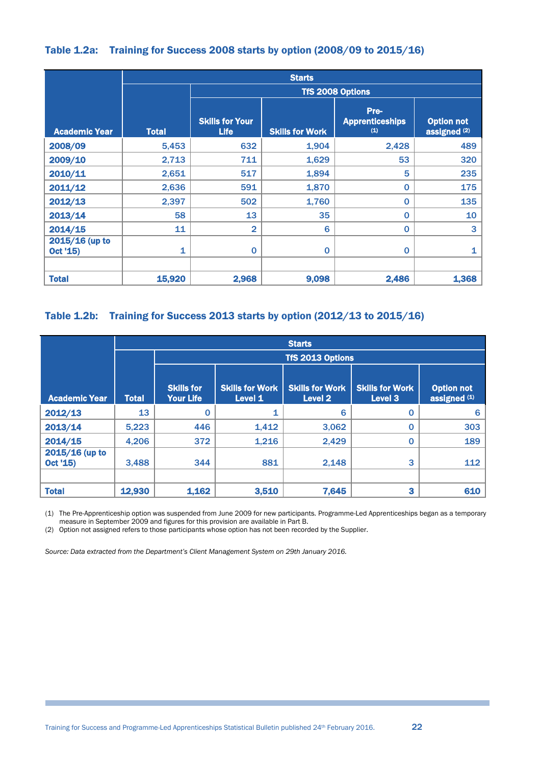### Table 1.2a: Training for Success 2008 starts by option (2008/09 to 2015/16)

| | Starts | | | | |
|---|---|---|---|---|---|
| | | TfS 2008 Options | | | |
| Academic Year | Total | Skills for Your Life | Skills for Work | Pre-Apprenticeships (1) | Option not assigned (2) |
| 2008/09 | 5,453 | 632 | 1,904 | 2,428 | 489 |
| 2009/10 | 2,713 | 711 | 1,629 | 53 | 320 |
| 2010/11 | 2,651 | 517 | 1,894 | 5 | 235 |
| 2011/12 | 2,636 | 591 | 1,870 | 0 | 175 |
| 2012/13 | 2,397 | 502 | 1,760 | 0 | 135 |
| 2013/14 | 58 | 13 | 35 | 0 | 10 |
| 2014/15 | 11 | 2 | 6 | 0 | 3 |
| 2015/16 (up to Oct '15) | 1 | 0 | 0 | 0 | 1 |
| | | | | | |
| **Total** | **15,920** | **2,968** | **9,098** | **2,486** | **1,368** |

### Table 1.2b: Training for Success 2013 starts by option (2012/13 to 2015/16)

| | Starts | | | | | |
|---|---|---|---|---|---|---|
| | | TfS 2013 Options | | | | |
| Academic Year | Total | Skills for Your Life | Skills for Work Level 1 | Skills for Work Level 2 | Skills for Work Level 3 | Option not assigned (1) |
| 2012/13 | 13 | 0 | 1 | 6 | 0 | 6 |
| 2013/14 | 5,223 | 446 | 1,412 | 3,062 | 0 | 303 |
| 2014/15 | 4,206 | 372 | 1,216 | 2,429 | 0 | 189 |
| 2015/16 (up to Oct '15) | 3,488 | 344 | 881 | 2,148 | 3 | 112 |
| | | | | | | |
| **Total** | **12,930** | **1,162** | **3,510** | **7,645** | **3** | **610** |

(1) The Pre-Apprenticeship option was suspended from June 2009 for new participants. Programme-Led Apprenticeships began as a temporary measure in September 2009 and figures for this provision are available in Part B.

(2) Option not assigned refers to those participants whose option has not been recorded by the Supplier.

*Source: Data extracted from the Department's Client Management System on 29th January 2016.*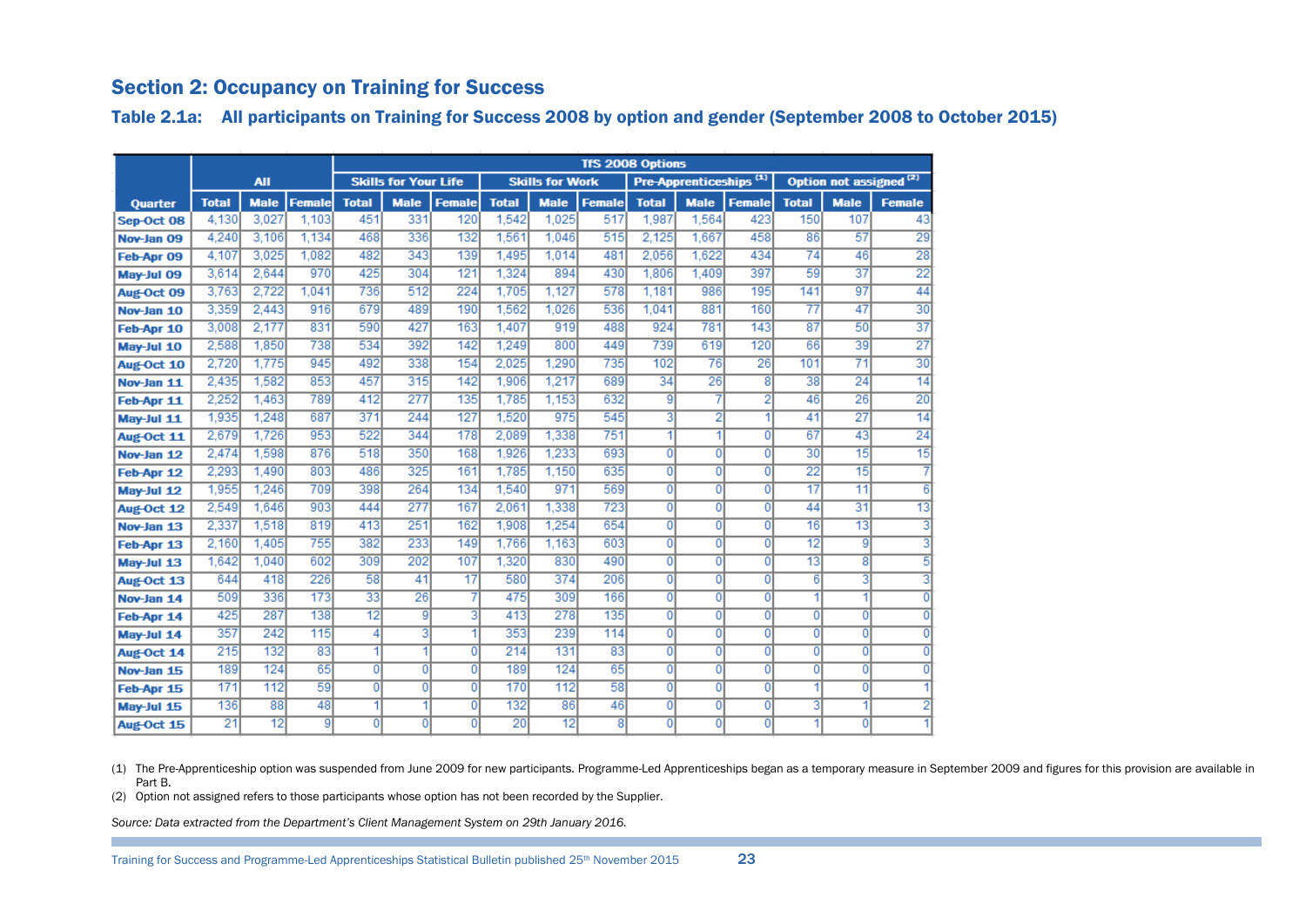## Section 2: Occupancy on Training for Success

### Table 2.1a: All participants on Training for Success 2008 by option and gender (September 2008 to October 2015)

| | All | | | TfS 2008 Options | | | | | | | | | | | |
|---|---|---|---|---|---|---|---|---|---|---|---|---|---|---|---|
| | | | | Skills for Your Life | | | Skills for Work | | | Pre-Apprenticeships [1] | | | Option not assigned [2] | | |
| Quarter | Total | Male | Female | Total | Male | Female | Total | Male | Female | Total | Male | Female | Total | Male | Female |
| Sep-Oct 08 | 4,130 | 3,027 | 1,103 | 451 | 331 | 120 | 1,542 | 1,025 | 517 | 1,987 | 1,564 | 423 | 150 | 107 | 43 |
| Nov-Jan 09 | 4,240 | 3,106 | 1,134 | 468 | 336 | 132 | 1,561 | 1,046 | 515 | 2,125 | 1,667 | 458 | 86 | 57 | 29 |
| Feb-Apr 09 | 4,107 | 3,025 | 1,082 | 482 | 343 | 139 | 1,495 | 1,014 | 481 | 2,056 | 1,622 | 434 | 74 | 46 | 28 |
| May-Jul 09 | 3,614 | 2,644 | 970 | 425 | 304 | 121 | 1,324 | 894 | 430 | 1,806 | 1,409 | 397 | 59 | 37 | 22 |
| Aug-Oct 09 | 3,763 | 2,722 | 1,041 | 736 | 512 | 224 | 1,705 | 1,127 | 578 | 1,181 | 986 | 195 | 141 | 97 | 44 |
| Nov-Jan 10 | 3,359 | 2,443 | 916 | 679 | 489 | 190 | 1,562 | 1,026 | 536 | 1,041 | 881 | 160 | 77 | 47 | 30 |
| Feb-Apr 10 | 3,008 | 2,177 | 831 | 590 | 427 | 163 | 1,407 | 919 | 488 | 924 | 781 | 143 | 87 | 50 | 37 |
| May-Jul 10 | 2,588 | 1,850 | 738 | 534 | 392 | 142 | 1,249 | 800 | 449 | 739 | 619 | 120 | 66 | 39 | 27 |
| Aug-Oct 10 | 2,720 | 1,775 | 945 | 492 | 338 | 154 | 2,025 | 1,290 | 735 | 102 | 76 | 26 | 101 | 71 | 30 |
| Nov-Jan 11 | 2,435 | 1,582 | 853 | 457 | 315 | 142 | 1,906 | 1,217 | 689 | 34 | 26 | 8 | 38 | 24 | 14 |
| Feb-Apr 11 | 2,252 | 1,463 | 789 | 412 | 277 | 135 | 1,785 | 1,153 | 632 | 9 | 7 | 2 | 46 | 26 | 20 |
| May-Jul 11 | 1,935 | 1,248 | 687 | 371 | 244 | 127 | 1,520 | 975 | 545 | 3 | 2 | 1 | 41 | 27 | 14 |
| Aug-Oct 11 | 2,679 | 1,726 | 953 | 522 | 344 | 178 | 2,089 | 1,338 | 751 | 1 | 1 | 0 | 67 | 43 | 24 |
| Nov-Jan 12 | 2,474 | 1,598 | 876 | 518 | 350 | 168 | 1,926 | 1,233 | 693 | 0 | 0 | 0 | 30 | 15 | 15 |
| Feb-Apr 12 | 2,293 | 1,490 | 803 | 486 | 325 | 161 | 1,785 | 1,150 | 635 | 0 | 0 | 0 | 22 | 15 | 7 |
| May-Jul 12 | 1,955 | 1,246 | 709 | 398 | 264 | 134 | 1,540 | 971 | 569 | 0 | 0 | 0 | 17 | 11 | 6 |
| Aug-Oct 12 | 2,549 | 1,646 | 903 | 444 | 277 | 167 | 2,061 | 1,338 | 723 | 0 | 0 | 0 | 44 | 31 | 13 |
| Nov-Jan 13 | 2,337 | 1,518 | 819 | 413 | 251 | 162 | 1,908 | 1,254 | 654 | 0 | 0 | 0 | 16 | 13 | 3 |
| Feb-Apr 13 | 2,160 | 1,405 | 755 | 382 | 233 | 149 | 1,766 | 1,163 | 603 | 0 | 0 | 0 | 12 | 9 | 3 |
| May-Jul 13 | 1,642 | 1,040 | 602 | 309 | 202 | 107 | 1,320 | 830 | 490 | 0 | 0 | 0 | 13 | 8 | 5 |
| Aug-Oct 13 | 644 | 418 | 226 | 58 | 41 | 17 | 580 | 374 | 206 | 0 | 0 | 0 | 6 | 3 | 3 |
| Nov-Jan 14 | 509 | 336 | 173 | 33 | 26 | 7 | 475 | 309 | 166 | 0 | 0 | 0 | 1 | 1 | 0 |
| Feb-Apr 14 | 425 | 287 | 138 | 12 | 9 | 3 | 413 | 278 | 135 | 0 | 0 | 0 | 0 | 0 | 0 |
| May-Jul 14 | 357 | 242 | 115 | 4 | 3 | 1 | 353 | 239 | 114 | 0 | 0 | 0 | 0 | 0 | 0 |
| Aug-Oct 14 | 215 | 132 | 83 | 1 | 1 | 0 | 214 | 131 | 83 | 0 | 0 | 0 | 0 | 0 | 0 |
| Nov-Jan 15 | 189 | 124 | 65 | 0 | 0 | 0 | 189 | 124 | 65 | 0 | 0 | 0 | 0 | 0 | 0 |
| Feb-Apr 15 | 171 | 112 | 59 | 0 | 0 | 0 | 170 | 112 | 58 | 0 | 0 | 0 | 1 | 0 | 1 |
| May-Jul 15 | 136 | 88 | 48 | 1 | 1 | 0 | 132 | 86 | 46 | 0 | 0 | 0 | 3 | 1 | 2 |
| Aug-Oct 15 | 21 | 12 | 9 | 0 | 0 | 0 | 20 | 12 | 8 | 0 | 0 | 0 | 1 | 0 | 1 |

(1) The Pre-Apprenticeship option was suspended from June 2009 for new participants. Programme-Led Apprenticeships began as a temporary measure in September 2009 and figures for this provision are available in Part B.

(2) Option not assigned refers to those participants whose option has not been recorded by the Supplier.

*Source: Data extracted from the Department's Client Management System on 29th January 2016.*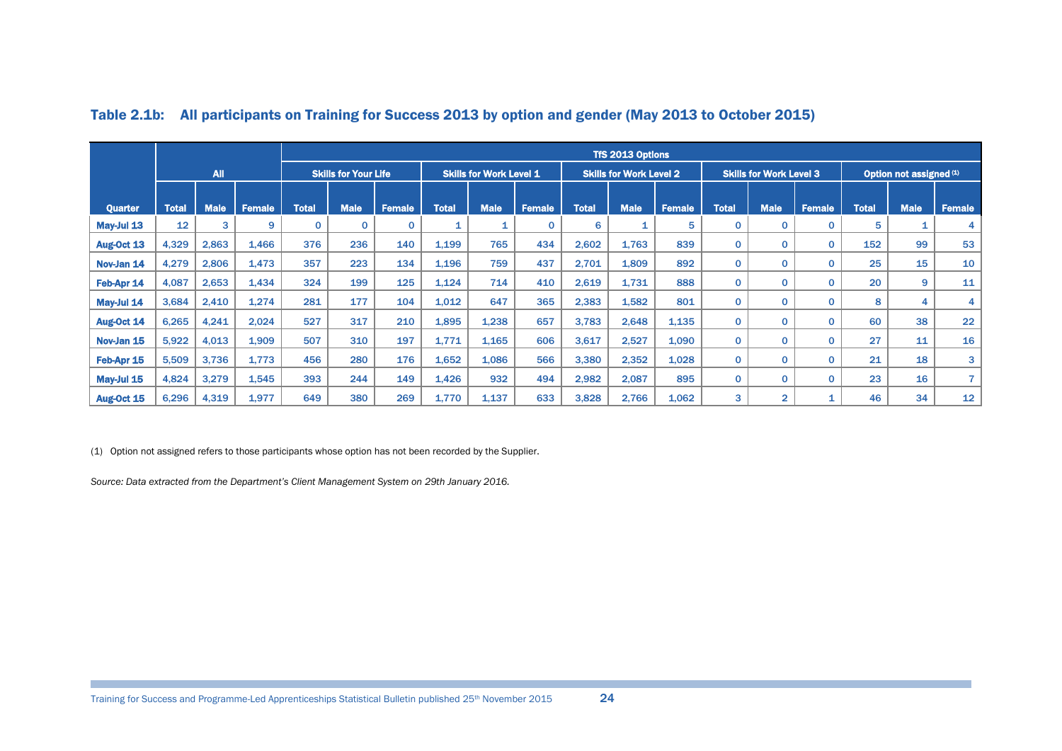### Table 2.1b: All participants on Training for Success 2013 by option and gender (May 2013 to October 2015)

| Quarter | All | | | TfS 2013 Options | | | | | | | | | | | | | | | |
|---|---|---|---|---|---|---|---|---|---|---|---|---|---|---|---|---|---|---|---|
| | | | | Skills for Your Life | | | Skills for Work Level 1 | | | Skills for Work Level 2 | | | Skills for Work Level 3 | | | Option not assigned (1) | | | |
| | Total | Male | Female | Total | Male | Female | Total | Male | Female | Total | Male | Female | Total | Male | Female | Total | Male | Female | |
| **May-Jul 13** | 12 | 3 | 9 | 0 | 0 | 0 | 1 | 1 | 0 | 6 | 1 | 5 | 0 | 0 | 0 | 5 | 1 | 4 | |
| **Aug-Oct 13** | 4,329 | 2,863 | 1,466 | 376 | 236 | 140 | 1,199 | 765 | 434 | 2,602 | 1,763 | 839 | 0 | 0 | 0 | 152 | 99 | 53 | |
| **Nov-Jan 14** | 4,279 | 2,806 | 1,473 | 357 | 223 | 134 | 1,196 | 759 | 437 | 2,701 | 1,809 | 892 | 0 | 0 | 0 | 25 | 15 | 10 | |
| **Feb-Apr 14** | 4,087 | 2,653 | 1,434 | 324 | 199 | 125 | 1,124 | 714 | 410 | 2,619 | 1,731 | 888 | 0 | 0 | 0 | 20 | 9 | 11 | |
| **May-Jul 14** | 3,684 | 2,410 | 1,274 | 281 | 177 | 104 | 1,012 | 647 | 365 | 2,383 | 1,582 | 801 | 0 | 0 | 0 | 8 | 4 | 4 | |
| **Aug-Oct 14** | 6,265 | 4,241 | 2,024 | 527 | 317 | 210 | 1,895 | 1,238 | 657 | 3,783 | 2,648 | 1,135 | 0 | 0 | 0 | 60 | 38 | 22 | |
| **Nov-Jan 15** | 5,922 | 4,013 | 1,909 | 507 | 310 | 197 | 1,771 | 1,165 | 606 | 3,617 | 2,527 | 1,090 | 0 | 0 | 0 | 27 | 11 | 16 | |
| **Feb-Apr 15** | 5,509 | 3,736 | 1,773 | 456 | 280 | 176 | 1,652 | 1,086 | 566 | 3,380 | 2,352 | 1,028 | 0 | 0 | 0 | 21 | 18 | 3 | |
| **May-Jul 15** | 4,824 | 3,279 | 1,545 | 393 | 244 | 149 | 1,426 | 932 | 494 | 2,982 | 2,087 | 895 | 0 | 0 | 0 | 23 | 16 | 7 | |
| **Aug-Oct 15** | 6,296 | 4,319 | 1,977 | 649 | 380 | 269 | 1,770 | 1,137 | 633 | 3,828 | 2,766 | 1,062 | 3 | 2 | 1 | 46 | 34 | 12 | |

(1) Option not assigned refers to those participants whose option has not been recorded by the Supplier.

*Source: Data extracted from the Department's Client Management System on 29th January 2016.*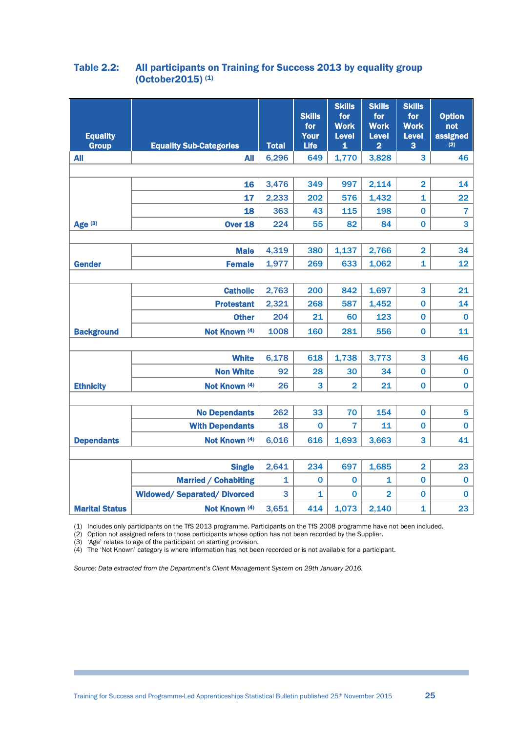**Table 2.2: All participants on Training for Success 2013 by equality group (October2015) (1)**

| Equality Group | Equality Sub-Categories | Total | Skills for Your Life | Skills for Work Level 1 | Skills for Work Level 2 | Skills for Work Level 3 | Option not assigned (2) |
|---|---|---|---|---|---|---|---|
| All | All | 6,296 | 649 | 1,770 | 3,828 | 3 | 46 |
| | | | | | | | |
| Age (3) | 16 | 3,476 | 349 | 997 | 2,114 | 2 | 14 |
| | 17 | 2,233 | 202 | 576 | 1,432 | 1 | 22 |
| | 18 | 363 | 43 | 115 | 198 | 0 | 7 |
| | Over 18 | 224 | 55 | 82 | 84 | 0 | 3 |
| | | | | | | | |
| Gender | Male | 4,319 | 380 | 1,137 | 2,766 | 2 | 34 |
| | Female | 1,977 | 269 | 633 | 1,062 | 1 | 12 |
| | | | | | | | |
| Background | Catholic | 2,763 | 200 | 842 | 1,697 | 3 | 21 |
| | Protestant | 2,321 | 268 | 587 | 1,452 | 0 | 14 |
| | Other | 204 | 21 | 60 | 123 | 0 | 0 |
| | Not Known (4) | 1008 | 160 | 281 | 556 | 0 | 11 |
| | | | | | | | |
| Ethnicity | White | 6,178 | 618 | 1,738 | 3,773 | 3 | 46 |
| | Non White | 92 | 28 | 30 | 34 | 0 | 0 |
| | Not Known (4) | 26 | 3 | 2 | 21 | 0 | 0 |
| | | | | | | | |
| Dependants | No Dependants | 262 | 33 | 70 | 154 | 0 | 5 |
| | With Dependants | 18 | 0 | 7 | 11 | 0 | 0 |
| | Not Known (4) | 6,016 | 616 | 1,693 | 3,663 | 3 | 41 |
| | | | | | | | |
| Marital Status | Single | 2,641 | 234 | 697 | 1,685 | 2 | 23 |
| | Married / Cohabiting | 1 | 0 | 0 | 1 | 0 | 0 |
| | Widowed/ Separated/ Divorced | 3 | 1 | 0 | 2 | 0 | 0 |
| | Not Known (4) | 3,651 | 414 | 1,073 | 2,140 | 1 | 23 |

(1) Includes only participants on the TfS 2013 programme. Participants on the TfS 2008 programme have not been included.
(2) Option not assigned refers to those participants whose option has not been recorded by the Supplier.
(3) 'Age' relates to age of the participant on starting provision.
(4) The 'Not Known' category is where information has not been recorded or is not available for a participant.

*Source: Data extracted from the Department's Client Management System on 29th January 2016.*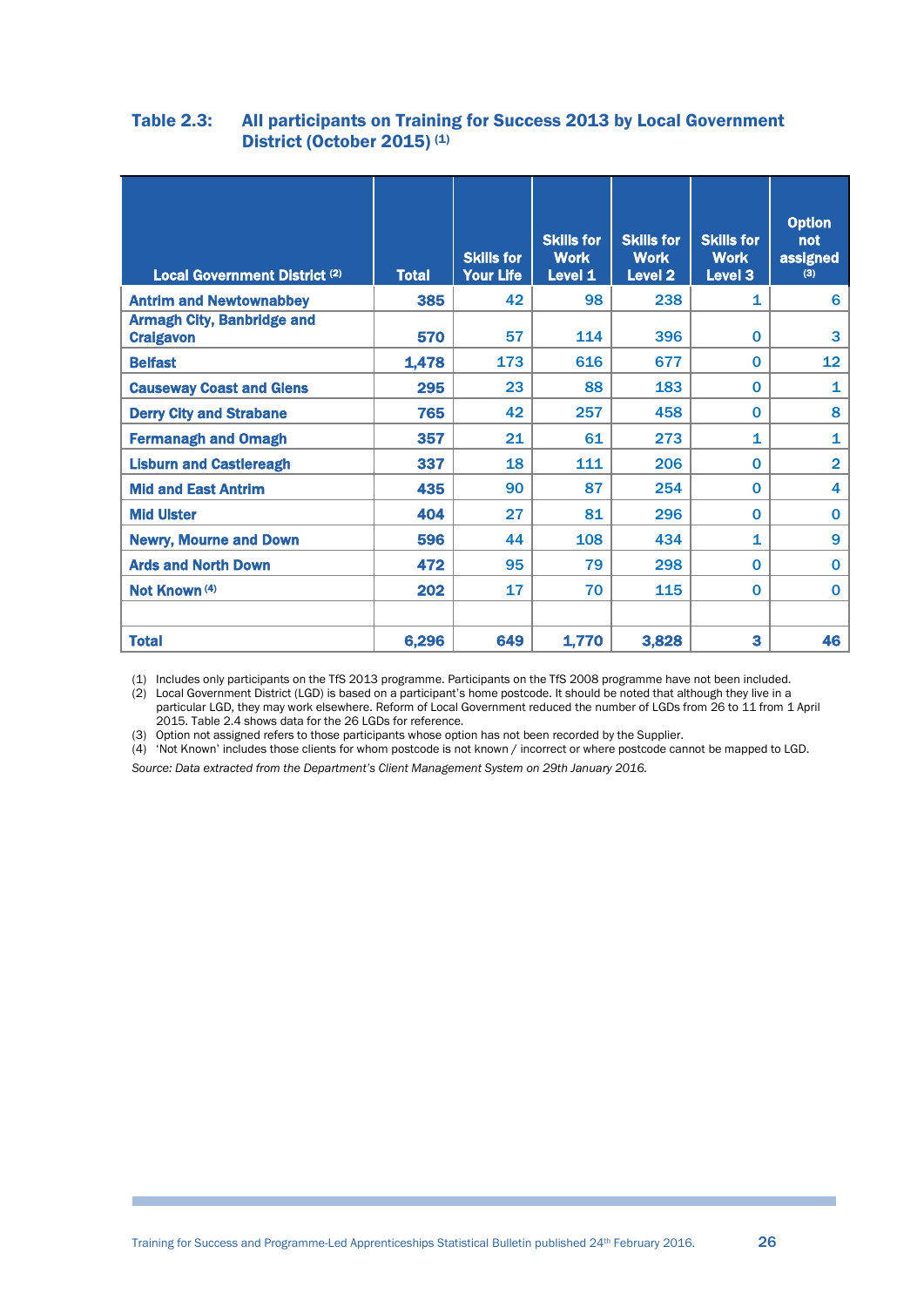**Table 2.3: All participants on Training for Success 2013 by Local Government District (October 2015) (1)**

| Local Government District (2) | Total | Skills for Your Life | Skills for Work Level 1 | Skills for Work Level 2 | Skills for Work Level 3 | Option not assigned (3) |
|---|---|---|---|---|---|---|
| **Antrim and Newtownabbey** | **385** | 42 | 98 | 238 | 1 | 6 |
| **Armagh City, Banbridge and Craigavon** | **570** | 57 | 114 | 396 | 0 | 3 |
| **Belfast** | **1,478** | 173 | 616 | 677 | 0 | 12 |
| **Causeway Coast and Glens** | **295** | 23 | 88 | 183 | 0 | 1 |
| **Derry City and Strabane** | **765** | 42 | 257 | 458 | 0 | 8 |
| **Fermanagh and Omagh** | **357** | 21 | 61 | 273 | 1 | 1 |
| **Lisburn and Castlereagh** | **337** | 18 | 111 | 206 | 0 | 2 |
| **Mid and East Antrim** | **435** | 90 | 87 | 254 | 0 | 4 |
| **Mid Ulster** | **404** | 27 | 81 | 296 | 0 | 0 |
| **Newry, Mourne and Down** | **596** | 44 | 108 | 434 | 1 | 9 |
| **Ards and North Down** | **472** | 95 | 79 | 298 | 0 | 0 |
| **Not Known (4)** | **202** | 17 | 70 | 115 | 0 | 0 |
| | | | | | | |
| **Total** | **6,296** | **649** | **1,770** | **3,828** | **3** | **46** |

(1) Includes only participants on the TfS 2013 programme. Participants on the TfS 2008 programme have not been included.
(2) Local Government District (LGD) is based on a participant's home postcode. It should be noted that although they live in a particular LGD, they may work elsewhere. Reform of Local Government reduced the number of LGDs from 26 to 11 from 1 April 2015. Table 2.4 shows data for the 26 LGDs for reference.
(3) Option not assigned refers to those participants whose option has not been recorded by the Supplier.
(4) 'Not Known' includes those clients for whom postcode is not known / incorrect or where postcode cannot be mapped to LGD.

*Source: Data extracted from the Department's Client Management System on 29th January 2016.*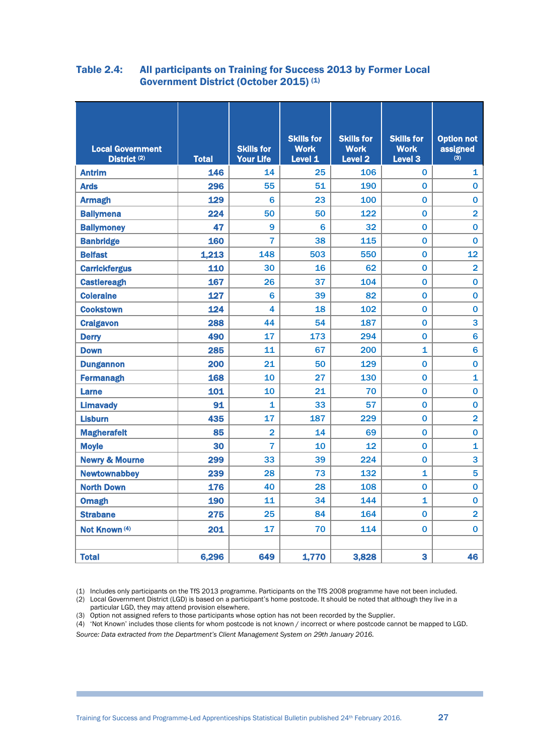**Table 2.4: All participants on Training for Success 2013 by Former Local Government District (October 2015) (1)**

| Local Government District (2) | Total | Skills for Your Life | Skills for Work Level 1 | Skills for Work Level 2 | Skills for Work Level 3 | Option not assigned (3) |
|---|---|---|---|---|---|---|
| Antrim | 146 | 14 | 25 | 106 | 0 | 1 |
| Ards | 296 | 55 | 51 | 190 | 0 | 0 |
| Armagh | 129 | 6 | 23 | 100 | 0 | 0 |
| Ballymena | 224 | 50 | 50 | 122 | 0 | 2 |
| Ballymoney | 47 | 9 | 6 | 32 | 0 | 0 |
| Banbridge | 160 | 7 | 38 | 115 | 0 | 0 |
| Belfast | 1,213 | 148 | 503 | 550 | 0 | 12 |
| Carrickfergus | 110 | 30 | 16 | 62 | 0 | 2 |
| Castlereagh | 167 | 26 | 37 | 104 | 0 | 0 |
| Coleraine | 127 | 6 | 39 | 82 | 0 | 0 |
| Cookstown | 124 | 4 | 18 | 102 | 0 | 0 |
| Craigavon | 288 | 44 | 54 | 187 | 0 | 3 |
| Derry | 490 | 17 | 173 | 294 | 0 | 6 |
| Down | 285 | 11 | 67 | 200 | 1 | 6 |
| Dungannon | 200 | 21 | 50 | 129 | 0 | 0 |
| Fermanagh | 168 | 10 | 27 | 130 | 0 | 1 |
| Larne | 101 | 10 | 21 | 70 | 0 | 0 |
| Limavady | 91 | 1 | 33 | 57 | 0 | 0 |
| Lisburn | 435 | 17 | 187 | 229 | 0 | 2 |
| Magherafelt | 85 | 2 | 14 | 69 | 0 | 0 |
| Moyle | 30 | 7 | 10 | 12 | 0 | 1 |
| Newry & Mourne | 299 | 33 | 39 | 224 | 0 | 3 |
| Newtownabbey | 239 | 28 | 73 | 132 | 1 | 5 |
| North Down | 176 | 40 | 28 | 108 | 0 | 0 |
| Omagh | 190 | 11 | 34 | 144 | 1 | 0 |
| Strabane | 275 | 25 | 84 | 164 | 0 | 2 |
| Not Known (4) | 201 | 17 | 70 | 114 | 0 | 0 |
| | | | | | | |
| Total | 6,296 | 649 | 1,770 | 3,828 | 3 | 46 |

(1) Includes only participants on the TfS 2013 programme. Participants on the TfS 2008 programme have not been included.
(2) Local Government District (LGD) is based on a participant's home postcode. It should be noted that although they live in a particular LGD, they may attend provision elsewhere.
(3) Option not assigned refers to those participants whose option has not been recorded by the Supplier.
(4) 'Not Known' includes those clients for whom postcode is not known / incorrect or where postcode cannot be mapped to LGD.

*Source: Data extracted from the Department's Client Management System on 29th January 2016.*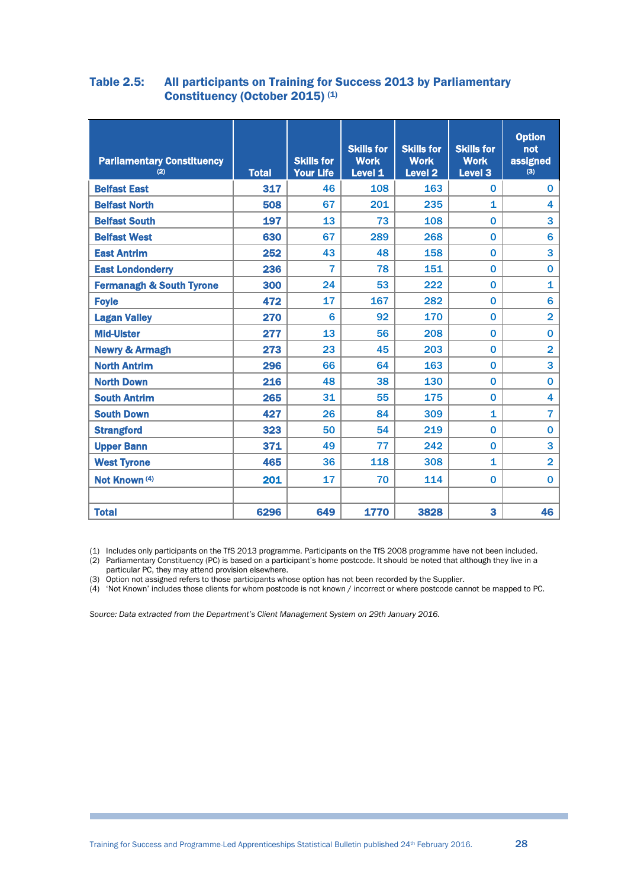**Table 2.5: All participants on Training for Success 2013 by Parliamentary Constituency (October 2015) (1)**

| Parliamentary Constituency (2) | Total | Skills for Your Life | Skills for Work Level 1 | Skills for Work Level 2 | Skills for Work Level 3 | Option not assigned (3) |
|---|---|---|---|---|---|---|
| Belfast East | 317 | 46 | 108 | 163 | 0 | 0 |
| Belfast North | 508 | 67 | 201 | 235 | 1 | 4 |
| Belfast South | 197 | 13 | 73 | 108 | 0 | 3 |
| Belfast West | 630 | 67 | 289 | 268 | 0 | 6 |
| East Antrim | 252 | 43 | 48 | 158 | 0 | 3 |
| East Londonderry | 236 | 7 | 78 | 151 | 0 | 0 |
| Fermanagh & South Tyrone | 300 | 24 | 53 | 222 | 0 | 1 |
| Foyle | 472 | 17 | 167 | 282 | 0 | 6 |
| Lagan Valley | 270 | 6 | 92 | 170 | 0 | 2 |
| Mid-Ulster | 277 | 13 | 56 | 208 | 0 | 0 |
| Newry & Armagh | 273 | 23 | 45 | 203 | 0 | 2 |
| North Antrim | 296 | 66 | 64 | 163 | 0 | 3 |
| North Down | 216 | 48 | 38 | 130 | 0 | 0 |
| South Antrim | 265 | 31 | 55 | 175 | 0 | 4 |
| South Down | 427 | 26 | 84 | 309 | 1 | 7 |
| Strangford | 323 | 50 | 54 | 219 | 0 | 0 |
| Upper Bann | 371 | 49 | 77 | 242 | 0 | 3 |
| West Tyrone | 465 | 36 | 118 | 308 | 1 | 2 |
| Not Known (4) | 201 | 17 | 70 | 114 | 0 | 0 |
| | | | | | | |
| **Total** | **6296** | **649** | **1770** | **3828** | **3** | **46** |

(1) Includes only participants on the TfS 2013 programme. Participants on the TfS 2008 programme have not been included.
(2) Parliamentary Constituency (PC) is based on a participant's home postcode. It should be noted that although they live in a particular PC, they may attend provision elsewhere.
(3) Option not assigned refers to those participants whose option has not been recorded by the Supplier.
(4) 'Not Known' includes those clients for whom postcode is not known / incorrect or where postcode cannot be mapped to PC.

*Source: Data extracted from the Department's Client Management System on 29th January 2016.*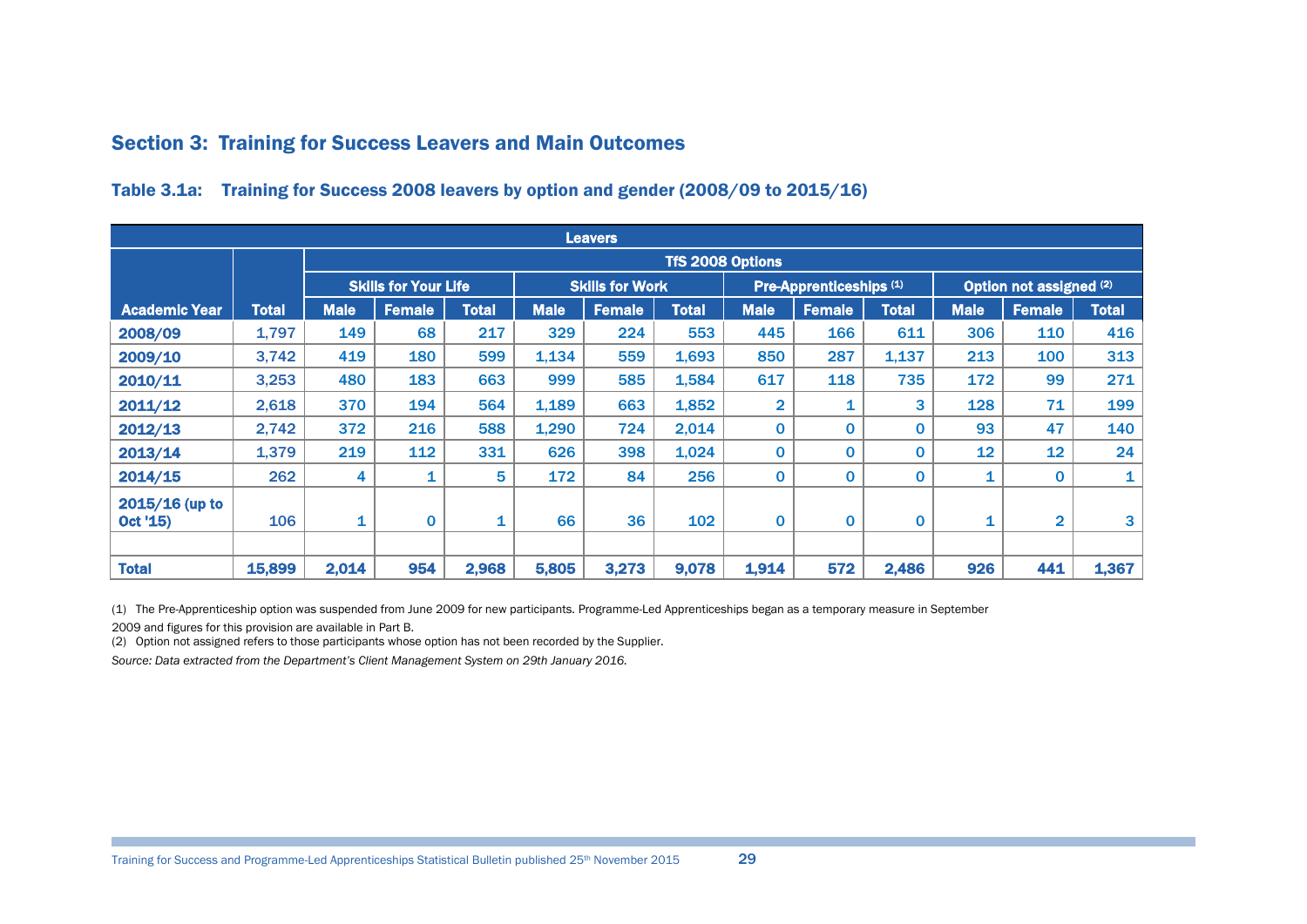## Section 3: Training for Success Leavers and Main Outcomes

### Table 3.1a: Training for Success 2008 leavers by option and gender (2008/09 to 2015/16)

| Leavers | | | | | | | | | | | | | |
|---|---|---|---|---|---|---|---|---|---|---|---|---|---|
| | | TfS 2008 Options | | | | | | | | | | | |
| | | Skills for Your Life | | | Skills for Work | | | Pre-Apprenticeships (1) | | | Option not assigned (2) | | |
| Academic Year | Total | Male | Female | Total | Male | Female | Total | Male | Female | Total | Male | Female | Total |
| 2008/09 | 1,797 | 149 | 68 | 217 | 329 | 224 | 553 | 445 | 166 | 611 | 306 | 110 | 416 |
| 2009/10 | 3,742 | 419 | 180 | 599 | 1,134 | 559 | 1,693 | 850 | 287 | 1,137 | 213 | 100 | 313 |
| 2010/11 | 3,253 | 480 | 183 | 663 | 999 | 585 | 1,584 | 617 | 118 | 735 | 172 | 99 | 271 |
| 2011/12 | 2,618 | 370 | 194 | 564 | 1,189 | 663 | 1,852 | 2 | 1 | 3 | 128 | 71 | 199 |
| 2012/13 | 2,742 | 372 | 216 | 588 | 1,290 | 724 | 2,014 | 0 | 0 | 0 | 93 | 47 | 140 |
| 2013/14 | 1,379 | 219 | 112 | 331 | 626 | 398 | 1,024 | 0 | 0 | 0 | 12 | 12 | 24 |
| 2014/15 | 262 | 4 | 1 | 5 | 172 | 84 | 256 | 0 | 0 | 0 | 1 | 0 | 1 |
| 2015/16 (up to Oct '15) | 106 | 1 | 0 | 1 | 66 | 36 | 102 | 0 | 0 | 0 | 1 | 2 | 3 |
| | | | | | | | | | | | | | |
| Total | 15,899 | 2,014 | 954 | 2,968 | 5,805 | 3,273 | 9,078 | 1,914 | 572 | 2,486 | 926 | 441 | 1,367 |

(1) The Pre-Apprenticeship option was suspended from June 2009 for new participants. Programme-Led Apprenticeships began as a temporary measure in September 2009 and figures for this provision are available in Part B.

(2) Option not assigned refers to those participants whose option has not been recorded by the Supplier.

*Source: Data extracted from the Department's Client Management System on 29th January 2016.*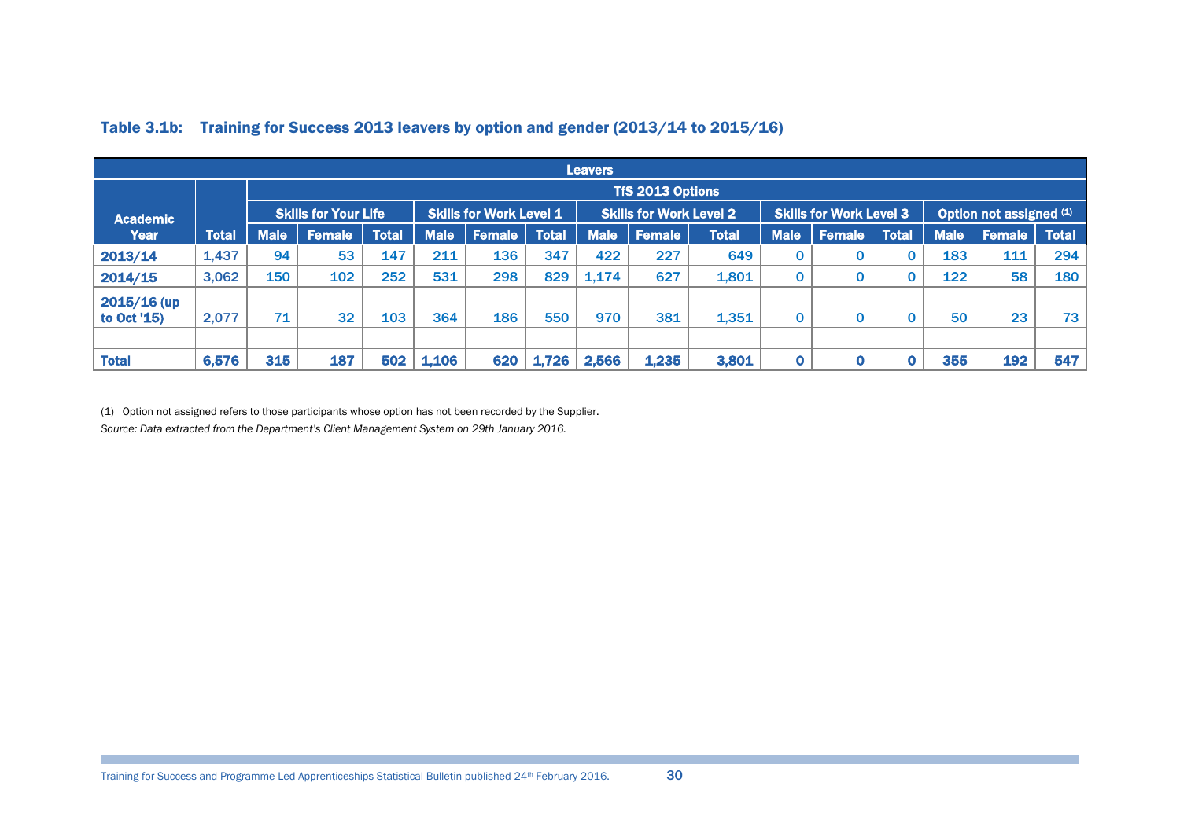### Table 3.1b: Training for Success 2013 leavers by option and gender (2013/14 to 2015/16)

| Leavers | | | | | | | | | | | | | | | | |
|---|---|---|---|---|---|---|---|---|---|---|---|---|---|---|---|---|
| Academic Year | Total | TfS 2013 Options | | | | | | | | | | | | | | |
| | | Skills for Your Life | | | Skills for Work Level 1 | | | Skills for Work Level 2 | | | Skills for Work Level 3 | | | Option not assigned (1) | | |
| | | Male | Female | Total | Male | Female | Total | Male | Female | Total | Male | Female | Total | Male | Female | Total |
| 2013/14 | 1,437 | 94 | 53 | 147 | 211 | 136 | 347 | 422 | 227 | 649 | 0 | 0 | 0 | 183 | 111 | 294 |
| 2014/15 | 3,062 | 150 | 102 | 252 | 531 | 298 | 829 | 1,174 | 627 | 1,801 | 0 | 0 | 0 | 122 | 58 | 180 |
| 2015/16 (up to Oct '15) | 2,077 | 71 | 32 | 103 | 364 | 186 | 550 | 970 | 381 | 1,351 | 0 | 0 | 0 | 50 | 23 | 73 |
| | | | | | | | | | | | | | | | | |
| Total | 6,576 | 315 | 187 | 502 | 1,106 | 620 | 1,726 | 2,566 | 1,235 | 3,801 | 0 | 0 | 0 | 355 | 192 | 547 |

(1) Option not assigned refers to those participants whose option has not been recorded by the Supplier.

*Source: Data extracted from the Department's Client Management System on 29th January 2016.*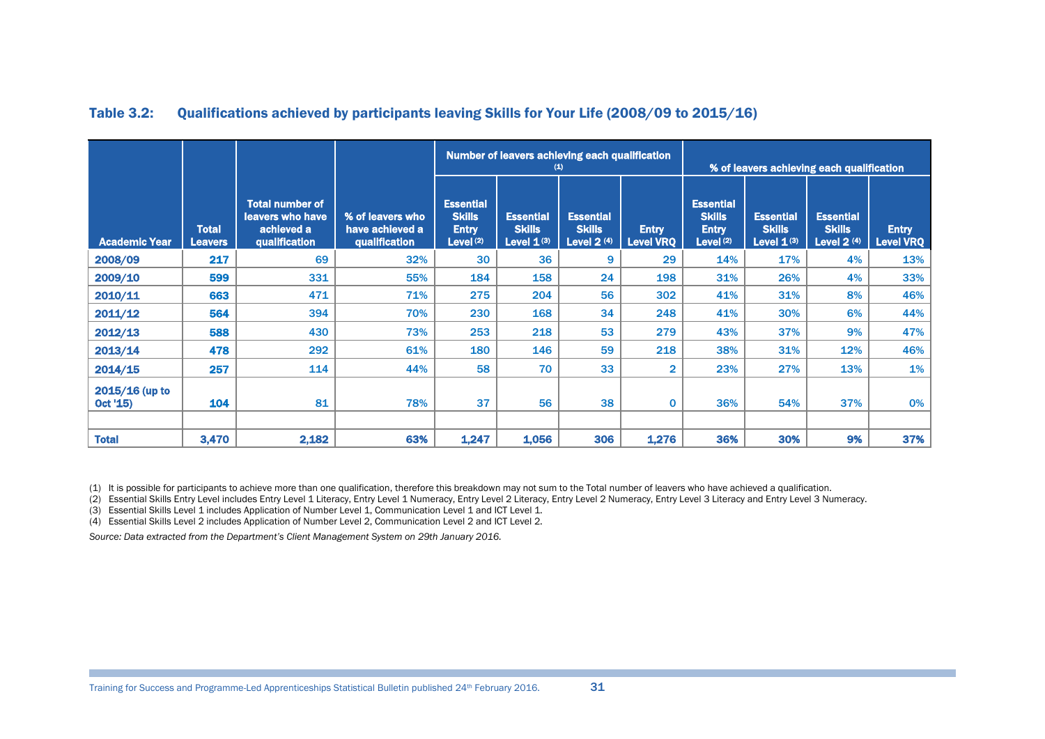## Table 3.2: Qualifications achieved by participants leaving Skills for Your Life (2008/09 to 2015/16)

| Academic Year | Total Leavers | Total number of leavers who have achieved a qualification | % of leavers who have achieved a qualification | Number of leavers achieving each qualification (1) | | | | % of leavers achieving each qualification | | | |
|---|---|---|---|---|---|---|---|---|---|---|---|
| | | | | Essential Skills Entry Level (2) | Essential Skills Level 1 (3) | Essential Skills Level 2 (4) | Entry Level VRQ | Essential Skills Entry Level (2) | Essential Skills Level 1 (3) | Essential Skills Level 2 (4) | Entry Level VRQ |
| 2008/09 | 217 | 69 | 32% | 30 | 36 | 9 | 29 | 14% | 17% | 4% | 13% |
| 2009/10 | 599 | 331 | 55% | 184 | 158 | 24 | 198 | 31% | 26% | 4% | 33% |
| 2010/11 | 663 | 471 | 71% | 275 | 204 | 56 | 302 | 41% | 31% | 8% | 46% |
| 2011/12 | 564 | 394 | 70% | 230 | 168 | 34 | 248 | 41% | 30% | 6% | 44% |
| 2012/13 | 588 | 430 | 73% | 253 | 218 | 53 | 279 | 43% | 37% | 9% | 47% |
| 2013/14 | 478 | 292 | 61% | 180 | 146 | 59 | 218 | 38% | 31% | 12% | 46% |
| 2014/15 | 257 | 114 | 44% | 58 | 70 | 33 | 2 | 23% | 27% | 13% | 1% |
| 2015/16 (up to Oct '15) | 104 | 81 | 78% | 37 | 56 | 38 | 0 | 36% | 54% | 37% | 0% |
| | | | | | | | | | | | |
| Total | 3,470 | 2,182 | 63% | 1,247 | 1,056 | 306 | 1,276 | 36% | 30% | 9% | 37% |

(1) It is possible for participants to achieve more than one qualification, therefore this breakdown may not sum to the Total number of leavers who have achieved a qualification.
(2) Essential Skills Entry Level includes Entry Level 1 Literacy, Entry Level 1 Numeracy, Entry Level 2 Literacy, Entry Level 2 Numeracy, Entry Level 3 Literacy and Entry Level 3 Numeracy.
(3) Essential Skills Level 1 includes Application of Number Level 1, Communication Level 1 and ICT Level 1.
(4) Essential Skills Level 2 includes Application of Number Level 2, Communication Level 2 and ICT Level 2.

*Source: Data extracted from the Department's Client Management System on 29th January 2016.*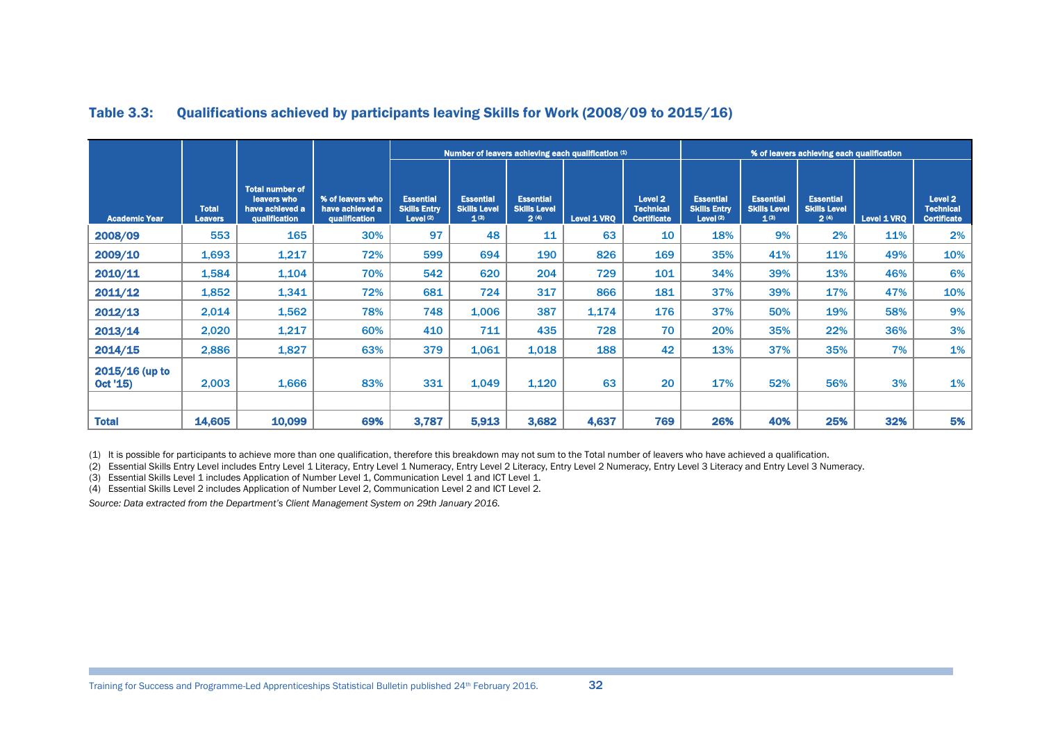## Table 3.3: Qualifications achieved by participants leaving Skills for Work (2008/09 to 2015/16)

| Academic Year | Total Leavers | Total number of leavers who have achieved a qualification | % of leavers who have achieved a qualification | Number of leavers achieving each qualification (1) | | | | | % of leavers achieving each qualification | | | | |
|---|---|---|---|---|---|---|---|---|---|---|---|---|---|
| | | | | Essential Skills Entry Level (2) | Essential Skills Level 1 (3) | Essential Skills Level 2 (4) | Level 1 VRQ | Level 2 Technical Certificate | Essential Skills Entry Level (2) | Essential Skills Level 1 (3) | Essential Skills Level 2 (4) | Level 1 VRQ | Level 2 Technical Certificate |
| 2008/09 | 553 | 165 | 30% | 97 | 48 | 11 | 63 | 10 | 18% | 9% | 2% | 11% | 2% |
| 2009/10 | 1,693 | 1,217 | 72% | 599 | 694 | 190 | 826 | 169 | 35% | 41% | 11% | 49% | 10% |
| 2010/11 | 1,584 | 1,104 | 70% | 542 | 620 | 204 | 729 | 101 | 34% | 39% | 13% | 46% | 6% |
| 2011/12 | 1,852 | 1,341 | 72% | 681 | 724 | 317 | 866 | 181 | 37% | 39% | 17% | 47% | 10% |
| 2012/13 | 2,014 | 1,562 | 78% | 748 | 1,006 | 387 | 1,174 | 176 | 37% | 50% | 19% | 58% | 9% |
| 2013/14 | 2,020 | 1,217 | 60% | 410 | 711 | 435 | 728 | 70 | 20% | 35% | 22% | 36% | 3% |
| 2014/15 | 2,886 | 1,827 | 63% | 379 | 1,061 | 1,018 | 188 | 42 | 13% | 37% | 35% | 7% | 1% |
| 2015/16 (up to Oct '15) | 2,003 | 1,666 | 83% | 331 | 1,049 | 1,120 | 63 | 20 | 17% | 52% | 56% | 3% | 1% |
| | | | | | | | | | | | | | |
| **Total** | **14,605** | **10,099** | **69%** | **3,787** | **5,913** | **3,682** | **4,637** | **769** | **26%** | **40%** | **25%** | **32%** | **5%** |

(1) It is possible for participants to achieve more than one qualification, therefore this breakdown may not sum to the Total number of leavers who have achieved a qualification.
(2) Essential Skills Entry Level includes Entry Level 1 Literacy, Entry Level 1 Numeracy, Entry Level 2 Literacy, Entry Level 2 Numeracy, Entry Level 3 Literacy and Entry Level 3 Numeracy.
(3) Essential Skills Level 1 includes Application of Number Level 1, Communication Level 1 and ICT Level 1.
(4) Essential Skills Level 2 includes Application of Number Level 2, Communication Level 2 and ICT Level 2.

*Source: Data extracted from the Department's Client Management System on 29th January 2016.*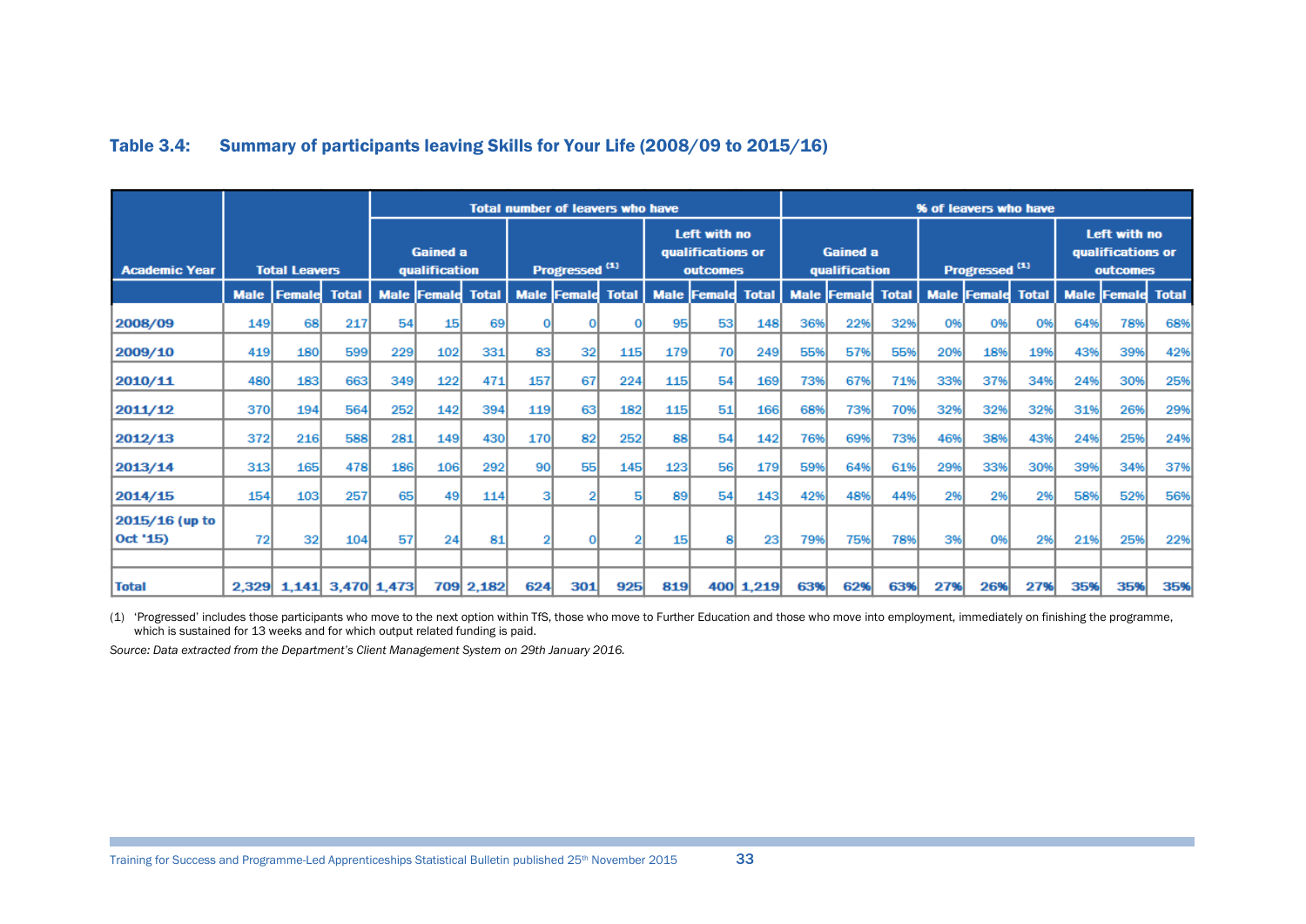### Table 3.4: Summary of participants leaving Skills for Your Life (2008/09 to 2015/16)

| Academic Year | Total Leavers | | | Total number of leavers who have | | | | | | | | | % of leavers who have | | | | | | | | |
|---|---|---|---|---|---|---|---|---|---|---|---|---|---|---|---|---|---|---|---|---|---|
| | | | | Gained a qualification | | | Progressed [1] | | | Left with no qualifications or outcomes | | | Gained a qualification | | | Progressed [1] | | | Left with no qualifications or outcomes | | |
| | Male | Female | Total | Male | Female | Total | Male | Female | Total | Male | Female | Total | Male | Female | Total | Male | Female | Total | Male | Female | Total |
| 2008/09 | 149 | 68 | 217 | 54 | 15 | 69 | 0 | 0 | 0 | 95 | 53 | 148 | 36% | 22% | 32% | 0% | 0% | 0% | 64% | 78% | 68% |
| 2009/10 | 419 | 180 | 599 | 229 | 102 | 331 | 83 | 32 | 115 | 179 | 70 | 249 | 55% | 57% | 55% | 20% | 18% | 19% | 43% | 39% | 42% |
| 2010/11 | 480 | 183 | 663 | 349 | 122 | 471 | 157 | 67 | 224 | 115 | 54 | 169 | 73% | 67% | 71% | 33% | 37% | 34% | 24% | 30% | 25% |
| 2011/12 | 370 | 194 | 564 | 252 | 142 | 394 | 119 | 63 | 182 | 115 | 51 | 166 | 68% | 73% | 70% | 32% | 32% | 32% | 31% | 26% | 29% |
| 2012/13 | 372 | 216 | 588 | 281 | 149 | 430 | 170 | 82 | 252 | 88 | 54 | 142 | 76% | 69% | 73% | 46% | 38% | 43% | 24% | 25% | 24% |
| 2013/14 | 313 | 165 | 478 | 186 | 106 | 292 | 90 | 55 | 145 | 123 | 56 | 179 | 59% | 64% | 61% | 29% | 33% | 30% | 39% | 34% | 37% |
| 2014/15 | 154 | 103 | 257 | 65 | 49 | 114 | 3 | 2 | 5 | 89 | 54 | 143 | 42% | 48% | 44% | 2% | 2% | 2% | 58% | 52% | 56% |
| 2015/16 (up to Oct '15) | 72 | 32 | 104 | 57 | 24 | 81 | 2 | 0 | 2 | 15 | 8 | 23 | 79% | 75% | 78% | 3% | 0% | 2% | 21% | 25% | 22% |
| Total | 2,329 | 1,141 | 3,470 | 1,473 | 709 | 2,182 | 624 | 301 | 925 | 819 | 400 | 1,219 | 63% | 62% | 63% | 27% | 26% | 27% | 35% | 35% | 35% |

(1) 'Progressed' includes those participants who move to the next option within TfS, those who move to Further Education and those who move into employment, immediately on finishing the programme, which is sustained for 13 weeks and for which output related funding is paid.

*Source: Data extracted from the Department's Client Management System on 29th January 2016.*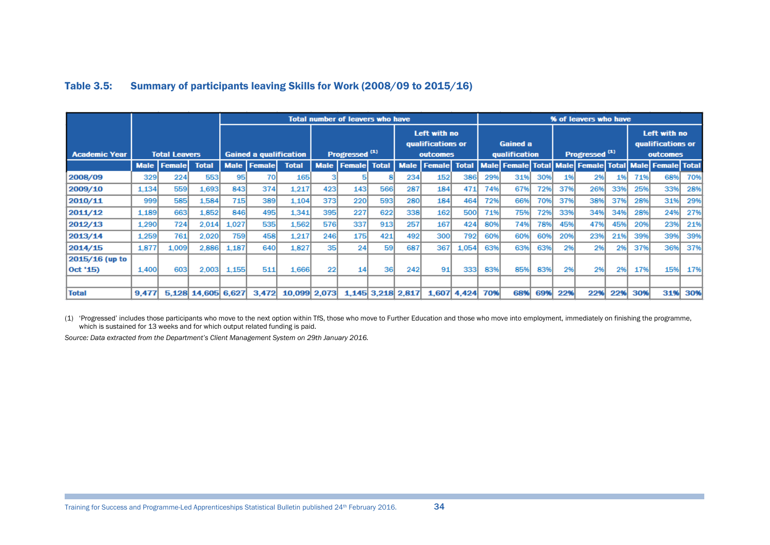### Table 3.5: Summary of participants leaving Skills for Work (2008/09 to 2015/16)

| Academic Year | Total Leavers | | | Total number of leavers who have | | | | | | | | | % of leavers who have | | | | | | | | |
|---|---|---|---|---|---|---|---|---|---|---|---|---|---|---|---|---|---|---|---|---|---|
| | | | | Gained a qualification | | | Progressed [1] | | | Left with no qualifications or outcomes | | | Gained a qualification | | | Progressed [1] | | | Left with no qualifications or outcomes | | |
| | Male | Female | Total | Male | Female | Total | Male | Female | Total | Male | Female | Total | Male | Female | Total | Male | Female | Total | Male | Female | Total |
| 2008/09 | 329 | 224 | 553 | 95 | 70 | 165 | 3 | 5 | 8 | 234 | 152 | 386 | 29% | 31% | 30% | 1% | 2% | 1% | 71% | 68% | 70% |
| 2009/10 | 1,134 | 559 | 1,693 | 843 | 374 | 1,217 | 423 | 143 | 566 | 287 | 184 | 471 | 74% | 67% | 72% | 37% | 26% | 33% | 25% | 33% | 28% |
| 2010/11 | 999 | 585 | 1,584 | 715 | 389 | 1,104 | 373 | 220 | 593 | 280 | 184 | 464 | 72% | 66% | 70% | 37% | 38% | 37% | 28% | 31% | 29% |
| 2011/12 | 1,189 | 663 | 1,852 | 846 | 495 | 1,341 | 395 | 227 | 622 | 338 | 162 | 500 | 71% | 75% | 72% | 33% | 34% | 34% | 28% | 24% | 27% |
| 2012/13 | 1,290 | 724 | 2,014 | 1,027 | 535 | 1,562 | 576 | 337 | 913 | 257 | 167 | 424 | 80% | 74% | 78% | 45% | 47% | 45% | 20% | 23% | 21% |
| 2013/14 | 1,259 | 761 | 2,020 | 759 | 458 | 1,217 | 246 | 175 | 421 | 492 | 300 | 792 | 60% | 60% | 60% | 20% | 23% | 21% | 39% | 39% | 39% |
| 2014/15 | 1,877 | 1,009 | 2,886 | 1,187 | 640 | 1,827 | 35 | 24 | 59 | 687 | 367 | 1,054 | 63% | 63% | 63% | 2% | 2% | 2% | 37% | 36% | 37% |
| 2015/16 (up to Oct '15) | 1,400 | 603 | 2,003 | 1,155 | 511 | 1,666 | 22 | 14 | 36 | 242 | 91 | 333 | 83% | 85% | 83% | 2% | 2% | 2% | 17% | 15% | 17% |
| | | | | | | | | | | | | | | | | | | | | | |
| **Total** | **9,477** | **5,128** | **14,605** | **6,627** | **3,472** | **10,099** | **2,073** | **1,145** | **3,218** | **2,817** | **1,607** | **4,424** | **70%** | **68%** | **69%** | **22%** | **22%** | **22%** | **30%** | **31%** | **30%** |

(1) 'Progressed' includes those participants who move to the next option within TfS, those who move to Further Education and those who move into employment, immediately on finishing the programme, which is sustained for 13 weeks and for which output related funding is paid.

*Source: Data extracted from the Department's Client Management System on 29th January 2016.*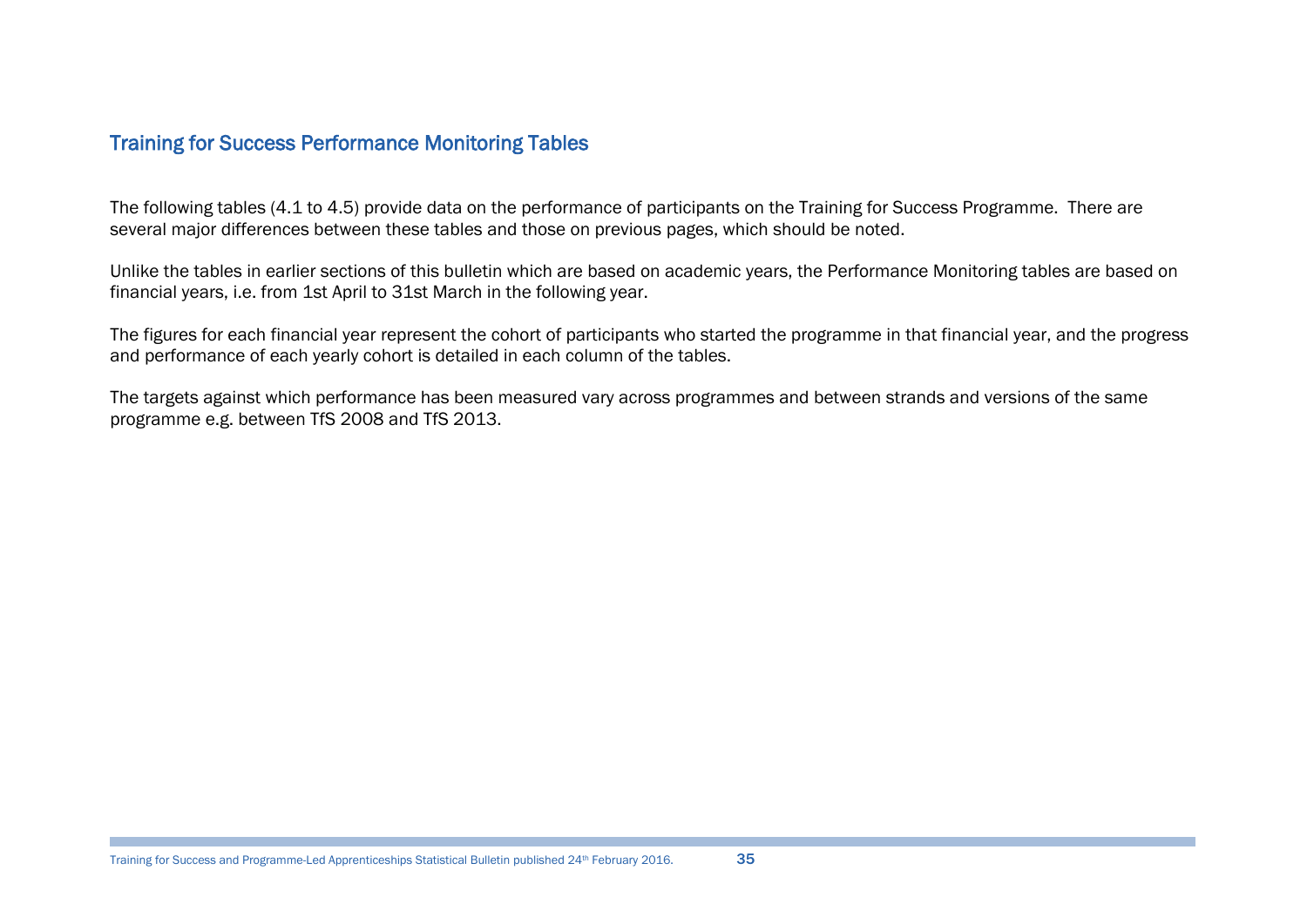## Training for Success Performance Monitoring Tables

The following tables (4.1 to 4.5) provide data on the performance of participants on the Training for Success Programme. There are several major differences between these tables and those on previous pages, which should be noted.

Unlike the tables in earlier sections of this bulletin which are based on academic years, the Performance Monitoring tables are based on financial years, i.e. from 1st April to 31st March in the following year.

The figures for each financial year represent the cohort of participants who started the programme in that financial year, and the progress and performance of each yearly cohort is detailed in each column of the tables.

The targets against which performance has been measured vary across programmes and between strands and versions of the same programme e.g. between TfS 2008 and TfS 2013.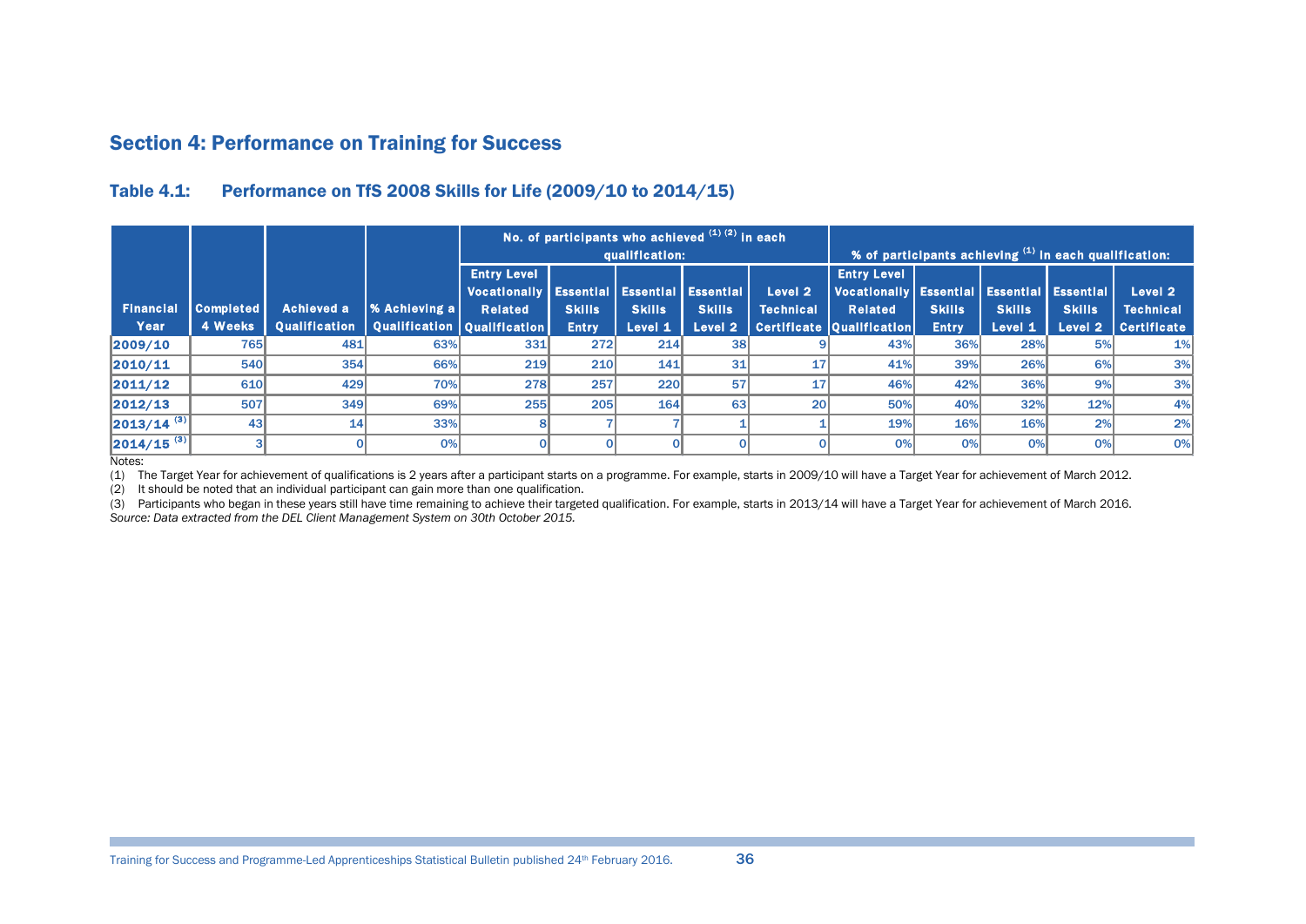## Section 4: Performance on Training for Success

### Table 4.1: Performance on TfS 2008 Skills for Life (2009/10 to 2014/15)

| Financial Year | Completed 4 Weeks | Achieved a Qualification | % Achieving a Qualification | No. of participants who achieved [1] [2] in each qualification: | | | | | % of participants achieving [1] in each qualification: | | | | |
|---|---|---|---|---|---|---|---|---|---|---|---|---|---|
| | | | | Entry Level Vocationally Related Qualification | Essential Skills Entry | Essential Skills Level 1 | Essential Skills Level 2 | Level 2 Technical Certificate | Entry Level Vocationally Related Qualification | Essential Skills Entry | Essential Skills Level 1 | Essential Skills Level 2 | Level 2 Technical Certificate |
| 2009/10 | 765 | 481 | 63% | 331 | 272 | 214 | 38 | 9 | 43% | 36% | 28% | 5% | 1% |
| 2010/11 | 540 | 354 | 66% | 219 | 210 | 141 | 31 | 17 | 41% | 39% | 26% | 6% | 3% |
| 2011/12 | 610 | 429 | 70% | 278 | 257 | 220 | 57 | 17 | 46% | 42% | 36% | 9% | 3% |
| 2012/13 | 507 | 349 | 69% | 255 | 205 | 164 | 63 | 20 | 50% | 40% | 32% | 12% | 4% |
| 2013/14 [3] | 43 | 14 | 33% | 8 | 7 | 7 | 1 | 1 | 19% | 16% | 16% | 2% | 2% |
| 2014/15 [3] | 3 | 0 | 0% | 0 | 0 | 0 | 0 | 0 | 0% | 0% | 0% | 0% | 0% |

Notes:

(1) The Target Year for achievement of qualifications is 2 years after a participant starts on a programme. For example, starts in 2009/10 will have a Target Year for achievement of March 2012.

(2) It should be noted that an individual participant can gain more than one qualification.

(3) Participants who began in these years still have time remaining to achieve their targeted qualification. For example, starts in 2013/14 will have a Target Year for achievement of March 2016.

*Source: Data extracted from the DEL Client Management System on 30th October 2015.*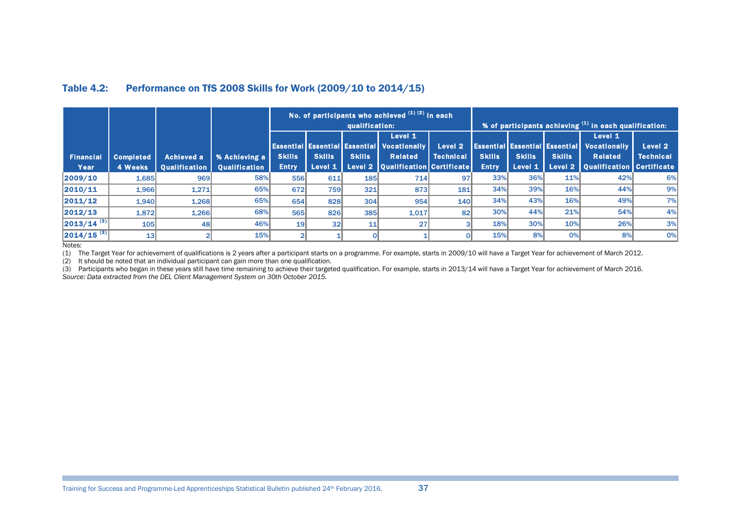## Table 4.2: Performance on TfS 2008 Skills for Work (2009/10 to 2014/15)

| Financial Year | Completed 4 Weeks | Achieved a Qualification | % Achieving a Qualification | No. of participants who achieved (1) (2) in each qualification: Essential Skills Entry | Essential Skills Level 1 | Essential Skills Level 2 | Level 1 Vocationally Related Qualification | Level 2 Technical Certificate | % of participants achieving (1) in each qualification: Essential Skills Entry | Essential Skills Level 1 | Essential Skills Level 2 | Level 1 Vocationally Related Qualification | Level 2 Technical Certificate |
|---|---|---|---|---|---|---|---|---|---|---|---|---|---|
| 2009/10 | 1,685 | 969 | 58% | 556 | 611 | 185 | 714 | 97 | 33% | 36% | 11% | 42% | 6% |
| 2010/11 | 1,966 | 1,271 | 65% | 672 | 759 | 321 | 873 | 181 | 34% | 39% | 16% | 44% | 9% |
| 2011/12 | 1,940 | 1,268 | 65% | 654 | 828 | 304 | 954 | 140 | 34% | 43% | 16% | 49% | 7% |
| 2012/13 | 1,872 | 1,266 | 68% | 565 | 826 | 385 | 1,017 | 82 | 30% | 44% | 21% | 54% | 4% |
| 2013/14 (3) | 105 | 48 | 46% | 19 | 32 | 11 | 27 | 3 | 18% | 30% | 10% | 26% | 3% |
| 2014/15 (3) | 13 | 2 | 15% | 2 | 1 | 0 | 1 | 0 | 15% | 8% | 0% | 8% | 0% |

Notes:

(1) The Target Year for achievement of qualifications is 2 years after a participant starts on a programme. For example, starts in 2009/10 will have a Target Year for achievement of March 2012.

(2) It should be noted that an individual participant can gain more than one qualification.

(3) Participants who began in these years still have time remaining to achieve their targeted qualification. For example, starts in 2013/14 will have a Target Year for achievement of March 2016.

*Source: Data extracted from the DEL Client Management System on 30th October 2015.*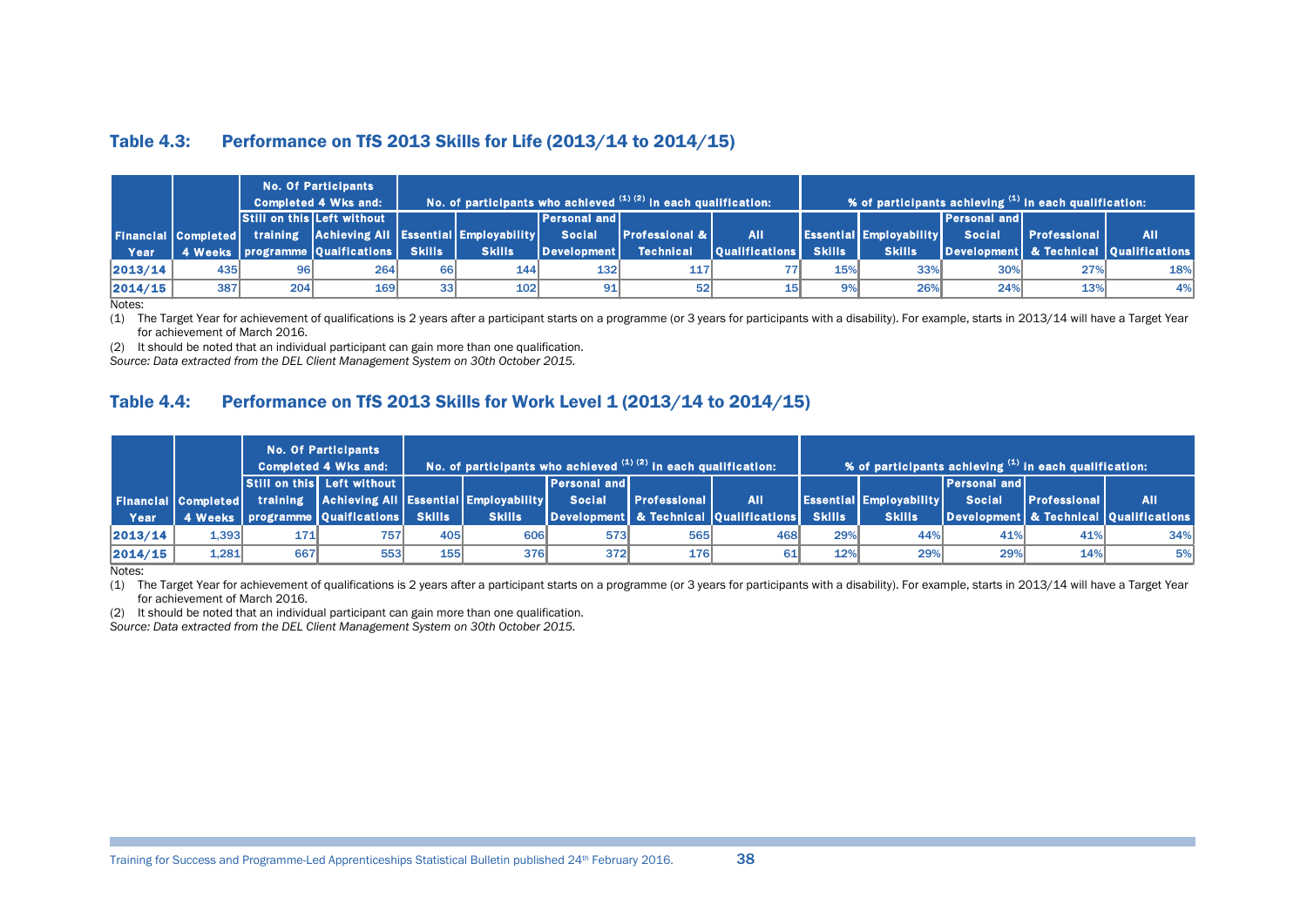## Table 4.3: Performance on TfS 2013 Skills for Life (2013/14 to 2014/15)

| Financial Year | Completed 4 Weeks | No. Of Participants Completed 4 Wks and: Still on this training programme | Left without Achieving All Qualfications | No. of participants who achieved (1) (2) in each qualification: Essential Skills | Employability Skills | Personal and Social Development | Professional & Technical | All Qualifications | % of participants achieving (1) in each qualification: Essential Skills | Employability Skills | Personal and Social Development | Professional & Technical | All Qualifications |
|---|---|---|---|---|---|---|---|---|---|---|---|---|---|
| 2013/14 | 435 | 96 | 264 | 66 | 144 | 132 | 117 | 77 | 15% | 33% | 30% | 27% | 18% |
| 2014/15 | 387 | 204 | 169 | 33 | 102 | 91 | 52 | 15 | 9% | 26% | 24% | 13% | 4% |

Notes:

(1) The Target Year for achievement of qualifications is 2 years after a participant starts on a programme (or 3 years for participants with a disability). For example, starts in 2013/14 will have a Target Year for achievement of March 2016.

(2) It should be noted that an individual participant can gain more than one qualification.

*Source: Data extracted from the DEL Client Management System on 30th October 2015.*

## Table 4.4: Performance on TfS 2013 Skills for Work Level 1 (2013/14 to 2014/15)

| Financial Year | Completed 4 Weeks | No. Of Participants Completed 4 Wks and: Still on this training programme | Left without Achieving All Qualfications | No. of participants who achieved (1) (2) in each qualification: Essential Skills | Employability Skills | Personal and Social Development | Professional & Technical | All Qualifications | % of participants achieving (1) in each qualification: Essential Skills | Employability Skills | Personal and Social Development | Professional & Technical | All Qualifications |
|---|---|---|---|---|---|---|---|---|---|---|---|---|---|
| 2013/14 | 1,393 | 171 | 757 | 405 | 606 | 573 | 565 | 468 | 29% | 44% | 41% | 41% | 34% |
| 2014/15 | 1,281 | 667 | 553 | 155 | 376 | 372 | 176 | 61 | 12% | 29% | 29% | 14% | 5% |

Notes:

(1) The Target Year for achievement of qualifications is 2 years after a participant starts on a programme (or 3 years for participants with a disability). For example, starts in 2013/14 will have a Target Year for achievement of March 2016.

(2) It should be noted that an individual participant can gain more than one qualification.

*Source: Data extracted from the DEL Client Management System on 30th October 2015.*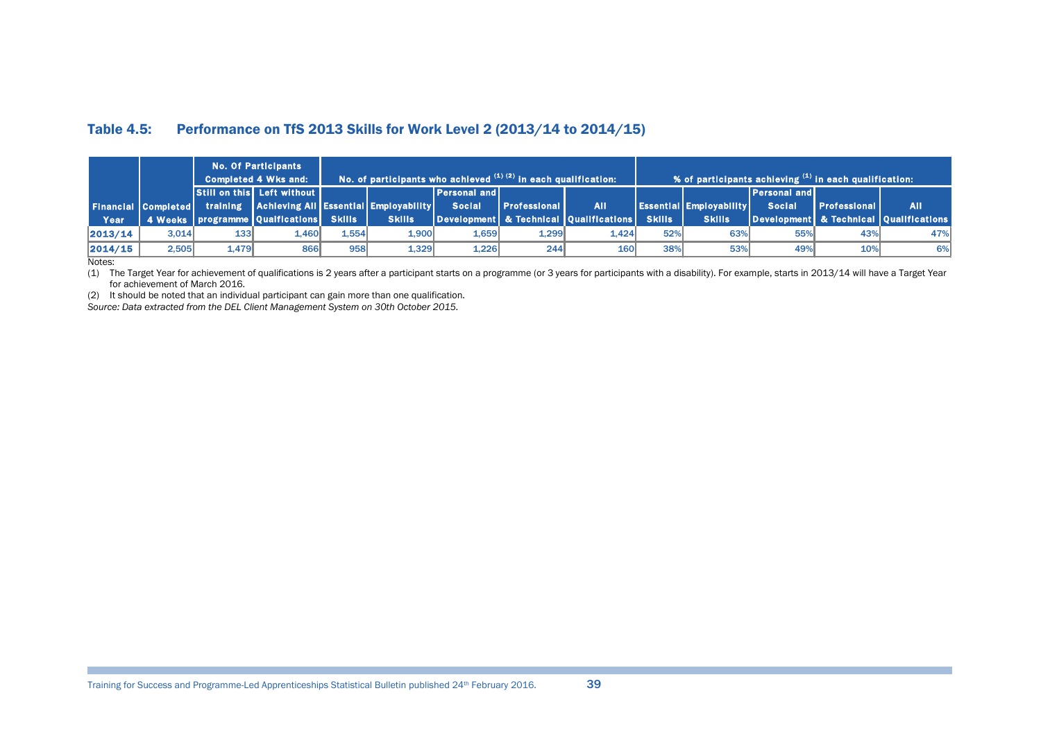## Table 4.5: Performance on TfS 2013 Skills for Work Level 2 (2013/14 to 2014/15)

| | | No. Of Participants Completed 4 Wks and: | | No. of participants who achieved [1] [2] in each qualification: | | | | | % of participants achieving [1] in each qualification: | | | | |
|---|---|---|---|---|---|---|---|---|---|---|---|---|---|
| Financial Year | Completed 4 Weeks | Still on this training programme | Left without Achieving All Qualifications | Essential Skills | Employability Skills | Personal and Social Development | Professional & Technical | All Qualifications | Essential Skills | Employability Skills | Personal and Social Development | Professional & Technical | All Qualifications |
| 2013/14 | 3,014 | 133 | 1,460 | 1,554 | 1,900 | 1,659 | 1,299 | 1,424 | 52% | 63% | 55% | 43% | 47% |
| 2014/15 | 2,505 | 1,479 | 866 | 958 | 1,329 | 1,226 | 244 | 160 | 38% | 53% | 49% | 10% | 6% |

Notes:

(1) The Target Year for achievement of qualifications is 2 years after a participant starts on a programme (or 3 years for participants with a disability). For example, starts in 2013/14 will have a Target Year for achievement of March 2016.

(2) It should be noted that an individual participant can gain more than one qualification.

*Source: Data extracted from the DEL Client Management System on 30th October 2015.*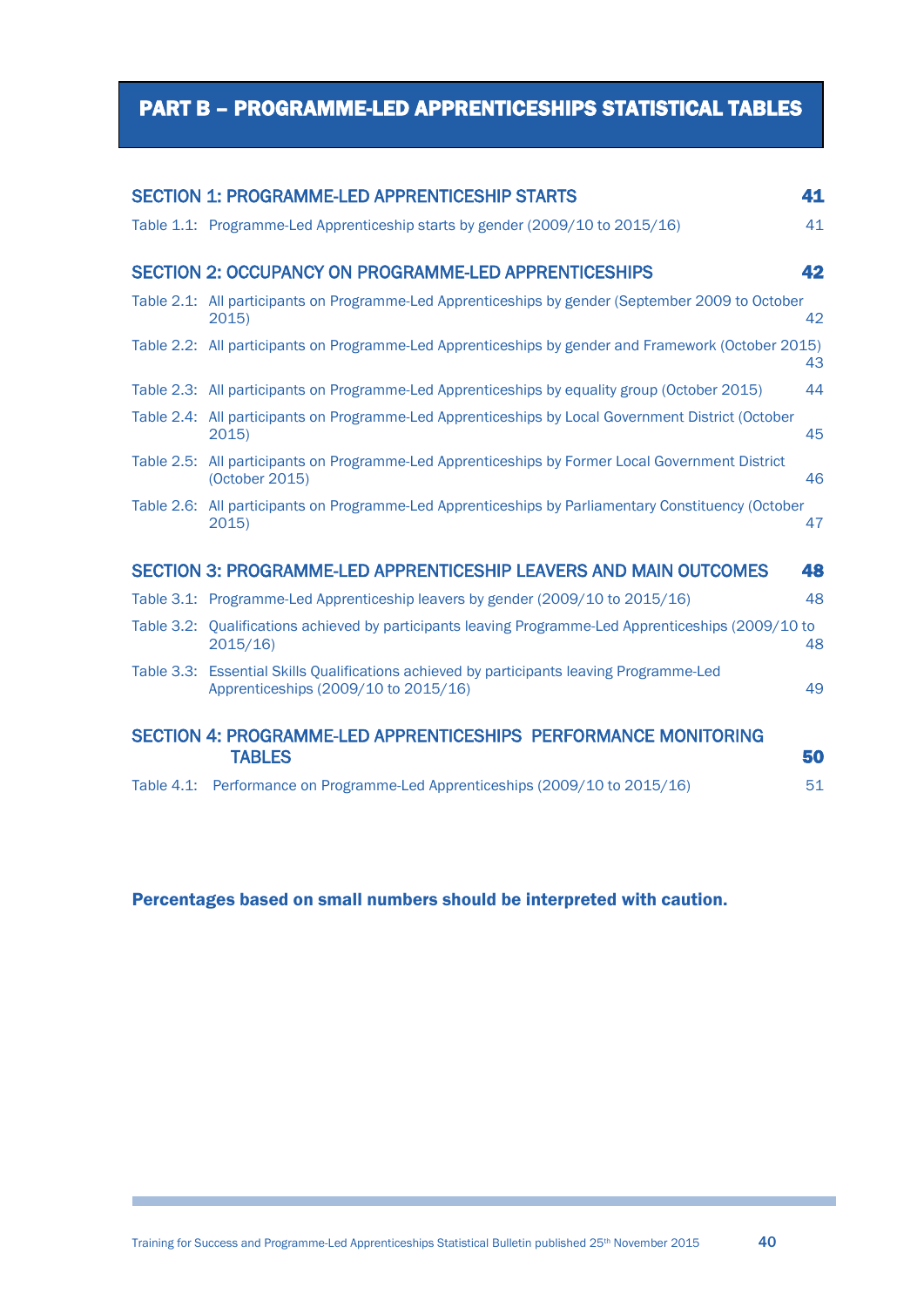# PART B – PROGRAMME-LED APPRENTICESHIPS STATISTICAL TABLES

**SECTION 1: PROGRAMME-LED APPRENTICESHIP STARTS** **41**

Table 1.1: Programme-Led Apprenticeship starts by gender (2009/10 to 2015/16) 41

**SECTION 2: OCCUPANCY ON PROGRAMME-LED APPRENTICESHIPS** **42**

Table 2.1: All participants on Programme-Led Apprenticeships by gender (September 2009 to October 2015) 42

Table 2.2: All participants on Programme-Led Apprenticeships by gender and Framework (October 2015) 43

Table 2.3: All participants on Programme-Led Apprenticeships by equality group (October 2015) 44

Table 2.4: All participants on Programme-Led Apprenticeships by Local Government District (October 2015) 45

Table 2.5: All participants on Programme-Led Apprenticeships by Former Local Government District (October 2015) 46

Table 2.6: All participants on Programme-Led Apprenticeships by Parliamentary Constituency (October 2015) 47

**SECTION 3: PROGRAMME-LED APPRENTICESHIP LEAVERS AND MAIN OUTCOMES** **48**

Table 3.1: Programme-Led Apprenticeship leavers by gender (2009/10 to 2015/16) 48

Table 3.2: Qualifications achieved by participants leaving Programme-Led Apprenticeships (2009/10 to 2015/16) 48

Table 3.3: Essential Skills Qualifications achieved by participants leaving Programme-Led Apprenticeships (2009/10 to 2015/16) 49

**SECTION 4: PROGRAMME-LED APPRENTICESHIPS PERFORMANCE MONITORING TABLES** **50**

Table 4.1: Performance on Programme-Led Apprenticeships (2009/10 to 2015/16) 51

**Percentages based on small numbers should be interpreted with caution.**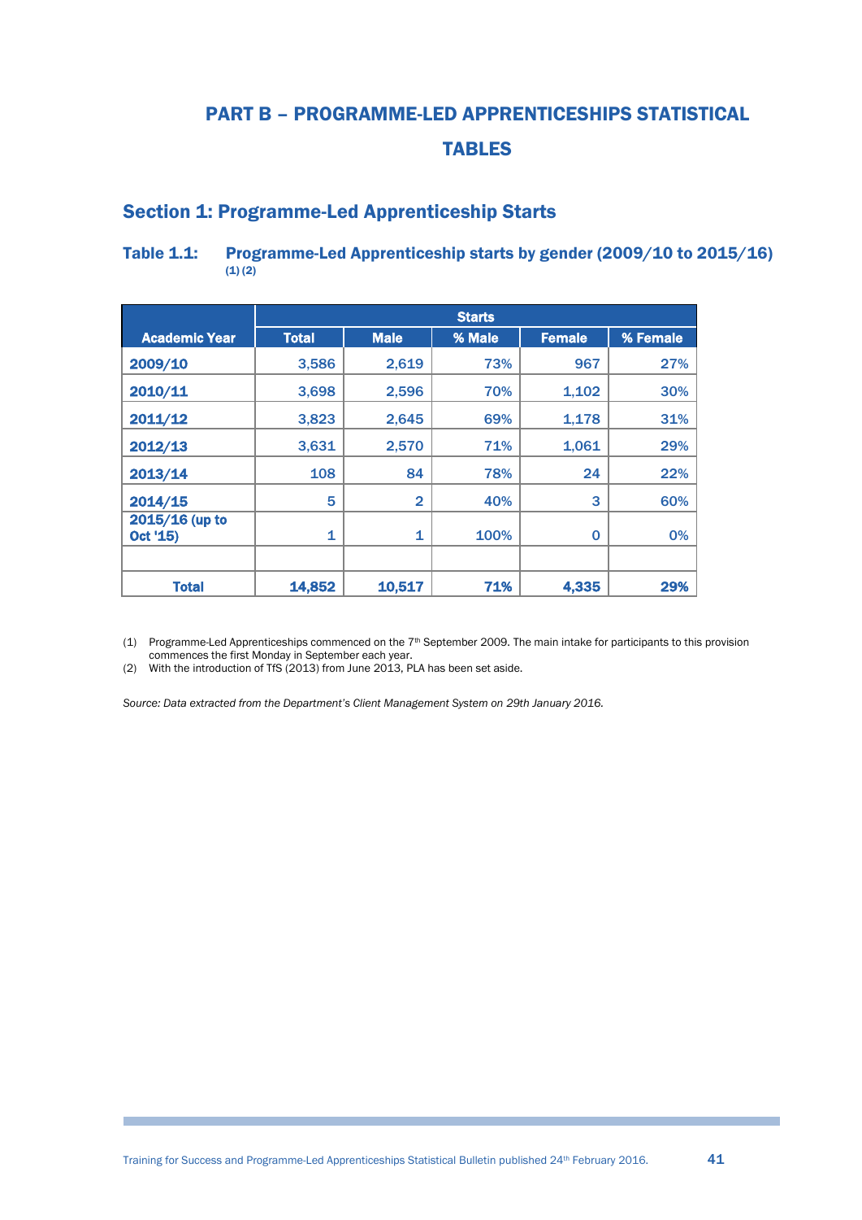# PART B – PROGRAMME-LED APPRENTICESHIPS STATISTICAL TABLES

## Section 1: Programme-Led Apprenticeship Starts

### Table 1.1: Programme-Led Apprenticeship starts by gender (2009/10 to 2015/16) (1) (2)

| Academic Year | Starts | | | | |
|---|---|---|---|---|---|
| | Total | Male | % Male | Female | % Female |
| 2009/10 | 3,586 | 2,619 | 73% | 967 | 27% |
| 2010/11 | 3,698 | 2,596 | 70% | 1,102 | 30% |
| 2011/12 | 3,823 | 2,645 | 69% | 1,178 | 31% |
| 2012/13 | 3,631 | 2,570 | 71% | 1,061 | 29% |
| 2013/14 | 108 | 84 | 78% | 24 | 22% |
| 2014/15 | 5 | 2 | 40% | 3 | 60% |
| 2015/16 (up to Oct '15) | 1 | 1 | 100% | 0 | 0% |
| | | | | | |
| **Total** | **14,852** | **10,517** | **71%** | **4,335** | **29%** |

(1) Programme-Led Apprenticeships commenced on the 7th September 2009. The main intake for participants to this provision commences the first Monday in September each year.

(2) With the introduction of TfS (2013) from June 2013, PLA has been set aside.

*Source: Data extracted from the Department's Client Management System on 29th January 2016.*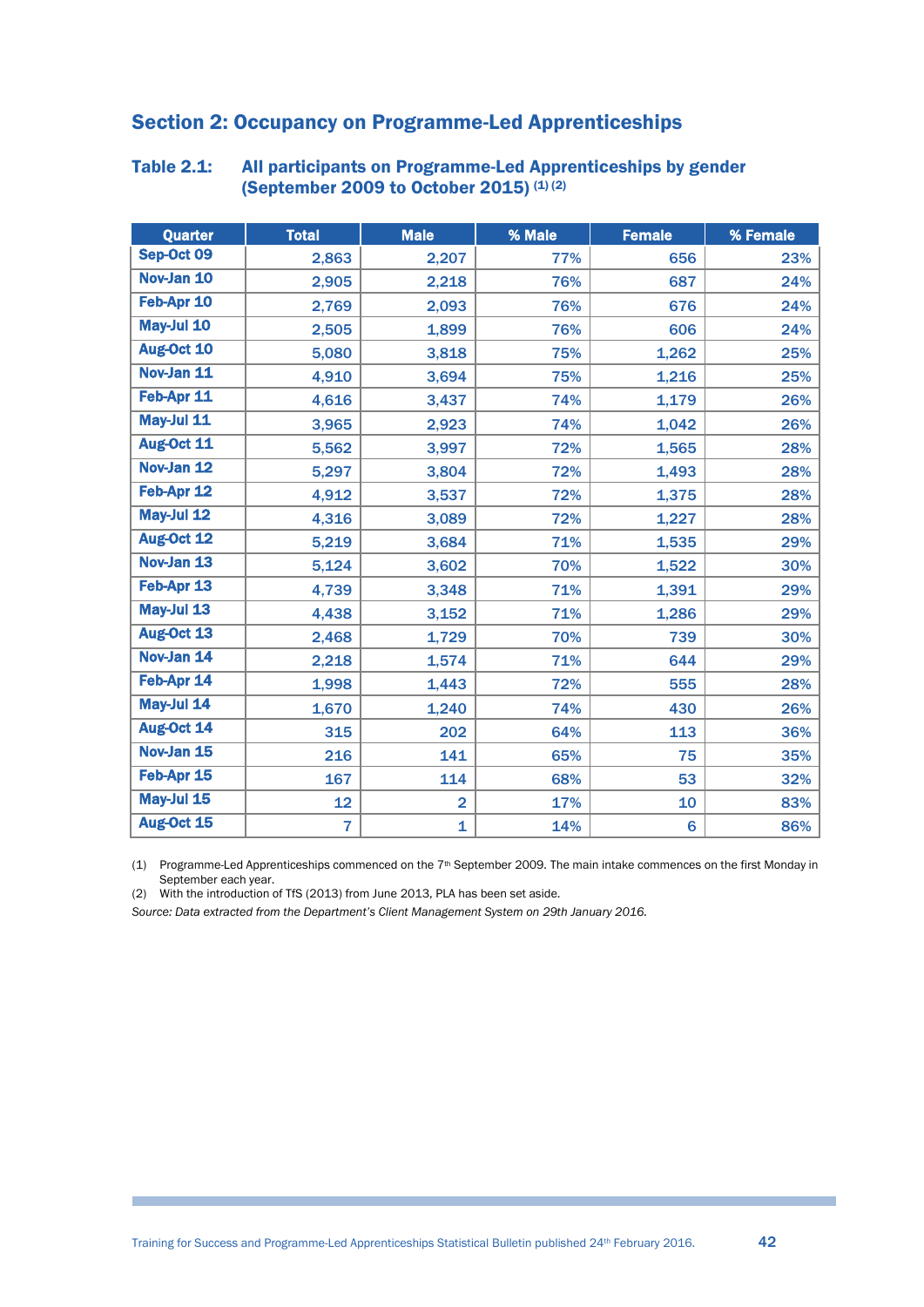## Section 2: Occupancy on Programme-Led Apprenticeships

**Table 2.1: All participants on Programme-Led Apprenticeships by gender (September 2009 to October 2015)** (1) (2)

| Quarter | Total | Male | % Male | Female | % Female |
|---|---|---|---|---|---|
| Sep-Oct 09 | 2,863 | 2,207 | 77% | 656 | 23% |
| Nov-Jan 10 | 2,905 | 2,218 | 76% | 687 | 24% |
| Feb-Apr 10 | 2,769 | 2,093 | 76% | 676 | 24% |
| May-Jul 10 | 2,505 | 1,899 | 76% | 606 | 24% |
| Aug-Oct 10 | 5,080 | 3,818 | 75% | 1,262 | 25% |
| Nov-Jan 11 | 4,910 | 3,694 | 75% | 1,216 | 25% |
| Feb-Apr 11 | 4,616 | 3,437 | 74% | 1,179 | 26% |
| May-Jul 11 | 3,965 | 2,923 | 74% | 1,042 | 26% |
| Aug-Oct 11 | 5,562 | 3,997 | 72% | 1,565 | 28% |
| Nov-Jan 12 | 5,297 | 3,804 | 72% | 1,493 | 28% |
| Feb-Apr 12 | 4,912 | 3,537 | 72% | 1,375 | 28% |
| May-Jul 12 | 4,316 | 3,089 | 72% | 1,227 | 28% |
| Aug-Oct 12 | 5,219 | 3,684 | 71% | 1,535 | 29% |
| Nov-Jan 13 | 5,124 | 3,602 | 70% | 1,522 | 30% |
| Feb-Apr 13 | 4,739 | 3,348 | 71% | 1,391 | 29% |
| May-Jul 13 | 4,438 | 3,152 | 71% | 1,286 | 29% |
| Aug-Oct 13 | 2,468 | 1,729 | 70% | 739 | 30% |
| Nov-Jan 14 | 2,218 | 1,574 | 71% | 644 | 29% |
| Feb-Apr 14 | 1,998 | 1,443 | 72% | 555 | 28% |
| May-Jul 14 | 1,670 | 1,240 | 74% | 430 | 26% |
| Aug-Oct 14 | 315 | 202 | 64% | 113 | 36% |
| Nov-Jan 15 | 216 | 141 | 65% | 75 | 35% |
| Feb-Apr 15 | 167 | 114 | 68% | 53 | 32% |
| May-Jul 15 | 12 | 2 | 17% | 10 | 83% |
| Aug-Oct 15 | 7 | 1 | 14% | 6 | 86% |

(1) Programme-Led Apprenticeships commenced on the 7th September 2009. The main intake commences on the first Monday in September each year.
(2) With the introduction of TfS (2013) from June 2013, PLA has been set aside.

*Source: Data extracted from the Department's Client Management System on 29th January 2016.*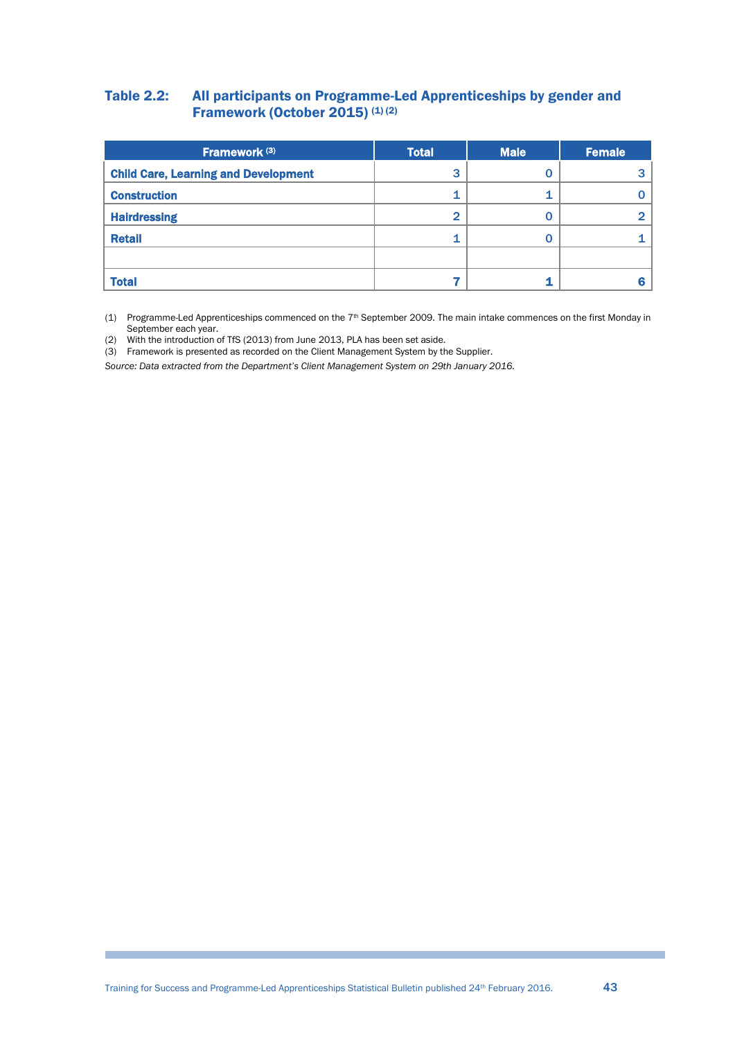### Table 2.2: All participants on Programme-Led Apprenticeships by gender and Framework (October 2015) (1) (2)

| Framework (3) | Total | Male | Female |
|---|---|---|---|
| **Child Care, Learning and Development** | 3 | 0 | 3 |
| **Construction** | 1 | 1 | 0 |
| **Hairdressing** | 2 | 0 | 2 |
| **Retail** | 1 | 0 | 1 |
| | | | |
| **Total** | **7** | **1** | **6** |

(1) Programme-Led Apprenticeships commenced on the 7th September 2009. The main intake commences on the first Monday in September each year.
(2) With the introduction of TfS (2013) from June 2013, PLA has been set aside.
(3) Framework is presented as recorded on the Client Management System by the Supplier.

*Source: Data extracted from the Department's Client Management System on 29th January 2016.*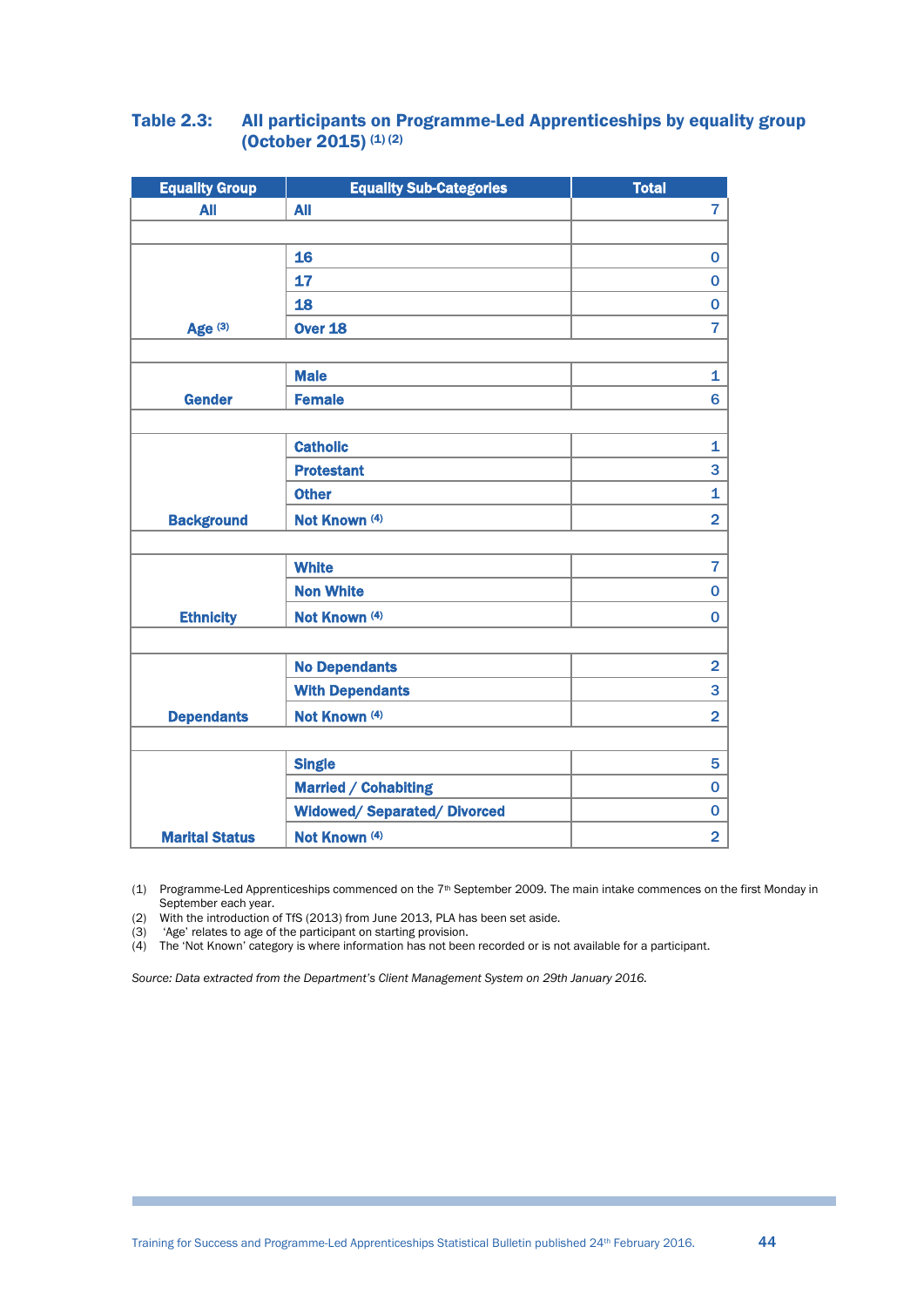## Table 2.3: All participants on Programme-Led Apprenticeships by equality group (October 2015) (1) (2)

| Equality Group | Equality Sub-Categories | Total |
|---|---|---|
| All | All | 7 |
| | | |
| Age (3) | 16 | 0 |
| | 17 | 0 |
| | 18 | 0 |
| | Over 18 | 7 |
| | | |
| Gender | Male | 1 |
| | Female | 6 |
| | | |
| Background | Catholic | 1 |
| | Protestant | 3 |
| | Other | 1 |
| | Not Known (4) | 2 |
| | | |
| Ethnicity | White | 7 |
| | Non White | 0 |
| | Not Known (4) | 0 |
| | | |
| Dependants | No Dependants | 2 |
| | With Dependants | 3 |
| | Not Known (4) | 2 |
| | | |
| Marital Status | Single | 5 |
| | Married / Cohabiting | 0 |
| | Widowed/ Separated/ Divorced | 0 |
| | Not Known (4) | 2 |

(1) Programme-Led Apprenticeships commenced on the 7th September 2009. The main intake commences on the first Monday in September each year.
(2) With the introduction of TfS (2013) from June 2013, PLA has been set aside.
(3) 'Age' relates to age of the participant on starting provision.
(4) The 'Not Known' category is where information has not been recorded or is not available for a participant.

*Source: Data extracted from the Department's Client Management System on 29th January 2016.*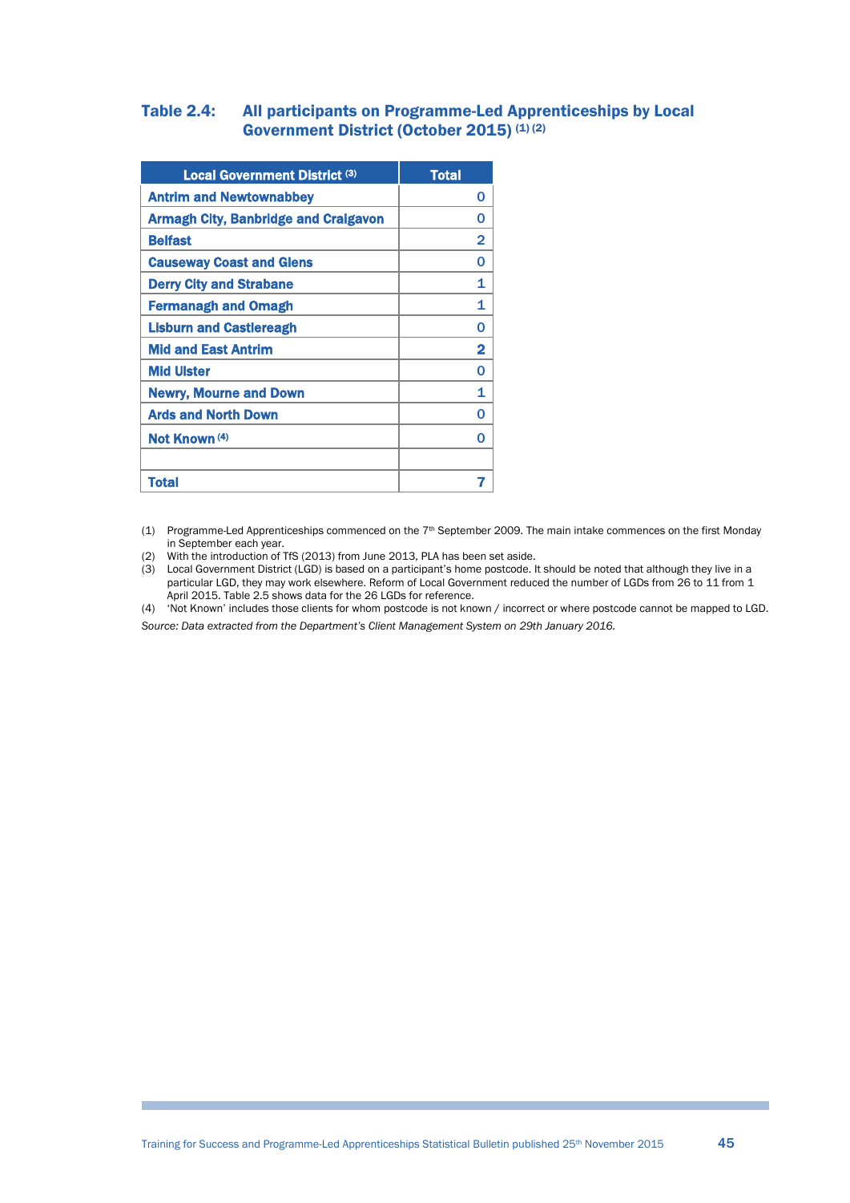### Table 2.4: All participants on Programme-Led Apprenticeships by Local Government District (October 2015) (1) (2)

| Local Government District (3) | Total |
|---|---|
| Antrim and Newtownabbey | 0 |
| Armagh City, Banbridge and Craigavon | 0 |
| Belfast | 2 |
| Causeway Coast and Glens | 0 |
| Derry City and Strabane | 1 |
| Fermanagh and Omagh | 1 |
| Lisburn and Castlereagh | 0 |
| Mid and East Antrim | 2 |
| Mid Ulster | 0 |
| Newry, Mourne and Down | 1 |
| Ards and North Down | 0 |
| Not Known (4) | 0 |
| | |
| Total | 7 |

(1) Programme-Led Apprenticeships commenced on the 7th September 2009. The main intake commences on the first Monday in September each year.

(2) With the introduction of TfS (2013) from June 2013, PLA has been set aside.

(3) Local Government District (LGD) is based on a participant's home postcode. It should be noted that although they live in a particular LGD, they may work elsewhere. Reform of Local Government reduced the number of LGDs from 26 to 11 from 1 April 2015. Table 2.5 shows data for the 26 LGDs for reference.

(4) 'Not Known' includes those clients for whom postcode is not known / incorrect or where postcode cannot be mapped to LGD.

*Source: Data extracted from the Department's Client Management System on 29th January 2016.*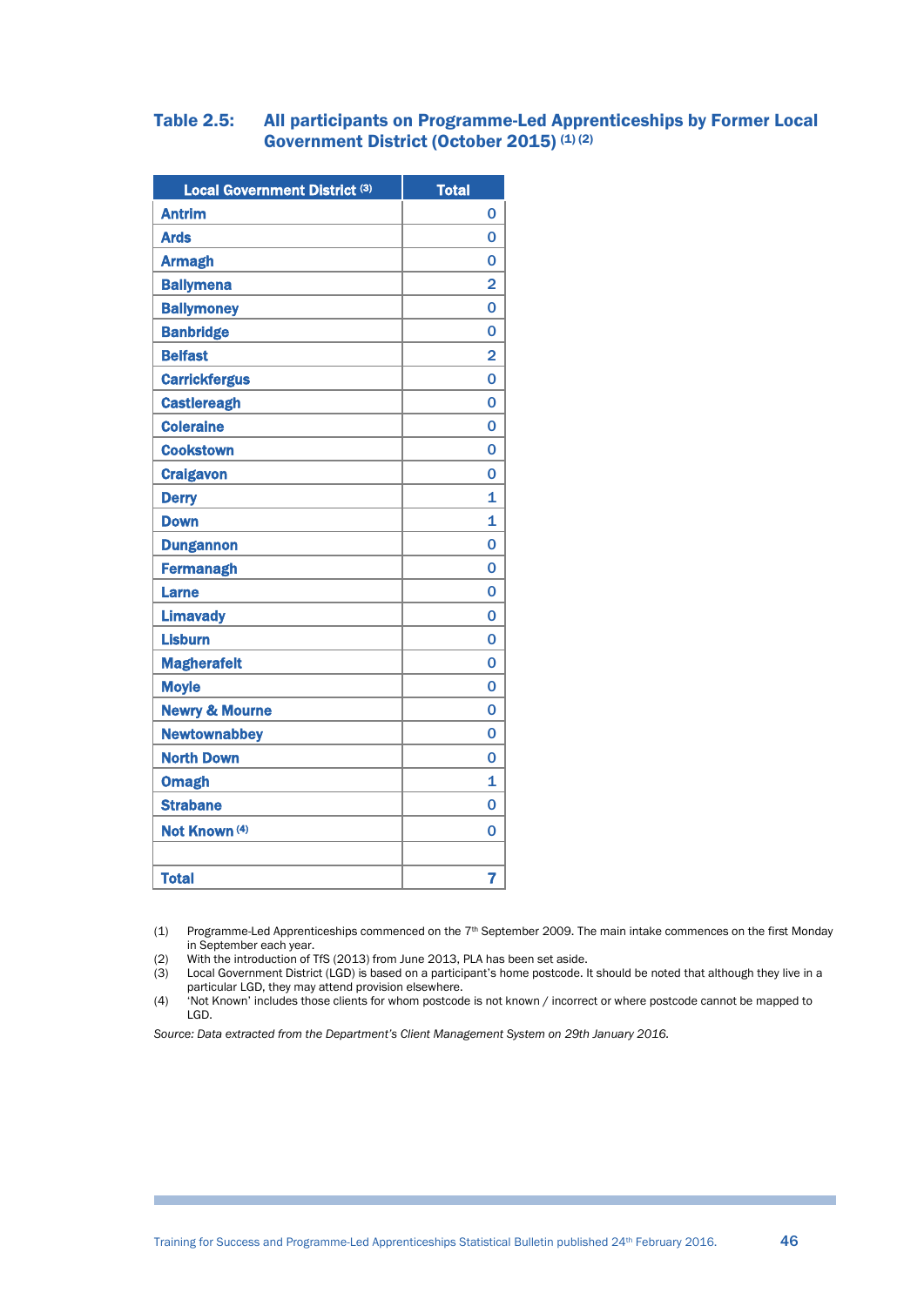### Table 2.5: All participants on Programme-Led Apprenticeships by Former Local Government District (October 2015) (1) (2)

| Local Government District (3) | Total |
|---|---|
| Antrim | 0 |
| Ards | 0 |
| Armagh | 0 |
| Ballymena | 2 |
| Ballymoney | 0 |
| Banbridge | 0 |
| Belfast | 2 |
| Carrickfergus | 0 |
| Castlereagh | 0 |
| Coleraine | 0 |
| Cookstown | 0 |
| Craigavon | 0 |
| Derry | 1 |
| Down | 1 |
| Dungannon | 0 |
| Fermanagh | 0 |
| Larne | 0 |
| Limavady | 0 |
| Lisburn | 0 |
| Magherafelt | 0 |
| Moyle | 0 |
| Newry & Mourne | 0 |
| Newtownabbey | 0 |
| North Down | 0 |
| Omagh | 1 |
| Strabane | 0 |
| Not Known (4) | 0 |
| | |
| **Total** | **7** |

(1) Programme-Led Apprenticeships commenced on the 7th September 2009. The main intake commences on the first Monday in September each year.
(2) With the introduction of TfS (2013) from June 2013, PLA has been set aside.
(3) Local Government District (LGD) is based on a participant's home postcode. It should be noted that although they live in a particular LGD, they may attend provision elsewhere.
(4) 'Not Known' includes those clients for whom postcode is not known / incorrect or where postcode cannot be mapped to LGD.

*Source: Data extracted from the Department's Client Management System on 29th January 2016.*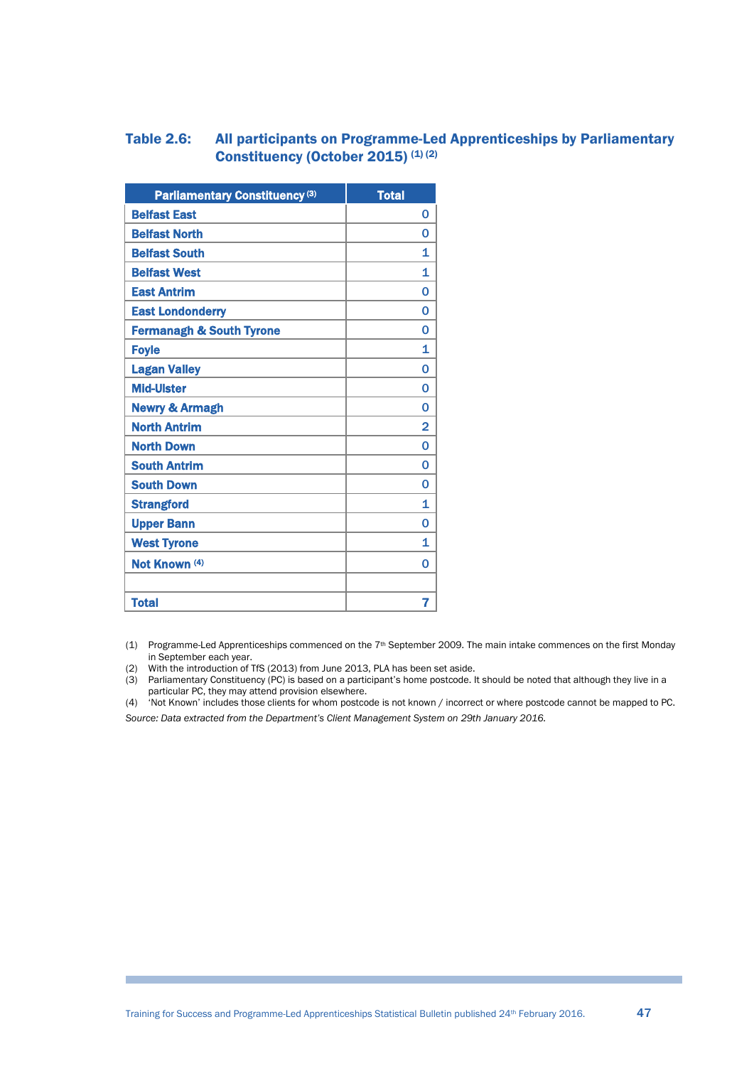### Table 2.6: All participants on Programme-Led Apprenticeships by Parliamentary Constituency (October 2015) [(1) (2)]

| Parliamentary Constituency [(3)] | Total |
|---|---|
| Belfast East | 0 |
| Belfast North | 0 |
| Belfast South | 1 |
| Belfast West | 1 |
| East Antrim | 0 |
| East Londonderry | 0 |
| Fermanagh & South Tyrone | 0 |
| Foyle | 1 |
| Lagan Valley | 0 |
| Mid-Ulster | 0 |
| Newry & Armagh | 0 |
| North Antrim | 2 |
| North Down | 0 |
| South Antrim | 0 |
| South Down | 0 |
| Strangford | 1 |
| Upper Bann | 0 |
| West Tyrone | 1 |
| Not Known [(4)] | 0 |
| | |
| **Total** | **7** |

(1) Programme-Led Apprenticeships commenced on the 7th September 2009. The main intake commences on the first Monday in September each year.
(2) With the introduction of TfS (2013) from June 2013, PLA has been set aside.
(3) Parliamentary Constituency (PC) is based on a participant's home postcode. It should be noted that although they live in a particular PC, they may attend provision elsewhere.
(4) 'Not Known' includes those clients for whom postcode is not known / incorrect or where postcode cannot be mapped to PC.

*Source: Data extracted from the Department's Client Management System on 29th January 2016.*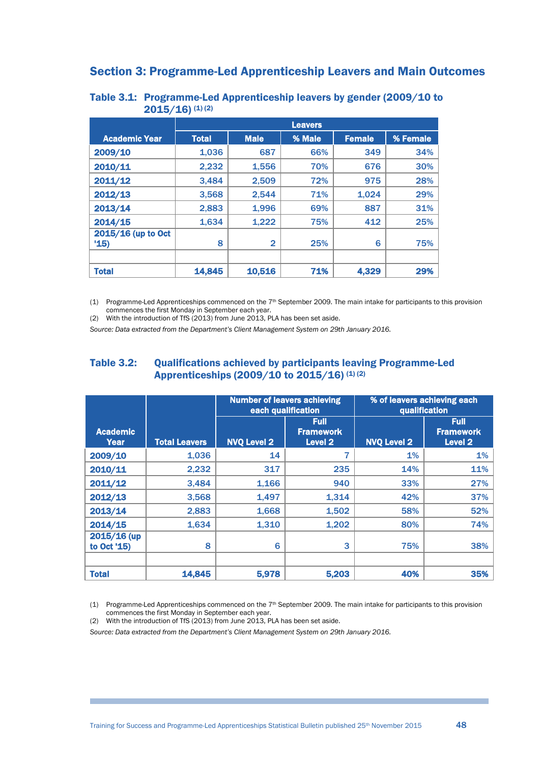## Section 3: Programme-Led Apprenticeship Leavers and Main Outcomes

### Table 3.1: Programme-Led Apprenticeship leavers by gender (2009/10 to 2015/16) (1) (2)

| Academic Year | Leavers | | | | |
|---|---|---|---|---|---|
| | Total | Male | % Male | Female | % Female |
| 2009/10 | 1,036 | 687 | 66% | 349 | 34% |
| 2010/11 | 2,232 | 1,556 | 70% | 676 | 30% |
| 2011/12 | 3,484 | 2,509 | 72% | 975 | 28% |
| 2012/13 | 3,568 | 2,544 | 71% | 1,024 | 29% |
| 2013/14 | 2,883 | 1,996 | 69% | 887 | 31% |
| 2014/15 | 1,634 | 1,222 | 75% | 412 | 25% |
| 2015/16 (up to Oct '15) | 8 | 2 | 25% | 6 | 75% |
| | | | | | |
| **Total** | **14,845** | **10,516** | **71%** | **4,329** | **29%** |

(1) Programme-Led Apprenticeships commenced on the 7th September 2009. The main intake for participants to this provision commences the first Monday in September each year.
(2) With the introduction of TfS (2013) from June 2013, PLA has been set aside.

*Source: Data extracted from the Department's Client Management System on 29th January 2016.*

### Table 3.2: Qualifications achieved by participants leaving Programme-Led Apprenticeships (2009/10 to 2015/16) (1) (2)

| Academic Year | Total Leavers | Number of leavers achieving each qualification | | % of leavers achieving each qualification | |
|---|---|---|---|---|---|
| | | NVQ Level 2 | Full Framework Level 2 | NVQ Level 2 | Full Framework Level 2 |
| 2009/10 | 1,036 | 14 | 7 | 1% | 1% |
| 2010/11 | 2,232 | 317 | 235 | 14% | 11% |
| 2011/12 | 3,484 | 1,166 | 940 | 33% | 27% |
| 2012/13 | 3,568 | 1,497 | 1,314 | 42% | 37% |
| 2013/14 | 2,883 | 1,668 | 1,502 | 58% | 52% |
| 2014/15 | 1,634 | 1,310 | 1,202 | 80% | 74% |
| 2015/16 (up to Oct '15) | 8 | 6 | 3 | 75% | 38% |
| | | | | | |
| **Total** | **14,845** | **5,978** | **5,203** | **40%** | **35%** |

(1) Programme-Led Apprenticeships commenced on the 7th September 2009. The main intake for participants to this provision commences the first Monday in September each year.
(2) With the introduction of TfS (2013) from June 2013, PLA has been set aside.

*Source: Data extracted from the Department's Client Management System on 29th January 2016.*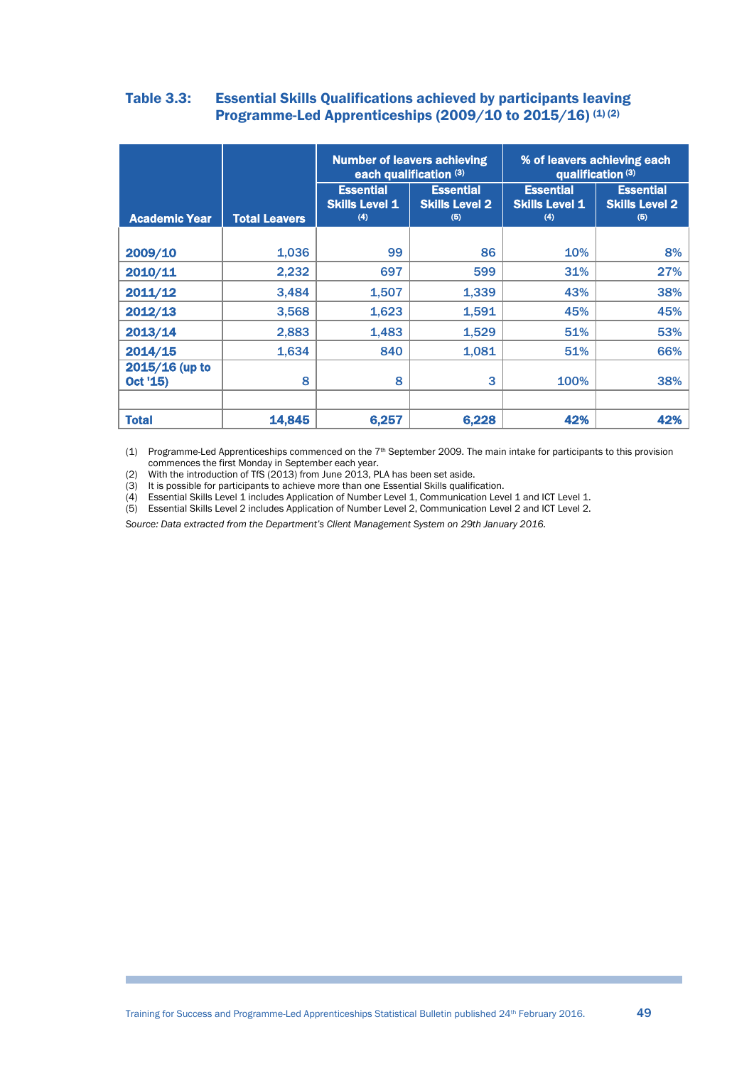### Table 3.3: Essential Skills Qualifications achieved by participants leaving Programme-Led Apprenticeships (2009/10 to 2015/16) (1) (2)

| Academic Year | Total Leavers | Number of leavers achieving each qualification (3) | | % of leavers achieving each qualification (3) | |
|---|---|---|---|---|---|
| | | Essential Skills Level 1 (4) | Essential Skills Level 2 (5) | Essential Skills Level 1 (4) | Essential Skills Level 2 (5) |
| 2009/10 | 1,036 | 99 | 86 | 10% | 8% |
| 2010/11 | 2,232 | 697 | 599 | 31% | 27% |
| 2011/12 | 3,484 | 1,507 | 1,339 | 43% | 38% |
| 2012/13 | 3,568 | 1,623 | 1,591 | 45% | 45% |
| 2013/14 | 2,883 | 1,483 | 1,529 | 51% | 53% |
| 2014/15 | 1,634 | 840 | 1,081 | 51% | 66% |
| 2015/16 (up to Oct '15) | 8 | 8 | 3 | 100% | 38% |
| | | | | | |
| **Total** | **14,845** | **6,257** | **6,228** | **42%** | **42%** |

(1) Programme-Led Apprenticeships commenced on the 7th September 2009. The main intake for participants to this provision commences the first Monday in September each year.
(2) With the introduction of TfS (2013) from June 2013, PLA has been set aside.
(3) It is possible for participants to achieve more than one Essential Skills qualification.
(4) Essential Skills Level 1 includes Application of Number Level 1, Communication Level 1 and ICT Level 1.
(5) Essential Skills Level 2 includes Application of Number Level 2, Communication Level 2 and ICT Level 2.

*Source: Data extracted from the Department's Client Management System on 29th January 2016.*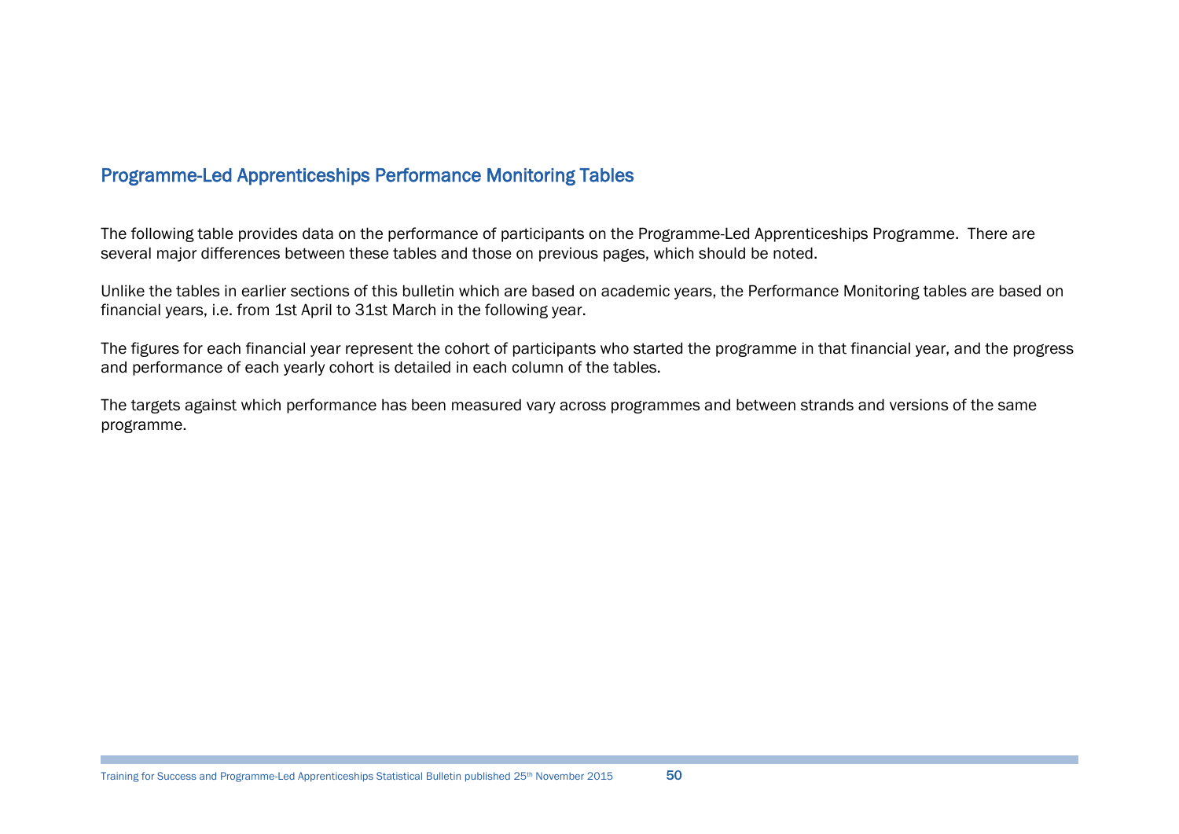## Programme-Led Apprenticeships Performance Monitoring Tables

The following table provides data on the performance of participants on the Programme-Led Apprenticeships Programme. There are several major differences between these tables and those on previous pages, which should be noted.

Unlike the tables in earlier sections of this bulletin which are based on academic years, the Performance Monitoring tables are based on financial years, i.e. from 1st April to 31st March in the following year.

The figures for each financial year represent the cohort of participants who started the programme in that financial year, and the progress and performance of each yearly cohort is detailed in each column of the tables.

The targets against which performance has been measured vary across programmes and between strands and versions of the same programme.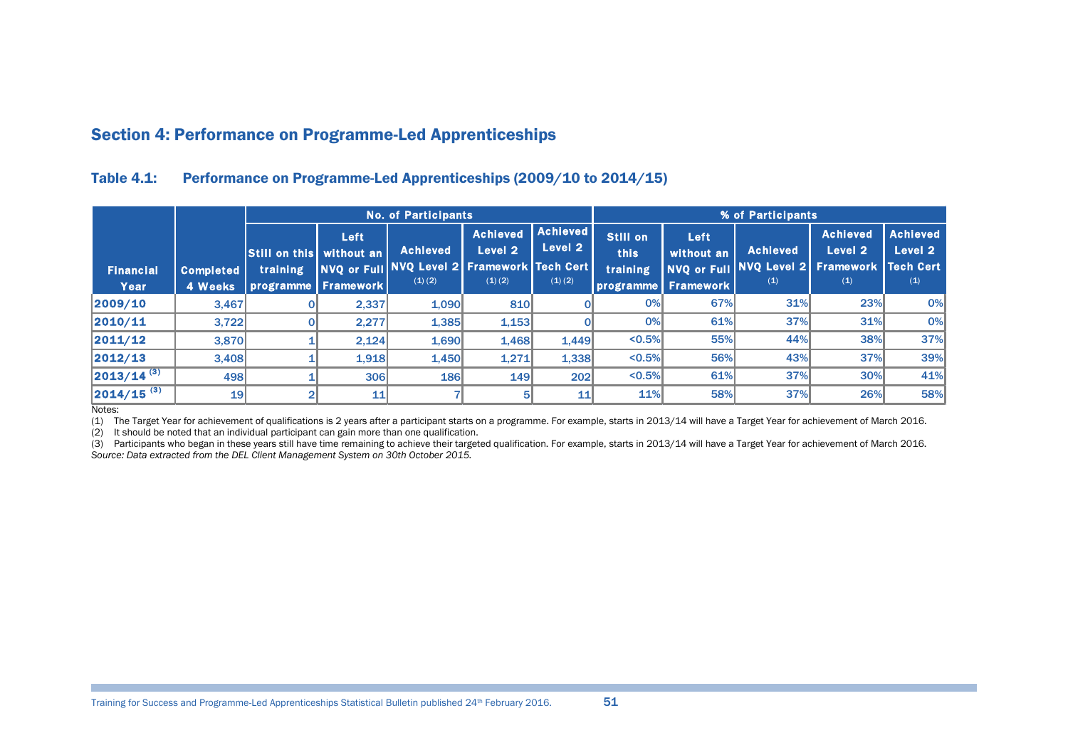## Section 4: Performance on Programme-Led Apprenticeships

### Table 4.1: Performance on Programme-Led Apprenticeships (2009/10 to 2014/15)

| Financial Year | Completed 4 Weeks | No. of Participants | | | | | % of Participants | | | | |
|---|---|---|---|---|---|---|---|---|---|---|---|
| | | Still on this training programme | Left without an NVQ or Full Framework | Achieved NVQ Level 2 (1) (2) | Achieved Level 2 Framework (1) (2) | Achieved Level 2 Tech Cert (1) (2) | Still on this training programme | Left without an NVQ or Full Framework | Achieved NVQ Level 2 (1) | Achieved Level 2 Framework (1) | Achieved Level 2 Tech Cert (1) |
| 2009/10 | 3,467 | 0 | 2,337 | 1,090 | 810 | 0 | 0% | 67% | 31% | 23% | 0% |
| 2010/11 | 3,722 | 0 | 2,277 | 1,385 | 1,153 | 0 | 0% | 61% | 37% | 31% | 0% |
| 2011/12 | 3,870 | 1 | 2,124 | 1,690 | 1,468 | 1,449 | <0.5% | 55% | 44% | 38% | 37% |
| 2012/13 | 3,408 | 1 | 1,918 | 1,450 | 1,271 | 1,338 | <0.5% | 56% | 43% | 37% | 39% |
| 2013/14 (3) | 498 | 1 | 306 | 186 | 149 | 202 | <0.5% | 61% | 37% | 30% | 41% |
| 2014/15 (3) | 19 | 2 | 11 | 7 | 5 | 11 | 11% | 58% | 37% | 26% | 58% |

Notes:

(1) The Target Year for achievement of qualifications is 2 years after a participant starts on a programme. For example, starts in 2013/14 will have a Target Year for achievement of March 2016.

(2) It should be noted that an individual participant can gain more than one qualification.

(3) Participants who began in these years still have time remaining to achieve their targeted qualification. For example, starts in 2013/14 will have a Target Year for achievement of March 2016.

*Source: Data extracted from the DEL Client Management System on 30th October 2015.*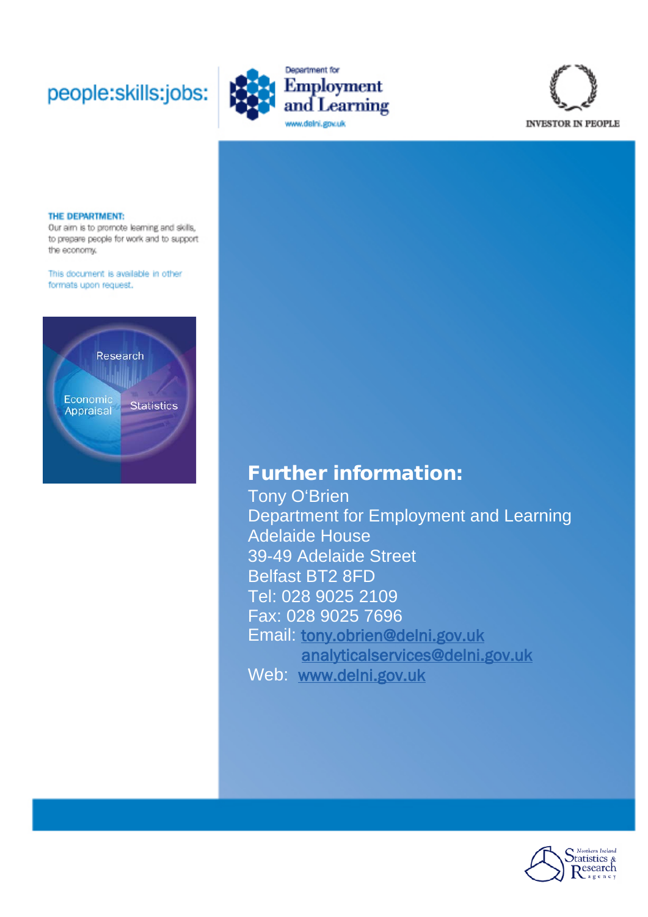people:skills:jobs:

Department for
Employment
and Learning
www.delni.gov.uk

INVESTOR IN PEOPLE

**THE DEPARTMENT:**
Our aim is to promote learning and skills, to prepare people for work and to support the economy.

This document is available in other formats upon request.

Research
Economic Appraisal
Statistics

## Further information:

Tony O'Brien
Department for Employment and Learning
Adelaide House
39-49 Adelaide Street
Belfast BT2 8FD
Tel: 028 9025 2109
Fax: 028 9025 7696
Email: tony.obrien@delni.gov.uk
analyticalservices@delni.gov.uk
Web: www.delni.gov.uk

Northern Ireland Statistics & Research Agency